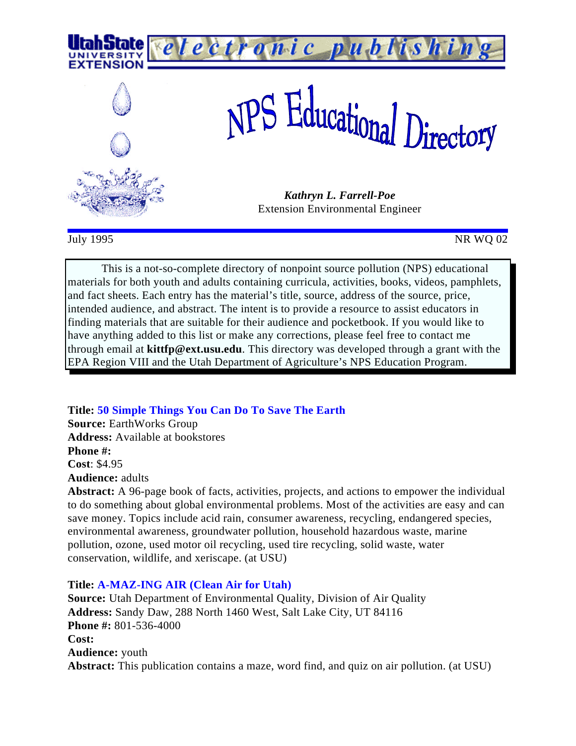Utah State University Extension — electronic publishing

# NPS Educational Directory

***Kathryn L. Farrell-Poe***
Extension Environmental Engineer

July 1995 NR WQ 02

This is a not-so-complete directory of nonpoint source pollution (NPS) educational materials for both youth and adults containing curricula, activities, books, videos, pamphlets, and fact sheets. Each entry has the material's title, source, address of the source, price, intended audience, and abstract. The intent is to provide a resource to assist educators in finding materials that are suitable for their audience and pocketbook. If you would like to have anything added to this list or make any corrections, please feel free to contact me through email at **kittfp@ext.usu.edu**. This directory was developed through a grant with the EPA Region VIII and the Utah Department of Agriculture's NPS Education Program.

**Title: 50 Simple Things You Can Do To Save The Earth**
**Source:** EarthWorks Group
**Address:** Available at bookstores
**Phone #:**
**Cost**: $4.95
**Audience:** adults
**Abstract:** A 96-page book of facts, activities, projects, and actions to empower the individual to do something about global environmental problems. Most of the activities are easy and can save money. Topics include acid rain, consumer awareness, recycling, endangered species, environmental awareness, groundwater pollution, household hazardous waste, marine pollution, ozone, used motor oil recycling, used tire recycling, solid waste, water conservation, wildlife, and xeriscape. (at USU)

**Title: A-MAZ-ING AIR (Clean Air for Utah)**
**Source:** Utah Department of Environmental Quality, Division of Air Quality
**Address:** Sandy Daw, 288 North 1460 West, Salt Lake City, UT 84116
**Phone #:** 801-536-4000
**Cost:**
**Audience:** youth
**Abstract:** This publication contains a maze, word find, and quiz on air pollution. (at USU)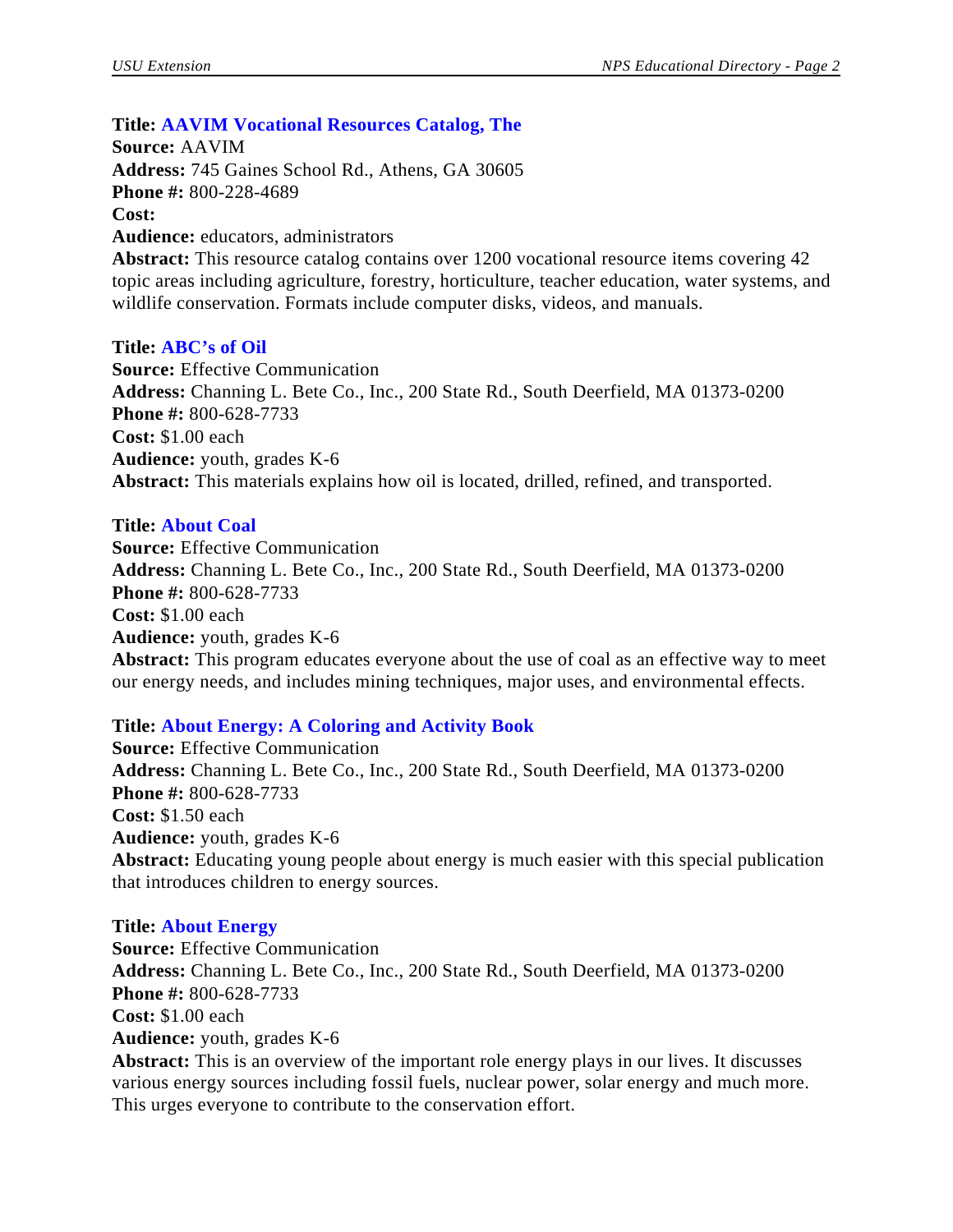**Title: AAVIM Vocational Resources Catalog, The**
**Source:** AAVIM
**Address:** 745 Gaines School Rd., Athens, GA 30605
**Phone #:** 800-228-4689
**Cost:**
**Audience:** educators, administrators
**Abstract:** This resource catalog contains over 1200 vocational resource items covering 42 topic areas including agriculture, forestry, horticulture, teacher education, water systems, and wildlife conservation. Formats include computer disks, videos, and manuals.

**Title: ABC's of Oil**
**Source:** Effective Communication
**Address:** Channing L. Bete Co., Inc., 200 State Rd., South Deerfield, MA 01373-0200
**Phone #:** 800-628-7733
**Cost:** $1.00 each
**Audience:** youth, grades K-6
**Abstract:** This materials explains how oil is located, drilled, refined, and transported.

**Title: About Coal**
**Source:** Effective Communication
**Address:** Channing L. Bete Co., Inc., 200 State Rd., South Deerfield, MA 01373-0200
**Phone #:** 800-628-7733
**Cost:** $1.00 each
**Audience:** youth, grades K-6
**Abstract:** This program educates everyone about the use of coal as an effective way to meet our energy needs, and includes mining techniques, major uses, and environmental effects.

**Title: About Energy: A Coloring and Activity Book**
**Source:** Effective Communication
**Address:** Channing L. Bete Co., Inc., 200 State Rd., South Deerfield, MA 01373-0200
**Phone #:** 800-628-7733
**Cost:** $1.50 each
**Audience:** youth, grades K-6
**Abstract:** Educating young people about energy is much easier with this special publication that introduces children to energy sources.

**Title: About Energy**
**Source:** Effective Communication
**Address:** Channing L. Bete Co., Inc., 200 State Rd., South Deerfield, MA 01373-0200
**Phone #:** 800-628-7733
**Cost:** $1.00 each
**Audience:** youth, grades K-6
**Abstract:** This is an overview of the important role energy plays in our lives. It discusses various energy sources including fossil fuels, nuclear power, solar energy and much more. This urges everyone to contribute to the conservation effort.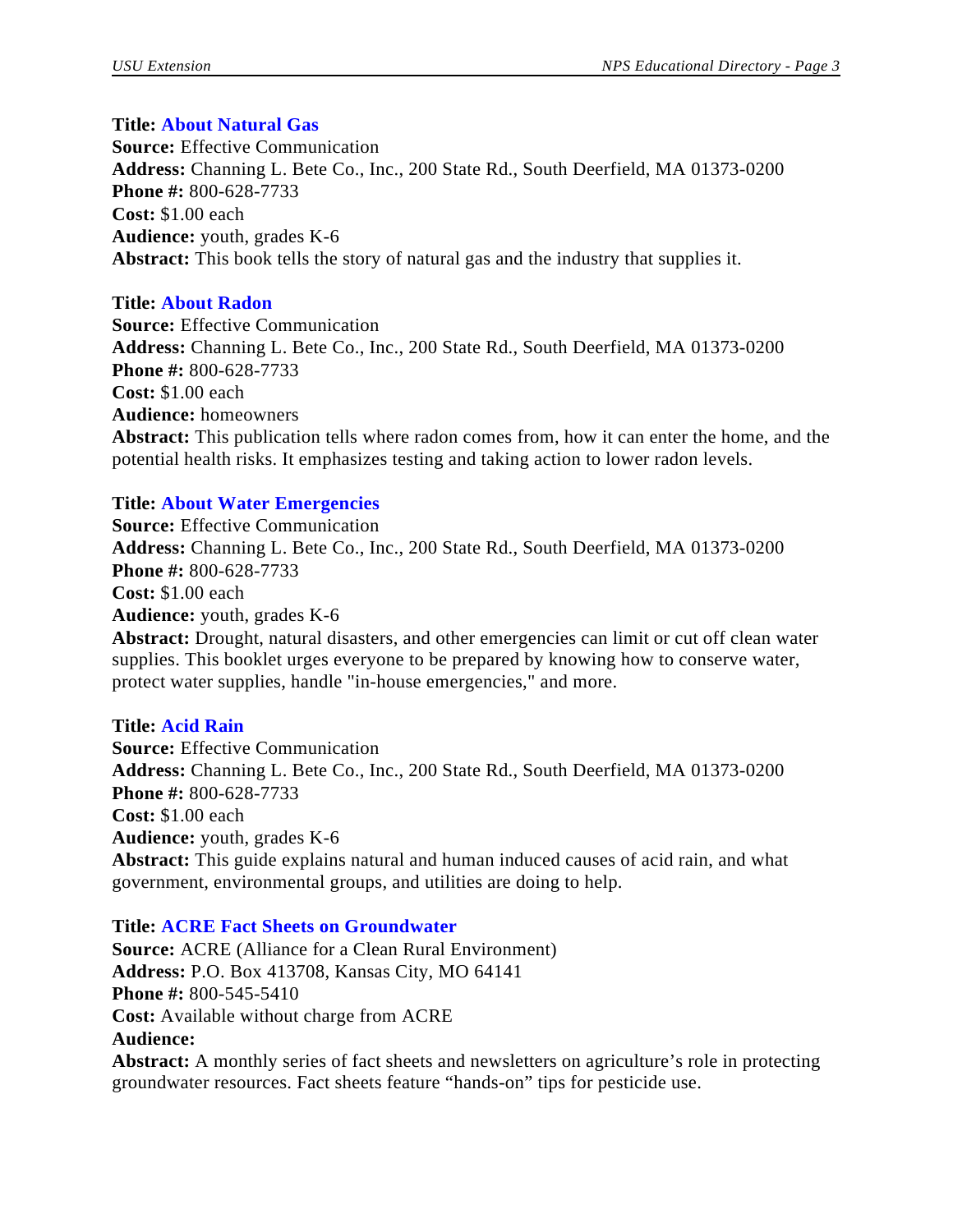**Title: About Natural Gas**
**Source:** Effective Communication
**Address:** Channing L. Bete Co., Inc., 200 State Rd., South Deerfield, MA 01373-0200
**Phone #:** 800-628-7733
**Cost:** $1.00 each
**Audience:** youth, grades K-6
**Abstract:** This book tells the story of natural gas and the industry that supplies it.

**Title: About Radon**
**Source:** Effective Communication
**Address:** Channing L. Bete Co., Inc., 200 State Rd., South Deerfield, MA 01373-0200
**Phone #:** 800-628-7733
**Cost:** $1.00 each
**Audience:** homeowners
**Abstract:** This publication tells where radon comes from, how it can enter the home, and the potential health risks. It emphasizes testing and taking action to lower radon levels.

**Title: About Water Emergencies**
**Source:** Effective Communication
**Address:** Channing L. Bete Co., Inc., 200 State Rd., South Deerfield, MA 01373-0200
**Phone #:** 800-628-7733
**Cost:** $1.00 each
**Audience:** youth, grades K-6
**Abstract:** Drought, natural disasters, and other emergencies can limit or cut off clean water supplies. This booklet urges everyone to be prepared by knowing how to conserve water, protect water supplies, handle "in-house emergencies," and more.

**Title: Acid Rain**
**Source:** Effective Communication
**Address:** Channing L. Bete Co., Inc., 200 State Rd., South Deerfield, MA 01373-0200
**Phone #:** 800-628-7733
**Cost:** $1.00 each
**Audience:** youth, grades K-6
**Abstract:** This guide explains natural and human induced causes of acid rain, and what government, environmental groups, and utilities are doing to help.

**Title: ACRE Fact Sheets on Groundwater**
**Source:** ACRE (Alliance for a Clean Rural Environment)
**Address:** P.O. Box 413708, Kansas City, MO 64141
**Phone #:** 800-545-5410
**Cost:** Available without charge from ACRE
**Audience:**
**Abstract:** A monthly series of fact sheets and newsletters on agriculture's role in protecting groundwater resources. Fact sheets feature "hands-on" tips for pesticide use.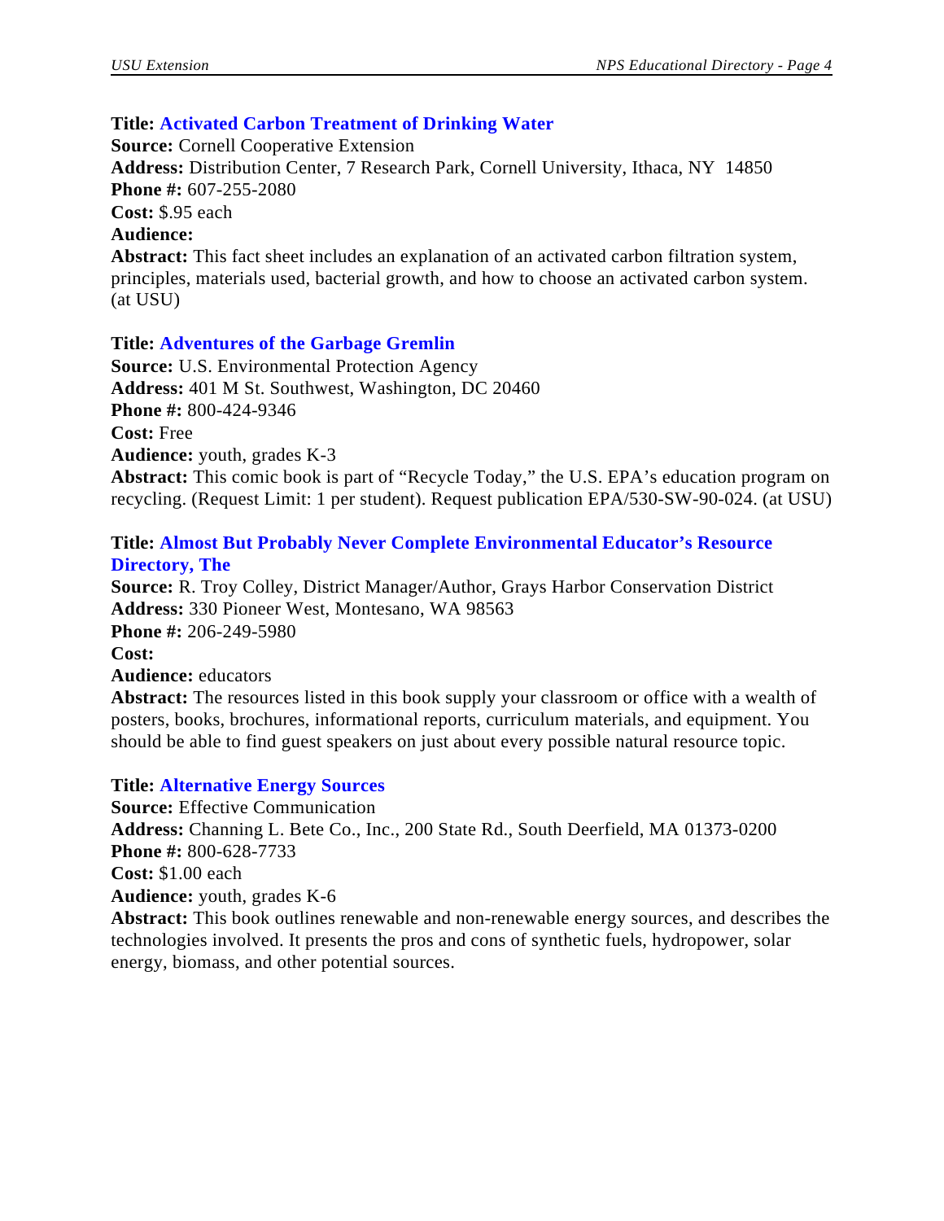**Title: Activated Carbon Treatment of Drinking Water**
**Source:** Cornell Cooperative Extension
**Address:** Distribution Center, 7 Research Park, Cornell University, Ithaca, NY 14850
**Phone #:** 607-255-2080
**Cost:** $.95 each
**Audience:**
**Abstract:** This fact sheet includes an explanation of an activated carbon filtration system, principles, materials used, bacterial growth, and how to choose an activated carbon system. (at USU)

**Title: Adventures of the Garbage Gremlin**
**Source:** U.S. Environmental Protection Agency
**Address:** 401 M St. Southwest, Washington, DC 20460
**Phone #:** 800-424-9346
**Cost:** Free
**Audience:** youth, grades K-3
**Abstract:** This comic book is part of "Recycle Today," the U.S. EPA's education program on recycling. (Request Limit: 1 per student). Request publication EPA/530-SW-90-024. (at USU)

**Title: Almost But Probably Never Complete Environmental Educator's Resource Directory, The**
**Source:** R. Troy Colley, District Manager/Author, Grays Harbor Conservation District
**Address:** 330 Pioneer West, Montesano, WA 98563
**Phone #:** 206-249-5980
**Cost:**
**Audience:** educators
**Abstract:** The resources listed in this book supply your classroom or office with a wealth of posters, books, brochures, informational reports, curriculum materials, and equipment. You should be able to find guest speakers on just about every possible natural resource topic.

**Title: Alternative Energy Sources**
**Source:** Effective Communication
**Address:** Channing L. Bete Co., Inc., 200 State Rd., South Deerfield, MA 01373-0200
**Phone #:** 800-628-7733
**Cost:** $1.00 each
**Audience:** youth, grades K-6
**Abstract:** This book outlines renewable and non-renewable energy sources, and describes the technologies involved. It presents the pros and cons of synthetic fuels, hydropower, solar energy, biomass, and other potential sources.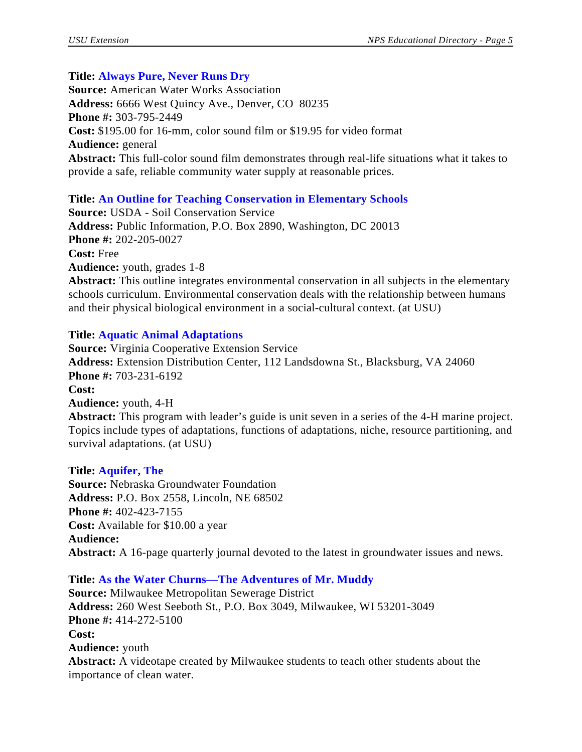**Title:** **Always Pure, Never Runs Dry**
**Source:** American Water Works Association
**Address:** 6666 West Quincy Ave., Denver, CO 80235
**Phone #:** 303-795-2449
**Cost:** $195.00 for 16-mm, color sound film or $19.95 for video format
**Audience:** general
**Abstract:** This full-color sound film demonstrates through real-life situations what it takes to provide a safe, reliable community water supply at reasonable prices.

**Title:** **An Outline for Teaching Conservation in Elementary Schools**
**Source:** USDA - Soil Conservation Service
**Address:** Public Information, P.O. Box 2890, Washington, DC 20013
**Phone #:** 202-205-0027
**Cost:** Free
**Audience:** youth, grades 1-8
**Abstract:** This outline integrates environmental conservation in all subjects in the elementary schools curriculum. Environmental conservation deals with the relationship between humans and their physical biological environment in a social-cultural context. (at USU)

**Title:** **Aquatic Animal Adaptations**
**Source:** Virginia Cooperative Extension Service
**Address:** Extension Distribution Center, 112 Landsdowna St., Blacksburg, VA 24060
**Phone #:** 703-231-6192
**Cost:**
**Audience:** youth, 4-H
**Abstract:** This program with leader's guide is unit seven in a series of the 4-H marine project. Topics include types of adaptations, functions of adaptations, niche, resource partitioning, and survival adaptations. (at USU)

**Title:** **Aquifer, The**
**Source:** Nebraska Groundwater Foundation
**Address:** P.O. Box 2558, Lincoln, NE 68502
**Phone #:** 402-423-7155
**Cost:** Available for $10.00 a year
**Audience:**
**Abstract:** A 16-page quarterly journal devoted to the latest in groundwater issues and news.

**Title:** **As the Water Churns—The Adventures of Mr. Muddy**
**Source:** Milwaukee Metropolitan Sewerage District
**Address:** 260 West Seeboth St., P.O. Box 3049, Milwaukee, WI 53201-3049
**Phone #:** 414-272-5100
**Cost:**
**Audience:** youth
**Abstract:** A videotape created by Milwaukee students to teach other students about the importance of clean water.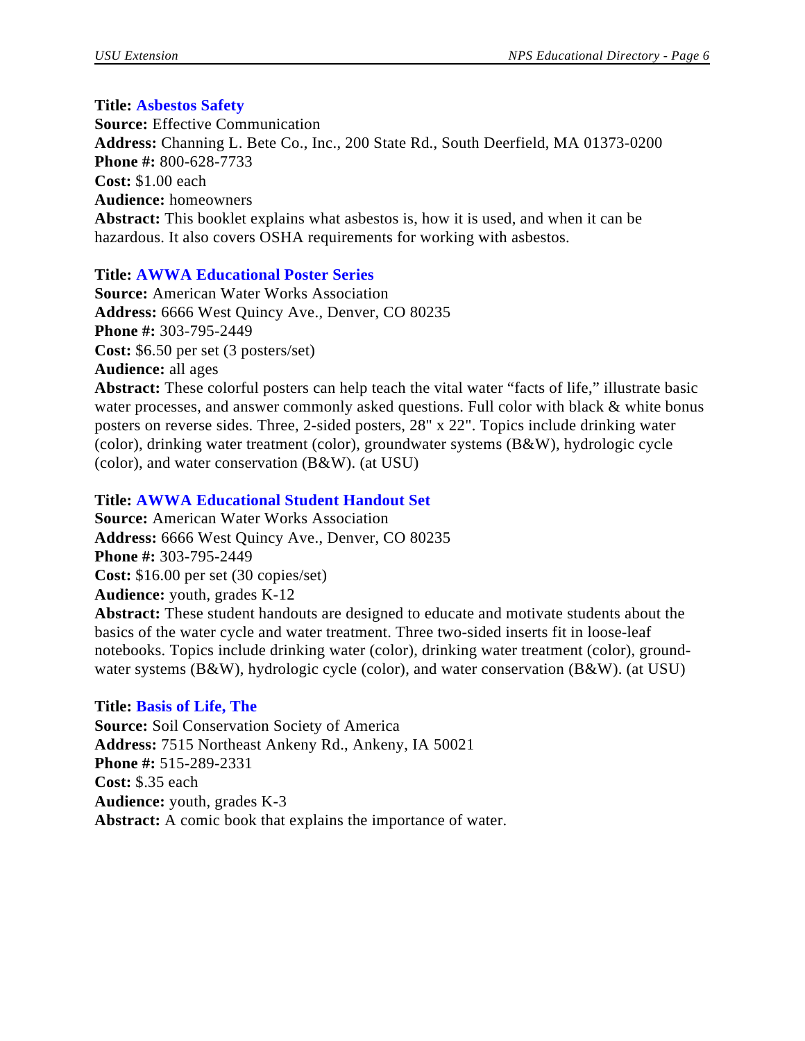**Title: Asbestos Safety**
**Source:** Effective Communication
**Address:** Channing L. Bete Co., Inc., 200 State Rd., South Deerfield, MA 01373-0200
**Phone #:** 800-628-7733
**Cost:** $1.00 each
**Audience:** homeowners
**Abstract:** This booklet explains what asbestos is, how it is used, and when it can be hazardous. It also covers OSHA requirements for working with asbestos.

**Title: AWWA Educational Poster Series**
**Source:** American Water Works Association
**Address:** 6666 West Quincy Ave., Denver, CO 80235
**Phone #:** 303-795-2449
**Cost:** $6.50 per set (3 posters/set)
**Audience:** all ages
**Abstract:** These colorful posters can help teach the vital water "facts of life," illustrate basic water processes, and answer commonly asked questions. Full color with black & white bonus posters on reverse sides. Three, 2-sided posters, 28" x 22". Topics include drinking water (color), drinking water treatment (color), groundwater systems (B&W), hydrologic cycle (color), and water conservation (B&W). (at USU)

**Title: AWWA Educational Student Handout Set**
**Source:** American Water Works Association
**Address:** 6666 West Quincy Ave., Denver, CO 80235
**Phone #:** 303-795-2449
**Cost:** $16.00 per set (30 copies/set)
**Audience:** youth, grades K-12
**Abstract:** These student handouts are designed to educate and motivate students about the basics of the water cycle and water treatment. Three two-sided inserts fit in loose-leaf notebooks. Topics include drinking water (color), drinking water treatment (color), groundwater systems (B&W), hydrologic cycle (color), and water conservation (B&W). (at USU)

**Title: Basis of Life, The**
**Source:** Soil Conservation Society of America
**Address:** 7515 Northeast Ankeny Rd., Ankeny, IA 50021
**Phone #:** 515-289-2331
**Cost:** $.35 each
**Audience:** youth, grades K-3
**Abstract:** A comic book that explains the importance of water.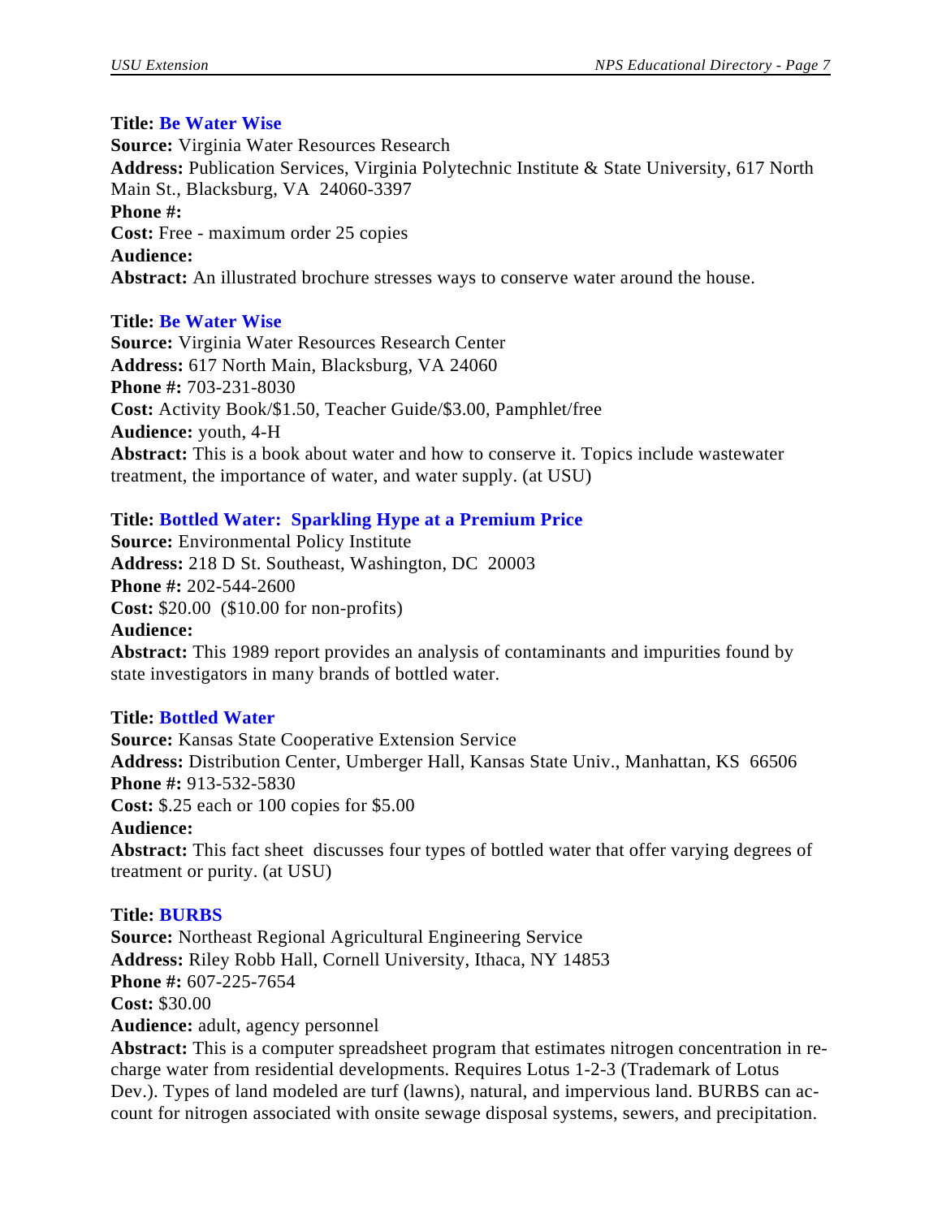**Title: Be Water Wise**
**Source:** Virginia Water Resources Research
**Address:** Publication Services, Virginia Polytechnic Institute & State University, 617 North Main St., Blacksburg, VA 24060-3397
**Phone #:**
**Cost:** Free - maximum order 25 copies
**Audience:**
**Abstract:** An illustrated brochure stresses ways to conserve water around the house.

**Title: Be Water Wise**
**Source:** Virginia Water Resources Research Center
**Address:** 617 North Main, Blacksburg, VA 24060
**Phone #:** 703-231-8030
**Cost:** Activity Book/$1.50, Teacher Guide/$3.00, Pamphlet/free
**Audience:** youth, 4-H
**Abstract:** This is a book about water and how to conserve it. Topics include wastewater treatment, the importance of water, and water supply. (at USU)

**Title: Bottled Water: Sparkling Hype at a Premium Price**
**Source:** Environmental Policy Institute
**Address:** 218 D St. Southeast, Washington, DC 20003
**Phone #:** 202-544-2600
**Cost:** $20.00 ($10.00 for non-profits)
**Audience:**
**Abstract:** This 1989 report provides an analysis of contaminants and impurities found by state investigators in many brands of bottled water.

**Title: Bottled Water**
**Source:** Kansas State Cooperative Extension Service
**Address:** Distribution Center, Umberger Hall, Kansas State Univ., Manhattan, KS 66506
**Phone #:** 913-532-5830
**Cost:** $.25 each or 100 copies for $5.00
**Audience:**
**Abstract:** This fact sheet discusses four types of bottled water that offer varying degrees of treatment or purity. (at USU)

**Title: BURBS**
**Source:** Northeast Regional Agricultural Engineering Service
**Address:** Riley Robb Hall, Cornell University, Ithaca, NY 14853
**Phone #:** 607-225-7654
**Cost:** $30.00
**Audience:** adult, agency personnel
**Abstract:** This is a computer spreadsheet program that estimates nitrogen concentration in recharge water from residential developments. Requires Lotus 1-2-3 (Trademark of Lotus Dev.). Types of land modeled are turf (lawns), natural, and impervious land. BURBS can account for nitrogen associated with onsite sewage disposal systems, sewers, and precipitation.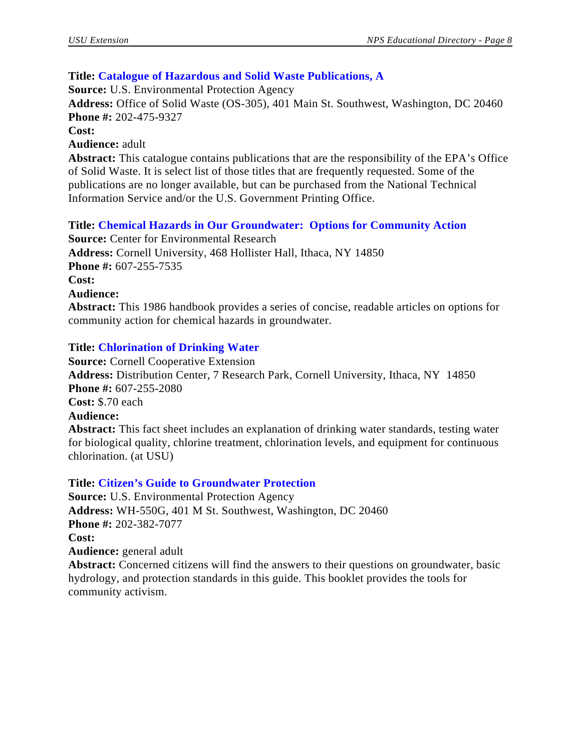**Title: Catalogue of Hazardous and Solid Waste Publications, A**
**Source:** U.S. Environmental Protection Agency
**Address:** Office of Solid Waste (OS-305), 401 Main St. Southwest, Washington, DC 20460
**Phone #:** 202-475-9327
**Cost:**
**Audience:** adult
**Abstract:** This catalogue contains publications that are the responsibility of the EPA's Office of Solid Waste. It is select list of those titles that are frequently requested. Some of the publications are no longer available, but can be purchased from the National Technical Information Service and/or the U.S. Government Printing Office.

**Title: Chemical Hazards in Our Groundwater: Options for Community Action**
**Source:** Center for Environmental Research
**Address:** Cornell University, 468 Hollister Hall, Ithaca, NY 14850
**Phone #:** 607-255-7535
**Cost:**
**Audience:**
**Abstract:** This 1986 handbook provides a series of concise, readable articles on options for community action for chemical hazards in groundwater.

**Title: Chlorination of Drinking Water**
**Source:** Cornell Cooperative Extension
**Address:** Distribution Center, 7 Research Park, Cornell University, Ithaca, NY 14850
**Phone #:** 607-255-2080
**Cost:** $.70 each
**Audience:**
**Abstract:** This fact sheet includes an explanation of drinking water standards, testing water for biological quality, chlorine treatment, chlorination levels, and equipment for continuous chlorination. (at USU)

**Title: Citizen's Guide to Groundwater Protection**
**Source:** U.S. Environmental Protection Agency
**Address:** WH-550G, 401 M St. Southwest, Washington, DC 20460
**Phone #:** 202-382-7077
**Cost:**
**Audience:** general adult
**Abstract:** Concerned citizens will find the answers to their questions on groundwater, basic hydrology, and protection standards in this guide. This booklet provides the tools for community activism.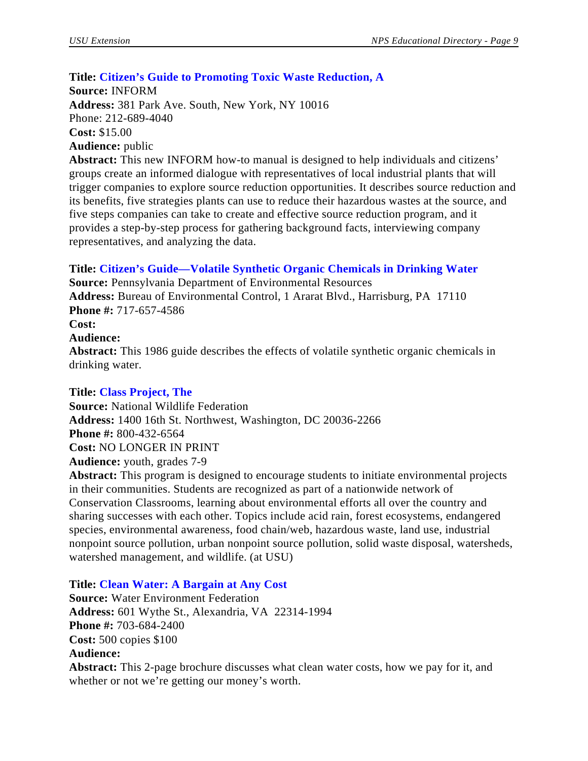**Title: Citizen's Guide to Promoting Toxic Waste Reduction, A**
**Source:** INFORM
**Address:** 381 Park Ave. South, New York, NY 10016
Phone: 212-689-4040
**Cost:** $15.00
**Audience:** public
**Abstract:** This new INFORM how-to manual is designed to help individuals and citizens' groups create an informed dialogue with representatives of local industrial plants that will trigger companies to explore source reduction opportunities. It describes source reduction and its benefits, five strategies plants can use to reduce their hazardous wastes at the source, and five steps companies can take to create and effective source reduction program, and it provides a step-by-step process for gathering background facts, interviewing company representatives, and analyzing the data.

**Title: Citizen's Guide—Volatile Synthetic Organic Chemicals in Drinking Water**
**Source:** Pennsylvania Department of Environmental Resources
**Address:** Bureau of Environmental Control, 1 Ararat Blvd., Harrisburg, PA 17110
**Phone #:** 717-657-4586
**Cost:**
**Audience:**
**Abstract:** This 1986 guide describes the effects of volatile synthetic organic chemicals in drinking water.

**Title: Class Project, The**
**Source:** National Wildlife Federation
**Address:** 1400 16th St. Northwest, Washington, DC 20036-2266
**Phone #:** 800-432-6564
**Cost:** NO LONGER IN PRINT
**Audience:** youth, grades 7-9
**Abstract:** This program is designed to encourage students to initiate environmental projects in their communities. Students are recognized as part of a nationwide network of Conservation Classrooms, learning about environmental efforts all over the country and sharing successes with each other. Topics include acid rain, forest ecosystems, endangered species, environmental awareness, food chain/web, hazardous waste, land use, industrial nonpoint source pollution, urban nonpoint source pollution, solid waste disposal, watersheds, watershed management, and wildlife. (at USU)

**Title: Clean Water: A Bargain at Any Cost**
**Source:** Water Environment Federation
**Address:** 601 Wythe St., Alexandria, VA 22314-1994
**Phone #:** 703-684-2400
**Cost:** 500 copies $100
**Audience:**
**Abstract:** This 2-page brochure discusses what clean water costs, how we pay for it, and whether or not we're getting our money's worth.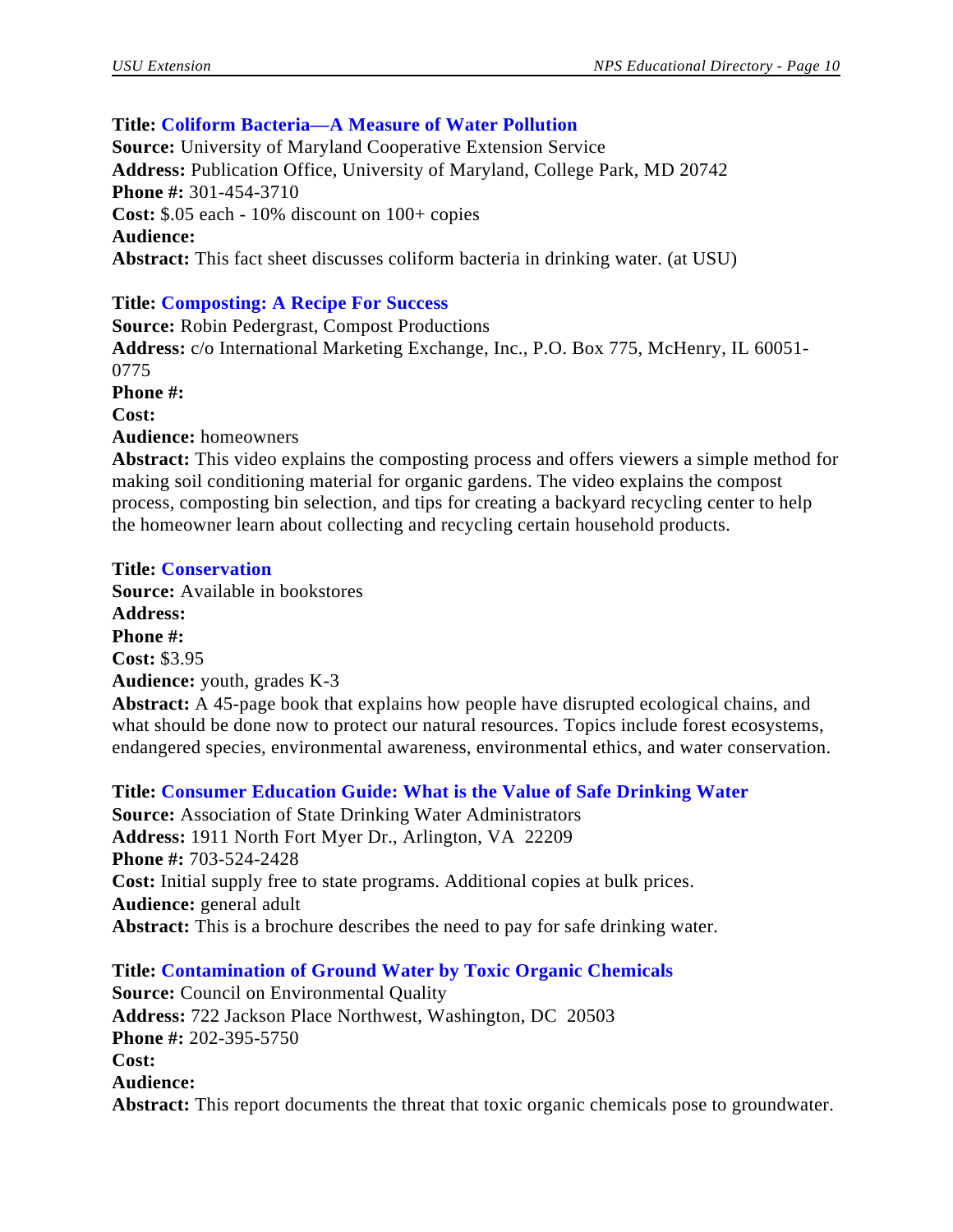**Title:** **Coliform Bacteria—A Measure of Water Pollution**
**Source:** University of Maryland Cooperative Extension Service
**Address:** Publication Office, University of Maryland, College Park, MD 20742
**Phone #:** 301-454-3710
**Cost:** $.05 each - 10% discount on 100+ copies
**Audience:**
**Abstract:** This fact sheet discusses coliform bacteria in drinking water. (at USU)

**Title:** **Composting: A Recipe For Success**
**Source:** Robin Pedergrast, Compost Productions
**Address:** c/o International Marketing Exchange, Inc., P.O. Box 775, McHenry, IL 60051-0775
**Phone #:**
**Cost:**
**Audience:** homeowners
**Abstract:** This video explains the composting process and offers viewers a simple method for making soil conditioning material for organic gardens. The video explains the compost process, composting bin selection, and tips for creating a backyard recycling center to help the homeowner learn about collecting and recycling certain household products.

**Title:** **Conservation**
**Source:** Available in bookstores
**Address:**
**Phone #:**
**Cost:** $3.95
**Audience:** youth, grades K-3
**Abstract:** A 45-page book that explains how people have disrupted ecological chains, and what should be done now to protect our natural resources. Topics include forest ecosystems, endangered species, environmental awareness, environmental ethics, and water conservation.

**Title:** **Consumer Education Guide: What is the Value of Safe Drinking Water**
**Source:** Association of State Drinking Water Administrators
**Address:** 1911 North Fort Myer Dr., Arlington, VA 22209
**Phone #:** 703-524-2428
**Cost:** Initial supply free to state programs. Additional copies at bulk prices.
**Audience:** general adult
**Abstract:** This is a brochure describes the need to pay for safe drinking water.

**Title:** **Contamination of Ground Water by Toxic Organic Chemicals**
**Source:** Council on Environmental Quality
**Address:** 722 Jackson Place Northwest, Washington, DC 20503
**Phone #:** 202-395-5750
**Cost:**
**Audience:**
**Abstract:** This report documents the threat that toxic organic chemicals pose to groundwater.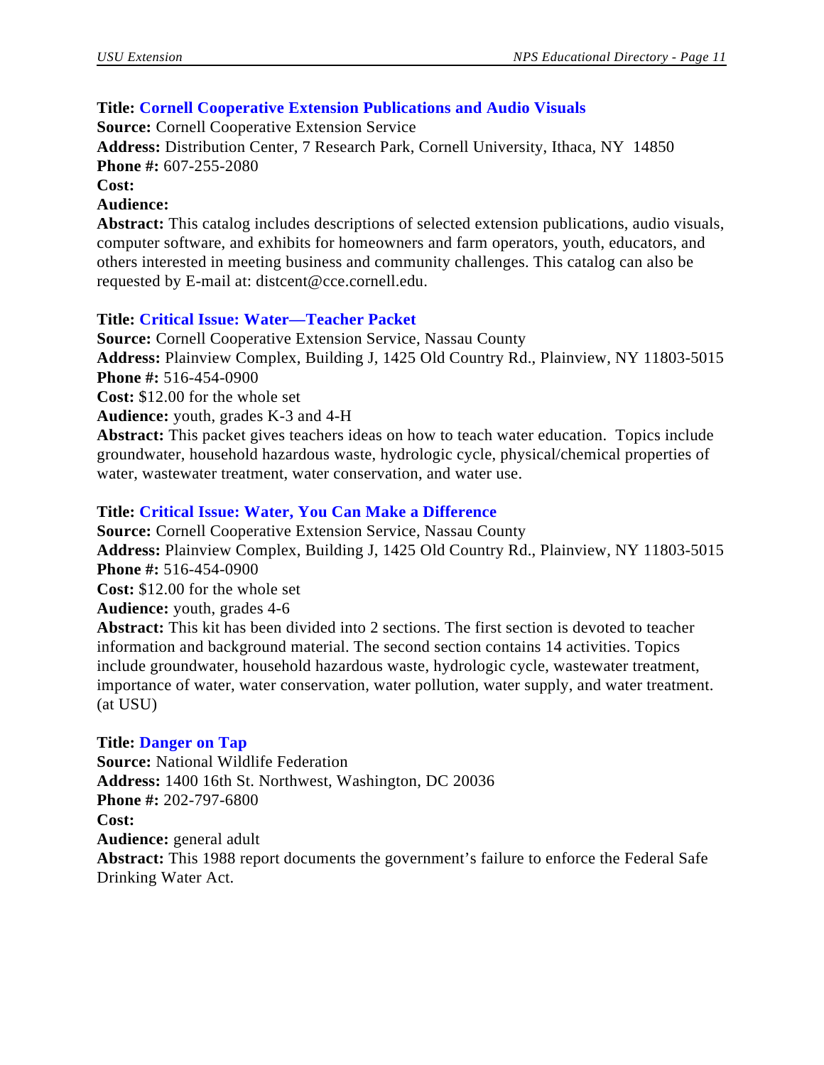**Title: Cornell Cooperative Extension Publications and Audio Visuals**
**Source:** Cornell Cooperative Extension Service
**Address:** Distribution Center, 7 Research Park, Cornell University, Ithaca, NY 14850
**Phone #:** 607-255-2080
**Cost:**
**Audience:**
**Abstract:** This catalog includes descriptions of selected extension publications, audio visuals, computer software, and exhibits for homeowners and farm operators, youth, educators, and others interested in meeting business and community challenges. This catalog can also be requested by E-mail at: distcent@cce.cornell.edu.

**Title: Critical Issue: Water—Teacher Packet**
**Source:** Cornell Cooperative Extension Service, Nassau County
**Address:** Plainview Complex, Building J, 1425 Old Country Rd., Plainview, NY 11803-5015
**Phone #:** 516-454-0900
**Cost:** $12.00 for the whole set
**Audience:** youth, grades K-3 and 4-H
**Abstract:** This packet gives teachers ideas on how to teach water education. Topics include groundwater, household hazardous waste, hydrologic cycle, physical/chemical properties of water, wastewater treatment, water conservation, and water use.

**Title: Critical Issue: Water, You Can Make a Difference**
**Source:** Cornell Cooperative Extension Service, Nassau County
**Address:** Plainview Complex, Building J, 1425 Old Country Rd., Plainview, NY 11803-5015
**Phone #:** 516-454-0900
**Cost:** $12.00 for the whole set
**Audience:** youth, grades 4-6
**Abstract:** This kit has been divided into 2 sections. The first section is devoted to teacher information and background material. The second section contains 14 activities. Topics include groundwater, household hazardous waste, hydrologic cycle, wastewater treatment, importance of water, water conservation, water pollution, water supply, and water treatment. (at USU)

**Title: Danger on Tap**
**Source:** National Wildlife Federation
**Address:** 1400 16th St. Northwest, Washington, DC 20036
**Phone #:** 202-797-6800
**Cost:**
**Audience:** general adult
**Abstract:** This 1988 report documents the government's failure to enforce the Federal Safe Drinking Water Act.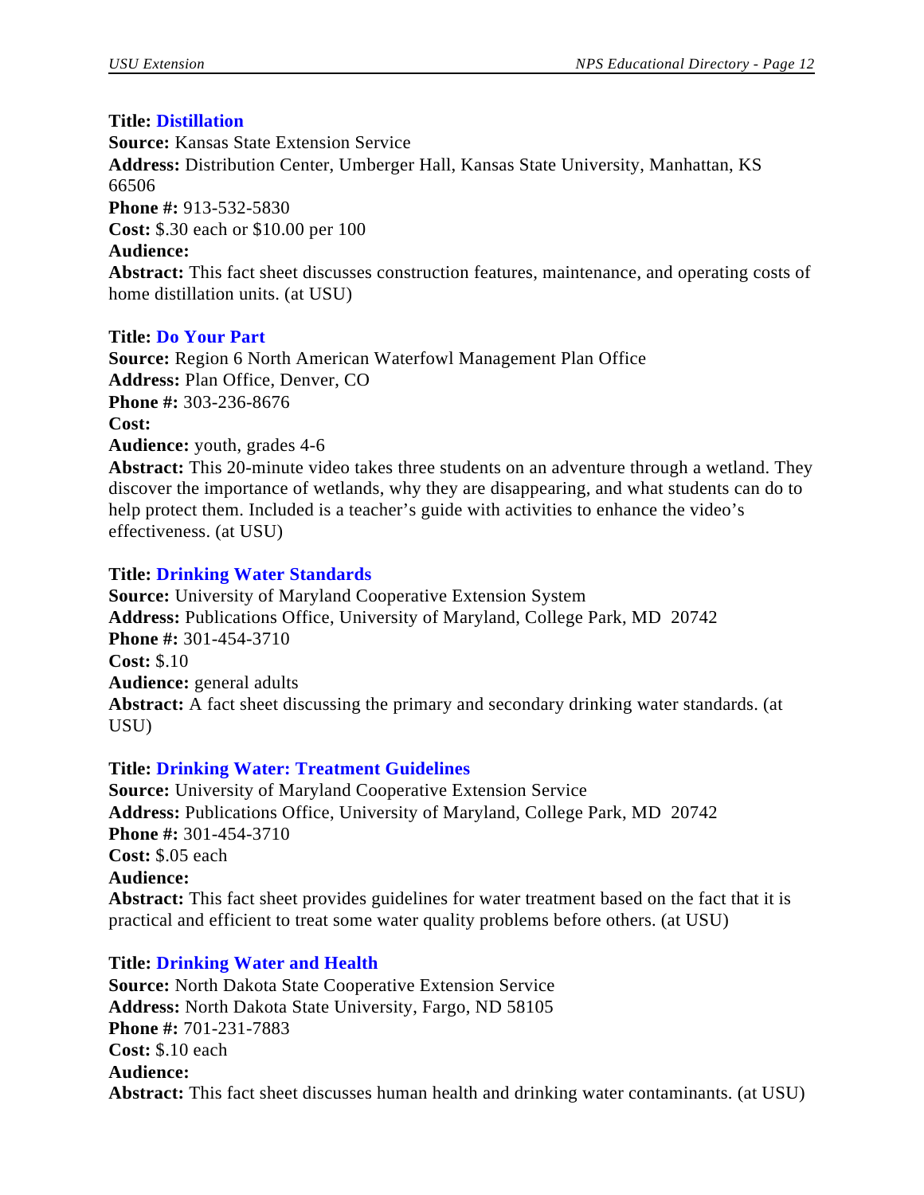**Title:** **Distillation**
**Source:** Kansas State Extension Service
**Address:** Distribution Center, Umberger Hall, Kansas State University, Manhattan, KS 66506
**Phone #:** 913-532-5830
**Cost:** $.30 each or $10.00 per 100
**Audience:**
**Abstract:** This fact sheet discusses construction features, maintenance, and operating costs of home distillation units. (at USU)

**Title:** **Do Your Part**
**Source:** Region 6 North American Waterfowl Management Plan Office
**Address:** Plan Office, Denver, CO
**Phone #:** 303-236-8676
**Cost:**
**Audience:** youth, grades 4-6
**Abstract:** This 20-minute video takes three students on an adventure through a wetland. They discover the importance of wetlands, why they are disappearing, and what students can do to help protect them. Included is a teacher's guide with activities to enhance the video's effectiveness. (at USU)

**Title:** **Drinking Water Standards**
**Source:** University of Maryland Cooperative Extension System
**Address:** Publications Office, University of Maryland, College Park, MD 20742
**Phone #:** 301-454-3710
**Cost:** $.10
**Audience:** general adults
**Abstract:** A fact sheet discussing the primary and secondary drinking water standards. (at USU)

**Title:** **Drinking Water: Treatment Guidelines**
**Source:** University of Maryland Cooperative Extension Service
**Address:** Publications Office, University of Maryland, College Park, MD 20742
**Phone #:** 301-454-3710
**Cost:** $.05 each
**Audience:**
**Abstract:** This fact sheet provides guidelines for water treatment based on the fact that it is practical and efficient to treat some water quality problems before others. (at USU)

**Title:** **Drinking Water and Health**
**Source:** North Dakota State Cooperative Extension Service
**Address:** North Dakota State University, Fargo, ND 58105
**Phone #:** 701-231-7883
**Cost:** $.10 each
**Audience:**
**Abstract:** This fact sheet discusses human health and drinking water contaminants. (at USU)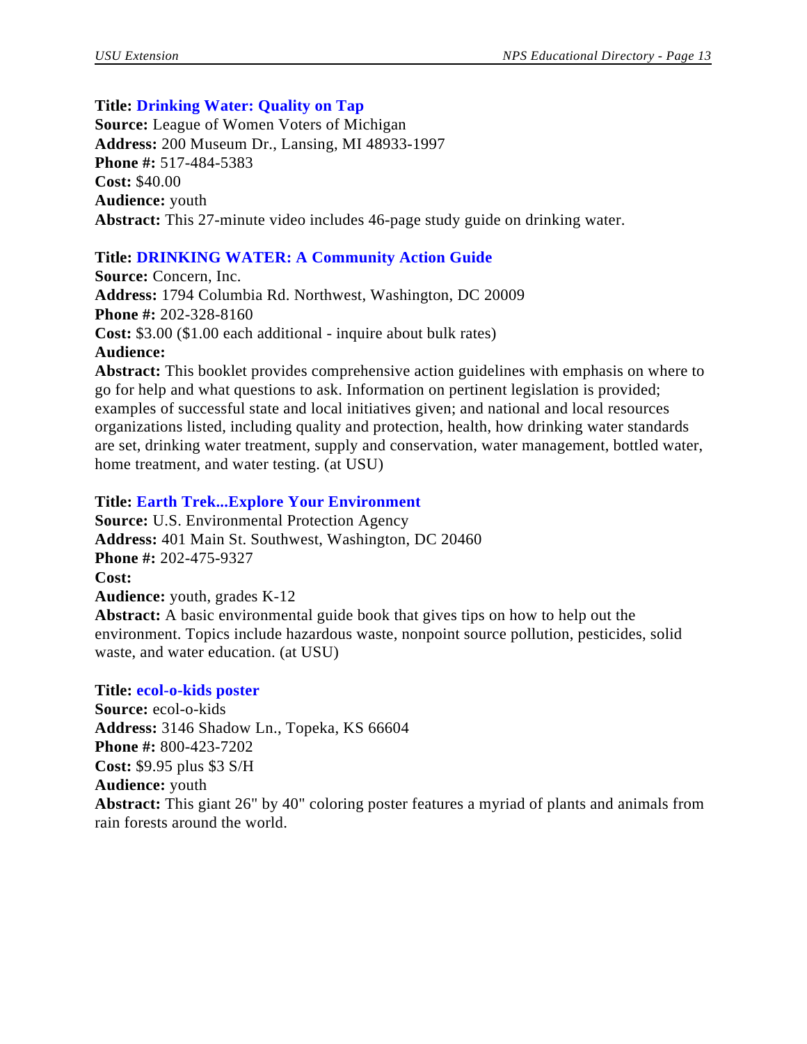**Title: Drinking Water: Quality on Tap**
**Source:** League of Women Voters of Michigan
**Address:** 200 Museum Dr., Lansing, MI 48933-1997
**Phone #:** 517-484-5383
**Cost:** $40.00
**Audience:** youth
**Abstract:** This 27-minute video includes 46-page study guide on drinking water.

**Title: DRINKING WATER: A Community Action Guide**
**Source:** Concern, Inc.
**Address:** 1794 Columbia Rd. Northwest, Washington, DC 20009
**Phone #:** 202-328-8160
**Cost:** $3.00 ($1.00 each additional - inquire about bulk rates)
**Audience:**
**Abstract:** This booklet provides comprehensive action guidelines with emphasis on where to go for help and what questions to ask. Information on pertinent legislation is provided; examples of successful state and local initiatives given; and national and local resources organizations listed, including quality and protection, health, how drinking water standards are set, drinking water treatment, supply and conservation, water management, bottled water, home treatment, and water testing. (at USU)

**Title: Earth Trek...Explore Your Environment**
**Source:** U.S. Environmental Protection Agency
**Address:** 401 Main St. Southwest, Washington, DC 20460
**Phone #:** 202-475-9327
**Cost:**
**Audience:** youth, grades K-12
**Abstract:** A basic environmental guide book that gives tips on how to help out the environment. Topics include hazardous waste, nonpoint source pollution, pesticides, solid waste, and water education. (at USU)

**Title: ecol-o-kids poster**
**Source:** ecol-o-kids
**Address:** 3146 Shadow Ln., Topeka, KS 66604
**Phone #:** 800-423-7202
**Cost:** $9.95 plus $3 S/H
**Audience:** youth
**Abstract:** This giant 26" by 40" coloring poster features a myriad of plants and animals from rain forests around the world.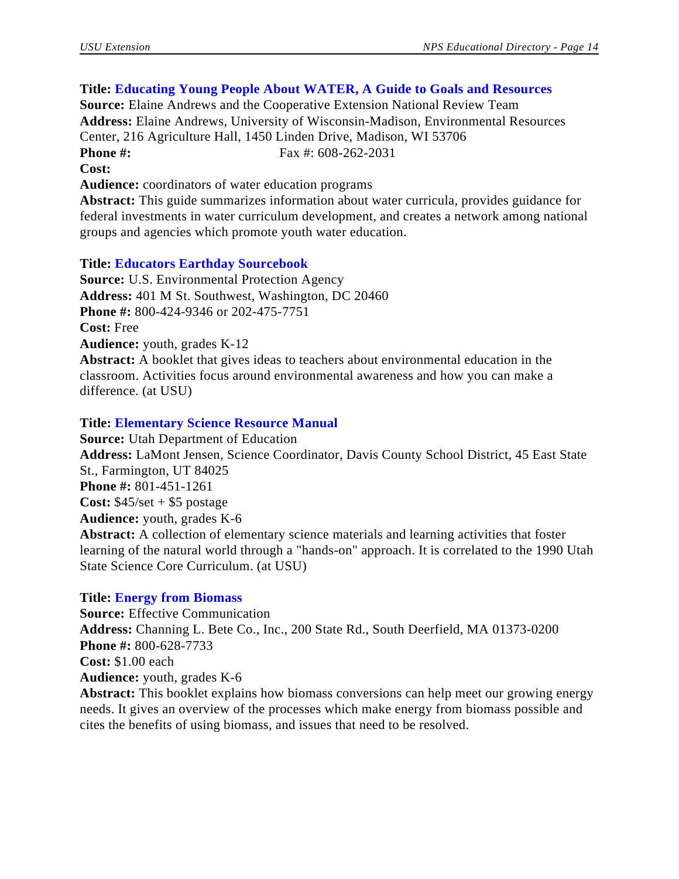**Title: Educating Young People About WATER, A Guide to Goals and Resources**
**Source:** Elaine Andrews and the Cooperative Extension National Review Team
**Address:** Elaine Andrews, University of Wisconsin-Madison, Environmental Resources Center, 216 Agriculture Hall, 1450 Linden Drive, Madison, WI 53706
**Phone #:** Fax #: 608-262-2031
**Cost:**
**Audience:** coordinators of water education programs
**Abstract:** This guide summarizes information about water curricula, provides guidance for federal investments in water curriculum development, and creates a network among national groups and agencies which promote youth water education.

**Title: Educators Earthday Sourcebook**
**Source:** U.S. Environmental Protection Agency
**Address:** 401 M St. Southwest, Washington, DC 20460
**Phone #:** 800-424-9346 or 202-475-7751
**Cost:** Free
**Audience:** youth, grades K-12
**Abstract:** A booklet that gives ideas to teachers about environmental education in the classroom. Activities focus around environmental awareness and how you can make a difference. (at USU)

**Title: Elementary Science Resource Manual**
**Source:** Utah Department of Education
**Address:** LaMont Jensen, Science Coordinator, Davis County School District, 45 East State St., Farmington, UT 84025
**Phone #:** 801-451-1261
**Cost:** $45/set + $5 postage
**Audience:** youth, grades K-6
**Abstract:** A collection of elementary science materials and learning activities that foster learning of the natural world through a "hands-on" approach. It is correlated to the 1990 Utah State Science Core Curriculum. (at USU)

**Title: Energy from Biomass**
**Source:** Effective Communication
**Address:** Channing L. Bete Co., Inc., 200 State Rd., South Deerfield, MA 01373-0200
**Phone #:** 800-628-7733
**Cost:** $1.00 each
**Audience:** youth, grades K-6
**Abstract:** This booklet explains how biomass conversions can help meet our growing energy needs. It gives an overview of the processes which make energy from biomass possible and cites the benefits of using biomass, and issues that need to be resolved.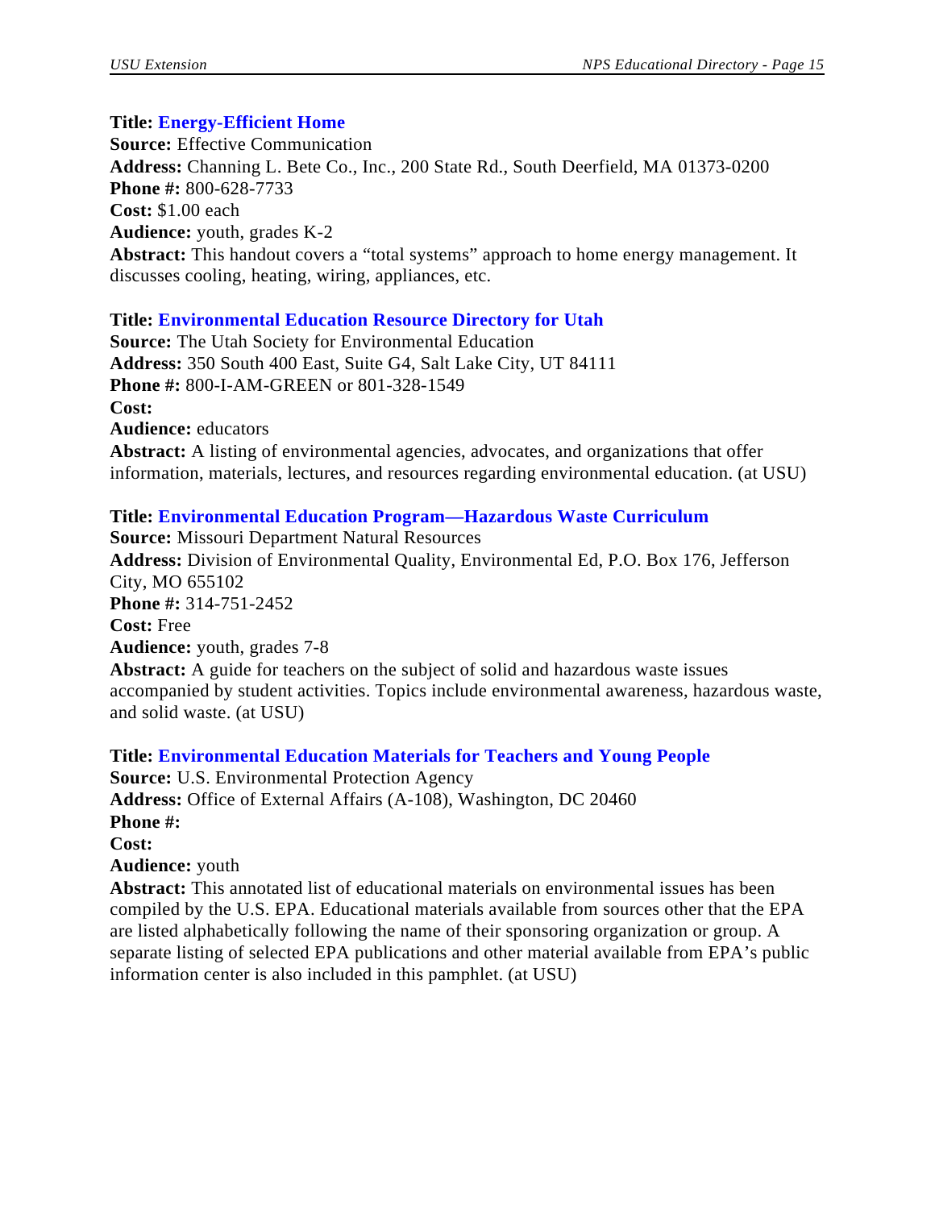**Title: Energy-Efficient Home**
**Source:** Effective Communication
**Address:** Channing L. Bete Co., Inc., 200 State Rd., South Deerfield, MA 01373-0200
**Phone #:** 800-628-7733
**Cost:** $1.00 each
**Audience:** youth, grades K-2
**Abstract:** This handout covers a "total systems" approach to home energy management. It discusses cooling, heating, wiring, appliances, etc.

**Title: Environmental Education Resource Directory for Utah**
**Source:** The Utah Society for Environmental Education
**Address:** 350 South 400 East, Suite G4, Salt Lake City, UT 84111
**Phone #:** 800-I-AM-GREEN or 801-328-1549
**Cost:**
**Audience:** educators
**Abstract:** A listing of environmental agencies, advocates, and organizations that offer information, materials, lectures, and resources regarding environmental education. (at USU)

**Title: Environmental Education Program—Hazardous Waste Curriculum**
**Source:** Missouri Department Natural Resources
**Address:** Division of Environmental Quality, Environmental Ed, P.O. Box 176, Jefferson City, MO 655102
**Phone #:** 314-751-2452
**Cost:** Free
**Audience:** youth, grades 7-8
**Abstract:** A guide for teachers on the subject of solid and hazardous waste issues accompanied by student activities. Topics include environmental awareness, hazardous waste, and solid waste. (at USU)

**Title: Environmental Education Materials for Teachers and Young People**
**Source:** U.S. Environmental Protection Agency
**Address:** Office of External Affairs (A-108), Washington, DC 20460
**Phone #:**
**Cost:**
**Audience:** youth
**Abstract:** This annotated list of educational materials on environmental issues has been compiled by the U.S. EPA. Educational materials available from sources other that the EPA are listed alphabetically following the name of their sponsoring organization or group. A separate listing of selected EPA publications and other material available from EPA's public information center is also included in this pamphlet. (at USU)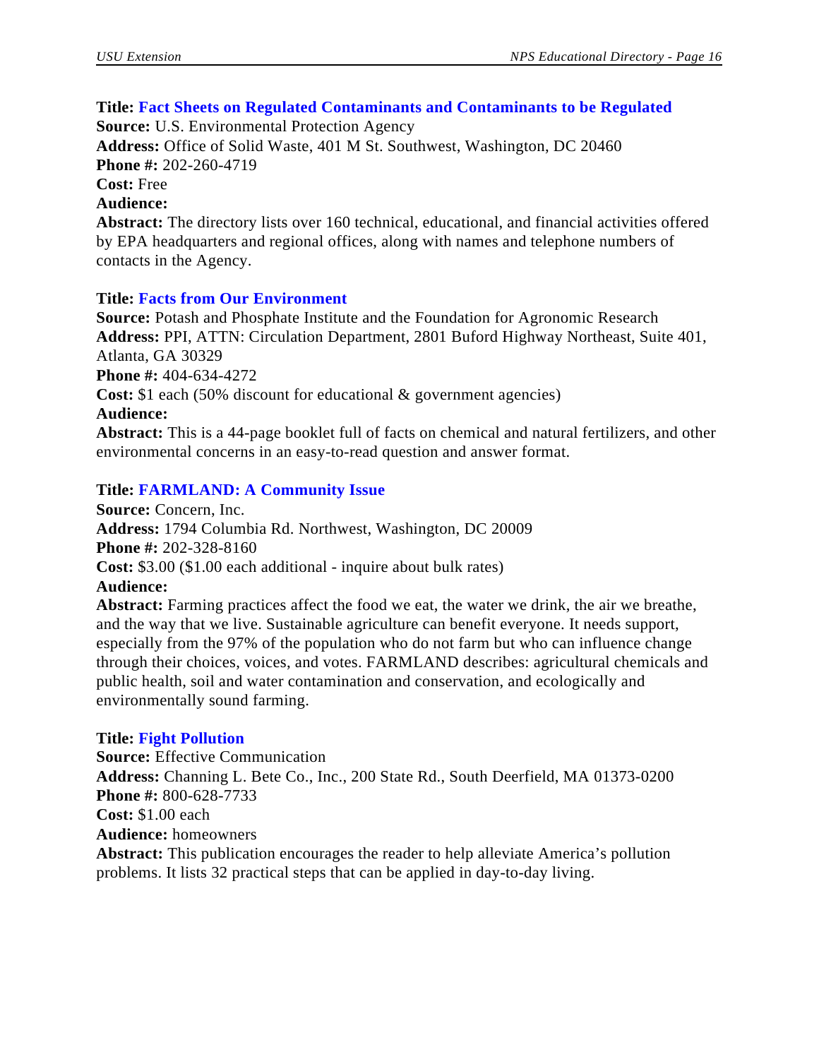**Title: Fact Sheets on Regulated Contaminants and Contaminants to be Regulated**
**Source:** U.S. Environmental Protection Agency
**Address:** Office of Solid Waste, 401 M St. Southwest, Washington, DC 20460
**Phone #:** 202-260-4719
**Cost:** Free
**Audience:**
**Abstract:** The directory lists over 160 technical, educational, and financial activities offered by EPA headquarters and regional offices, along with names and telephone numbers of contacts in the Agency.

**Title: Facts from Our Environment**
**Source:** Potash and Phosphate Institute and the Foundation for Agronomic Research
**Address:** PPI, ATTN: Circulation Department, 2801 Buford Highway Northeast, Suite 401, Atlanta, GA 30329
**Phone #:** 404-634-4272
**Cost:** $1 each (50% discount for educational & government agencies)
**Audience:**
**Abstract:** This is a 44-page booklet full of facts on chemical and natural fertilizers, and other environmental concerns in an easy-to-read question and answer format.

**Title: FARMLAND: A Community Issue**
**Source:** Concern, Inc.
**Address:** 1794 Columbia Rd. Northwest, Washington, DC 20009
**Phone #:** 202-328-8160
**Cost:** $3.00 ($1.00 each additional - inquire about bulk rates)
**Audience:**
**Abstract:** Farming practices affect the food we eat, the water we drink, the air we breathe, and the way that we live. Sustainable agriculture can benefit everyone. It needs support, especially from the 97% of the population who do not farm but who can influence change through their choices, voices, and votes. FARMLAND describes: agricultural chemicals and public health, soil and water contamination and conservation, and ecologically and environmentally sound farming.

**Title: Fight Pollution**
**Source:** Effective Communication
**Address:** Channing L. Bete Co., Inc., 200 State Rd., South Deerfield, MA 01373-0200
**Phone #:** 800-628-7733
**Cost:** $1.00 each
**Audience:** homeowners
**Abstract:** This publication encourages the reader to help alleviate America's pollution problems. It lists 32 practical steps that can be applied in day-to-day living.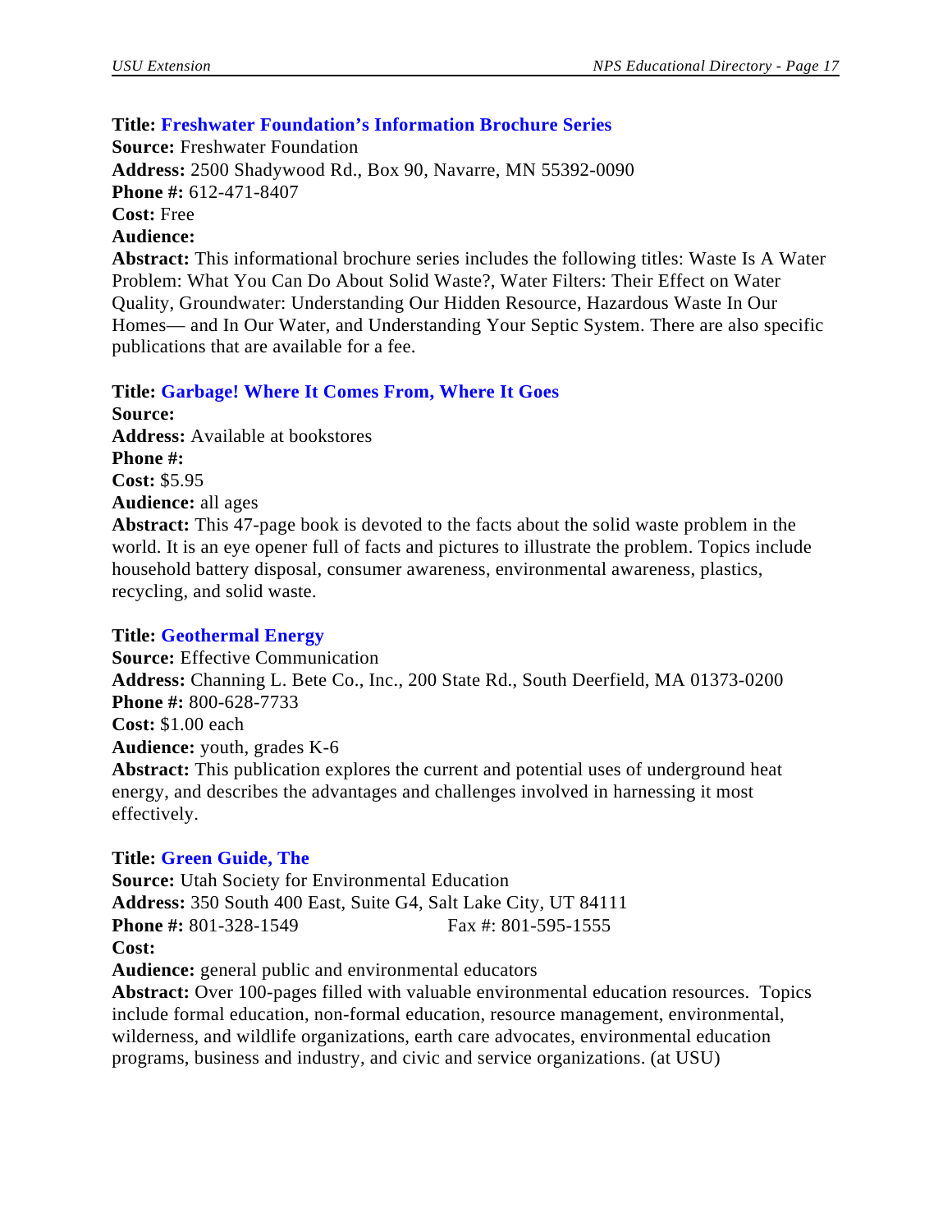**Title:** **Freshwater Foundation's Information Brochure Series**
**Source:** Freshwater Foundation
**Address:** 2500 Shadywood Rd., Box 90, Navarre, MN 55392-0090
**Phone #:** 612-471-8407
**Cost:** Free
**Audience:**
**Abstract:** This informational brochure series includes the following titles: Waste Is A Water Problem: What You Can Do About Solid Waste?, Water Filters: Their Effect on Water Quality, Groundwater: Understanding Our Hidden Resource, Hazardous Waste In Our Homes— and In Our Water, and Understanding Your Septic System. There are also specific publications that are available for a fee.

**Title:** **Garbage! Where It Comes From, Where It Goes**
**Source:**
**Address:** Available at bookstores
**Phone #:**
**Cost:** $5.95
**Audience:** all ages
**Abstract:** This 47-page book is devoted to the facts about the solid waste problem in the world. It is an eye opener full of facts and pictures to illustrate the problem. Topics include household battery disposal, consumer awareness, environmental awareness, plastics, recycling, and solid waste.

**Title:** **Geothermal Energy**
**Source:** Effective Communication
**Address:** Channing L. Bete Co., Inc., 200 State Rd., South Deerfield, MA 01373-0200
**Phone #:** 800-628-7733
**Cost:** $1.00 each
**Audience:** youth, grades K-6
**Abstract:** This publication explores the current and potential uses of underground heat energy, and describes the advantages and challenges involved in harnessing it most effectively.

**Title:** **Green Guide, The**
**Source:** Utah Society for Environmental Education
**Address:** 350 South 400 East, Suite G4, Salt Lake City, UT 84111
**Phone #:** 801-328-1549 Fax #: 801-595-1555
**Cost:**
**Audience:** general public and environmental educators
**Abstract:** Over 100-pages filled with valuable environmental education resources. Topics include formal education, non-formal education, resource management, environmental, wilderness, and wildlife organizations, earth care advocates, environmental education programs, business and industry, and civic and service organizations. (at USU)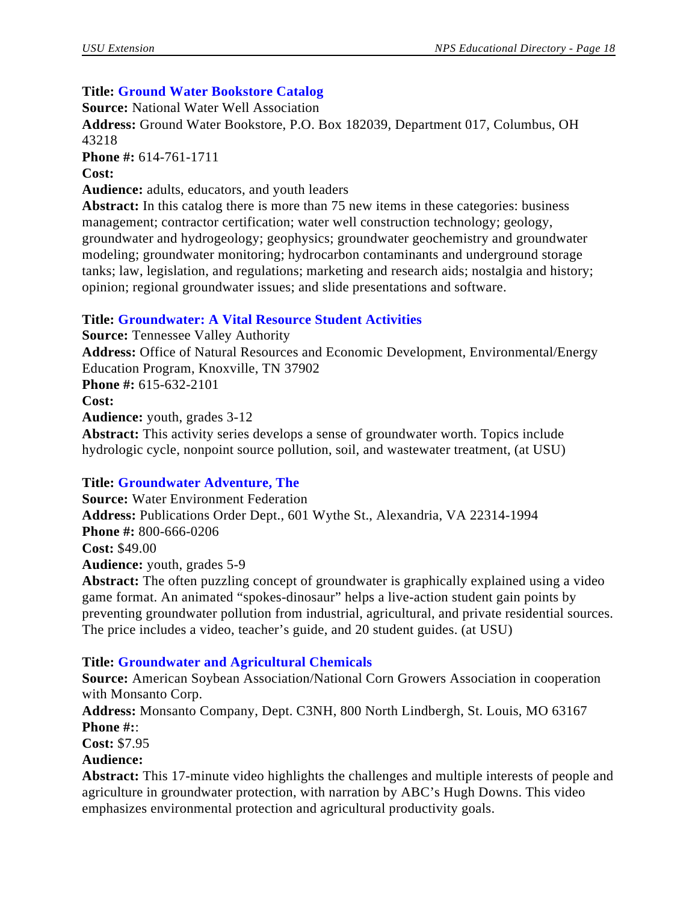**Title: Ground Water Bookstore Catalog**
**Source:** National Water Well Association
**Address:** Ground Water Bookstore, P.O. Box 182039, Department 017, Columbus, OH 43218
**Phone #:** 614-761-1711
**Cost:**
**Audience:** adults, educators, and youth leaders
**Abstract:** In this catalog there is more than 75 new items in these categories: business management; contractor certification; water well construction technology; geology, groundwater and hydrogeology; geophysics; groundwater geochemistry and groundwater modeling; groundwater monitoring; hydrocarbon contaminants and underground storage tanks; law, legislation, and regulations; marketing and research aids; nostalgia and history; opinion; regional groundwater issues; and slide presentations and software.

**Title: Groundwater: A Vital Resource Student Activities**
**Source:** Tennessee Valley Authority
**Address:** Office of Natural Resources and Economic Development, Environmental/Energy Education Program, Knoxville, TN 37902
**Phone #:** 615-632-2101
**Cost:**
**Audience:** youth, grades 3-12
**Abstract:** This activity series develops a sense of groundwater worth. Topics include hydrologic cycle, nonpoint source pollution, soil, and wastewater treatment, (at USU)

**Title: Groundwater Adventure, The**
**Source:** Water Environment Federation
**Address:** Publications Order Dept., 601 Wythe St., Alexandria, VA 22314-1994
**Phone #:** 800-666-0206
**Cost:** $49.00
**Audience:** youth, grades 5-9
**Abstract:** The often puzzling concept of groundwater is graphically explained using a video game format. An animated "spokes-dinosaur" helps a live-action student gain points by preventing groundwater pollution from industrial, agricultural, and private residential sources. The price includes a video, teacher's guide, and 20 student guides. (at USU)

**Title: Groundwater and Agricultural Chemicals**
**Source:** American Soybean Association/National Corn Growers Association in cooperation with Monsanto Corp.
**Address:** Monsanto Company, Dept. C3NH, 800 North Lindbergh, St. Louis, MO 63167
**Phone #:**:
**Cost:** $7.95
**Audience:**
**Abstract:** This 17-minute video highlights the challenges and multiple interests of people and agriculture in groundwater protection, with narration by ABC's Hugh Downs. This video emphasizes environmental protection and agricultural productivity goals.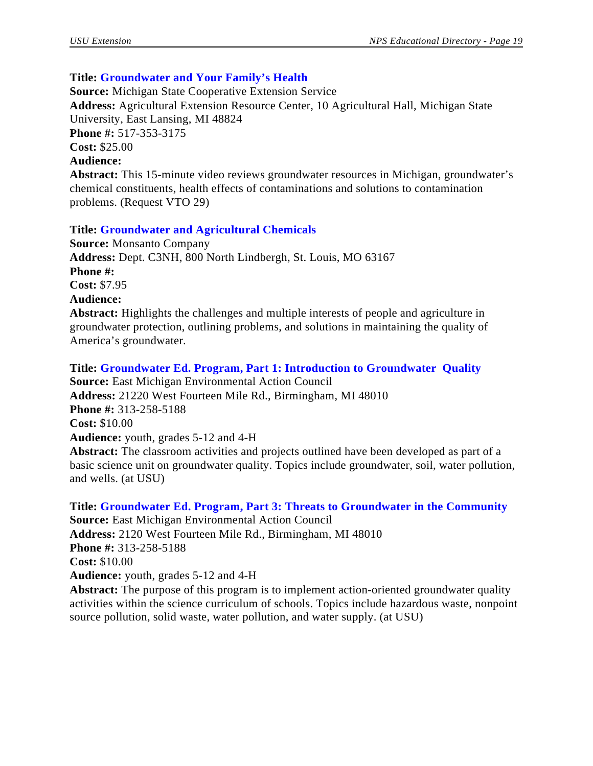**Title: Groundwater and Your Family's Health**
**Source:** Michigan State Cooperative Extension Service
**Address:** Agricultural Extension Resource Center, 10 Agricultural Hall, Michigan State University, East Lansing, MI 48824
**Phone #:** 517-353-3175
**Cost:** $25.00
**Audience:**
**Abstract:** This 15-minute video reviews groundwater resources in Michigan, groundwater's chemical constituents, health effects of contaminations and solutions to contamination problems. (Request VTO 29)

**Title: Groundwater and Agricultural Chemicals**
**Source:** Monsanto Company
**Address:** Dept. C3NH, 800 North Lindbergh, St. Louis, MO 63167
**Phone #:**
**Cost:** $7.95
**Audience:**
**Abstract:** Highlights the challenges and multiple interests of people and agriculture in groundwater protection, outlining problems, and solutions in maintaining the quality of America's groundwater.

**Title: Groundwater Ed. Program, Part 1: Introduction to Groundwater Quality**
**Source:** East Michigan Environmental Action Council
**Address:** 21220 West Fourteen Mile Rd., Birmingham, MI 48010
**Phone #:** 313-258-5188
**Cost:** $10.00
**Audience:** youth, grades 5-12 and 4-H
**Abstract:** The classroom activities and projects outlined have been developed as part of a basic science unit on groundwater quality. Topics include groundwater, soil, water pollution, and wells. (at USU)

**Title: Groundwater Ed. Program, Part 3: Threats to Groundwater in the Community**
**Source:** East Michigan Environmental Action Council
**Address:** 2120 West Fourteen Mile Rd., Birmingham, MI 48010
**Phone #:** 313-258-5188
**Cost:** $10.00
**Audience:** youth, grades 5-12 and 4-H
**Abstract:** The purpose of this program is to implement action-oriented groundwater quality activities within the science curriculum of schools. Topics include hazardous waste, nonpoint source pollution, solid waste, water pollution, and water supply. (at USU)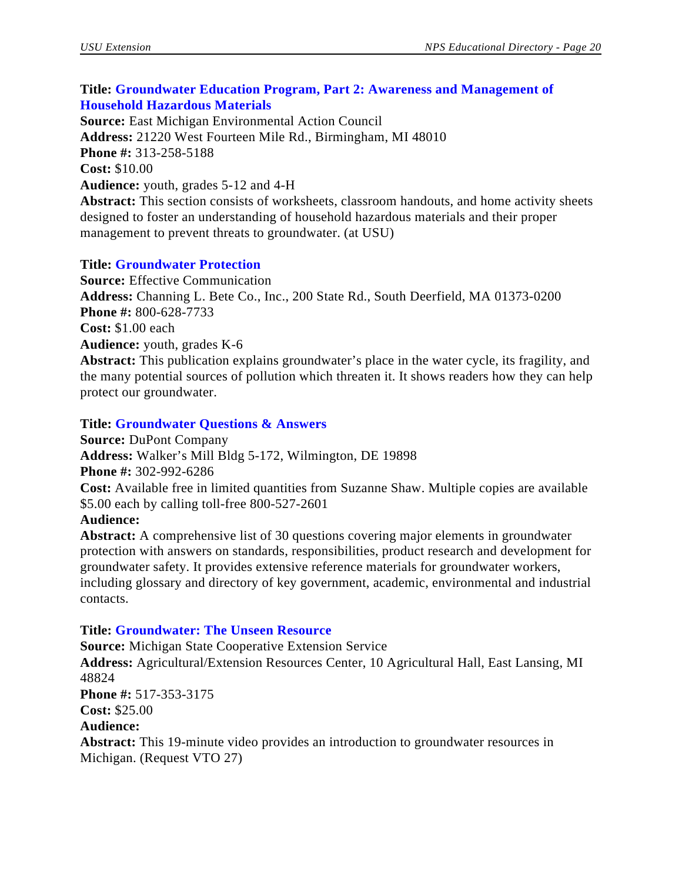**Title: Groundwater Education Program, Part 2: Awareness and Management of Household Hazardous Materials**
**Source:** East Michigan Environmental Action Council
**Address:** 21220 West Fourteen Mile Rd., Birmingham, MI 48010
**Phone #:** 313-258-5188
**Cost:** $10.00
**Audience:** youth, grades 5-12 and 4-H
**Abstract:** This section consists of worksheets, classroom handouts, and home activity sheets designed to foster an understanding of household hazardous materials and their proper management to prevent threats to groundwater. (at USU)

**Title: Groundwater Protection**
**Source:** Effective Communication
**Address:** Channing L. Bete Co., Inc., 200 State Rd., South Deerfield, MA 01373-0200
**Phone #:** 800-628-7733
**Cost:** $1.00 each
**Audience:** youth, grades K-6
**Abstract:** This publication explains groundwater's place in the water cycle, its fragility, and the many potential sources of pollution which threaten it. It shows readers how they can help protect our groundwater.

**Title: Groundwater Questions & Answers**
**Source:** DuPont Company
**Address:** Walker's Mill Bldg 5-172, Wilmington, DE 19898
**Phone #:** 302-992-6286
**Cost:** Available free in limited quantities from Suzanne Shaw. Multiple copies are available $5.00 each by calling toll-free 800-527-2601
**Audience:**
**Abstract:** A comprehensive list of 30 questions covering major elements in groundwater protection with answers on standards, responsibilities, product research and development for groundwater safety. It provides extensive reference materials for groundwater workers, including glossary and directory of key government, academic, environmental and industrial contacts.

**Title: Groundwater: The Unseen Resource**
**Source:** Michigan State Cooperative Extension Service
**Address:** Agricultural/Extension Resources Center, 10 Agricultural Hall, East Lansing, MI 48824
**Phone #:** 517-353-3175
**Cost:** $25.00
**Audience:**
**Abstract:** This 19-minute video provides an introduction to groundwater resources in Michigan. (Request VTO 27)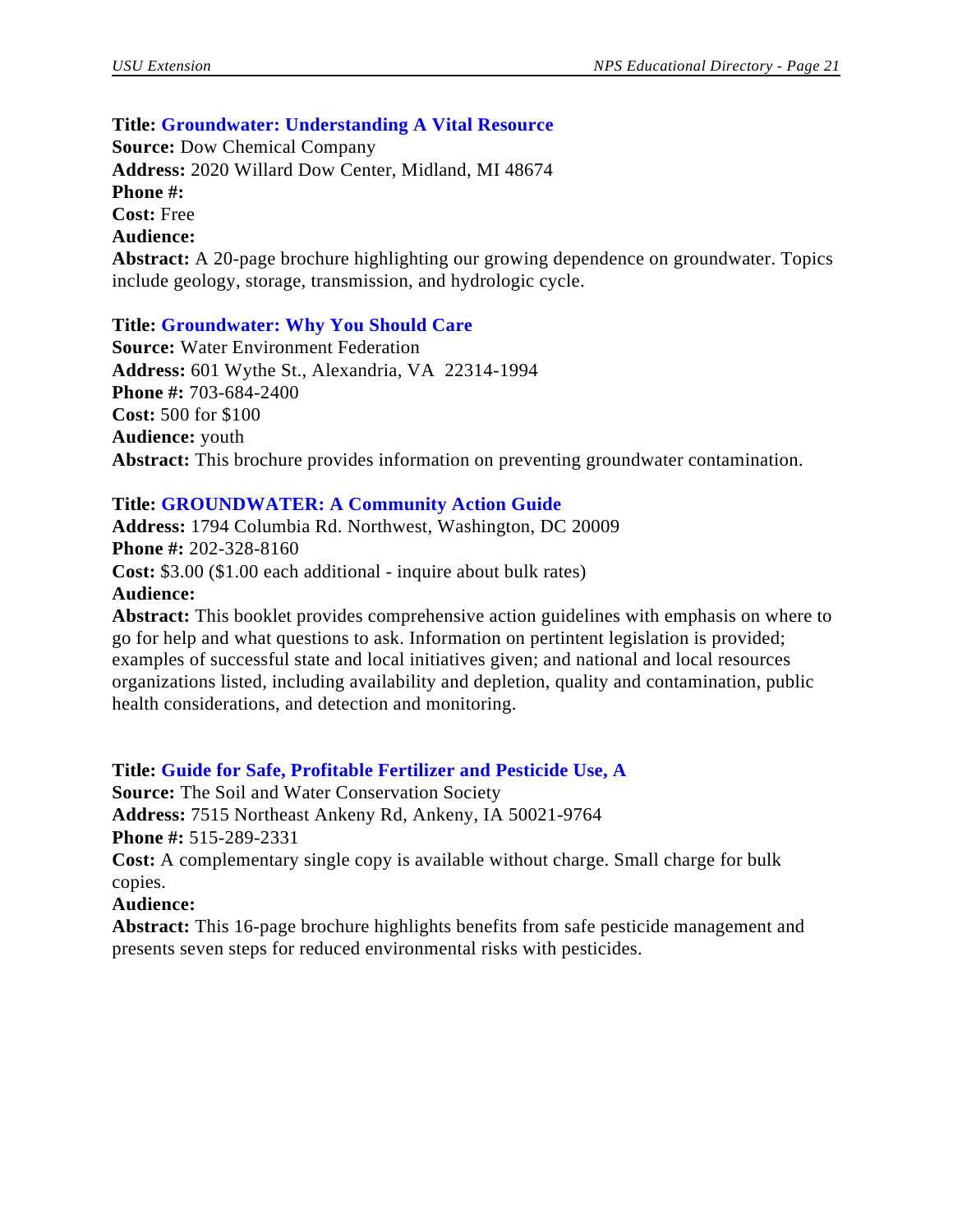**Title:** **Groundwater: Understanding A Vital Resource**
**Source:** Dow Chemical Company
**Address:** 2020 Willard Dow Center, Midland, MI 48674
**Phone #:**
**Cost:** Free
**Audience:**
**Abstract:** A 20-page brochure highlighting our growing dependence on groundwater. Topics include geology, storage, transmission, and hydrologic cycle.

**Title:** **Groundwater: Why You Should Care**
**Source:** Water Environment Federation
**Address:** 601 Wythe St., Alexandria, VA 22314-1994
**Phone #:** 703-684-2400
**Cost:** 500 for $100
**Audience:** youth
**Abstract:** This brochure provides information on preventing groundwater contamination.

**Title:** **GROUNDWATER: A Community Action Guide**
**Address:** 1794 Columbia Rd. Northwest, Washington, DC 20009
**Phone #:** 202-328-8160
**Cost:** $3.00 ($1.00 each additional - inquire about bulk rates)
**Audience:**
**Abstract:** This booklet provides comprehensive action guidelines with emphasis on where to go for help and what questions to ask. Information on pertintent legislation is provided; examples of successful state and local initiatives given; and national and local resources organizations listed, including availability and depletion, quality and contamination, public health considerations, and detection and monitoring.

**Title:** **Guide for Safe, Profitable Fertilizer and Pesticide Use, A**
**Source:** The Soil and Water Conservation Society
**Address:** 7515 Northeast Ankeny Rd, Ankeny, IA 50021-9764
**Phone #:** 515-289-2331
**Cost:** A complementary single copy is available without charge. Small charge for bulk copies.
**Audience:**
**Abstract:** This 16-page brochure highlights benefits from safe pesticide management and presents seven steps for reduced environmental risks with pesticides.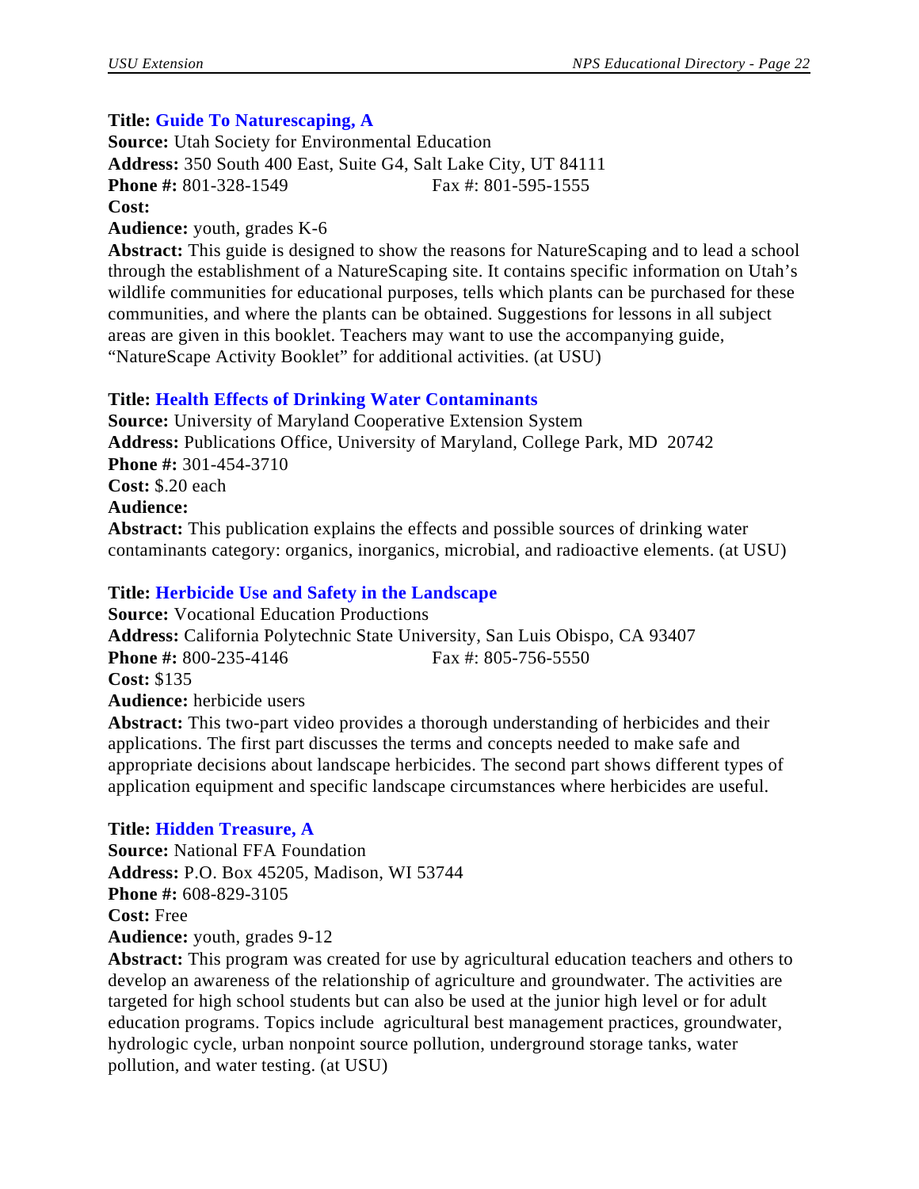**Title:** **Guide To Naturescaping, A**
**Source:** Utah Society for Environmental Education
**Address:** 350 South 400 East, Suite G4, Salt Lake City, UT 84111
**Phone #:** 801-328-1549 Fax #: 801-595-1555
**Cost:**
**Audience:** youth, grades K-6
**Abstract:** This guide is designed to show the reasons for NatureScaping and to lead a school through the establishment of a NatureScaping site. It contains specific information on Utah's wildlife communities for educational purposes, tells which plants can be purchased for these communities, and where the plants can be obtained. Suggestions for lessons in all subject areas are given in this booklet. Teachers may want to use the accompanying guide, "NatureScape Activity Booklet" for additional activities. (at USU)

**Title:** **Health Effects of Drinking Water Contaminants**
**Source:** University of Maryland Cooperative Extension System
**Address:** Publications Office, University of Maryland, College Park, MD 20742
**Phone #:** 301-454-3710
**Cost:** $.20 each
**Audience:**
**Abstract:** This publication explains the effects and possible sources of drinking water contaminants category: organics, inorganics, microbial, and radioactive elements. (at USU)

**Title:** **Herbicide Use and Safety in the Landscape**
**Source:** Vocational Education Productions
**Address:** California Polytechnic State University, San Luis Obispo, CA 93407
**Phone #:** 800-235-4146 Fax #: 805-756-5550
**Cost:** $135
**Audience:** herbicide users
**Abstract:** This two-part video provides a thorough understanding of herbicides and their applications. The first part discusses the terms and concepts needed to make safe and appropriate decisions about landscape herbicides. The second part shows different types of application equipment and specific landscape circumstances where herbicides are useful.

**Title:** **Hidden Treasure, A**
**Source:** National FFA Foundation
**Address:** P.O. Box 45205, Madison, WI 53744
**Phone #:** 608-829-3105
**Cost:** Free
**Audience:** youth, grades 9-12
**Abstract:** This program was created for use by agricultural education teachers and others to develop an awareness of the relationship of agriculture and groundwater. The activities are targeted for high school students but can also be used at the junior high level or for adult education programs. Topics include agricultural best management practices, groundwater, hydrologic cycle, urban nonpoint source pollution, underground storage tanks, water pollution, and water testing. (at USU)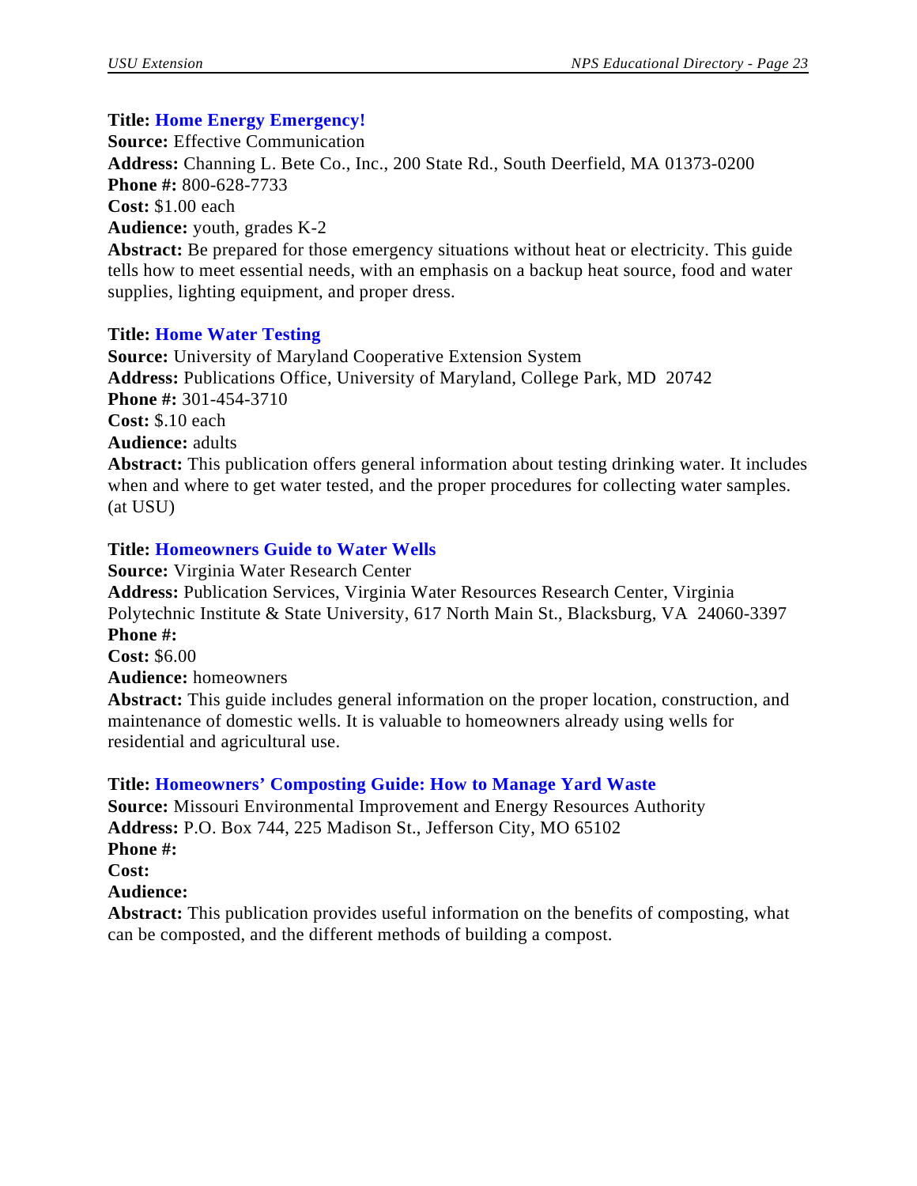**Title: Home Energy Emergency!**
**Source:** Effective Communication
**Address:** Channing L. Bete Co., Inc., 200 State Rd., South Deerfield, MA 01373-0200
**Phone #:** 800-628-7733
**Cost:** $1.00 each
**Audience:** youth, grades K-2
**Abstract:** Be prepared for those emergency situations without heat or electricity. This guide tells how to meet essential needs, with an emphasis on a backup heat source, food and water supplies, lighting equipment, and proper dress.

**Title: Home Water Testing**
**Source:** University of Maryland Cooperative Extension System
**Address:** Publications Office, University of Maryland, College Park, MD 20742
**Phone #:** 301-454-3710
**Cost:** $.10 each
**Audience:** adults
**Abstract:** This publication offers general information about testing drinking water. It includes when and where to get water tested, and the proper procedures for collecting water samples. (at USU)

**Title: Homeowners Guide to Water Wells**
**Source:** Virginia Water Research Center
**Address:** Publication Services, Virginia Water Resources Research Center, Virginia Polytechnic Institute & State University, 617 North Main St., Blacksburg, VA 24060-3397
**Phone #:**
**Cost:** $6.00
**Audience:** homeowners
**Abstract:** This guide includes general information on the proper location, construction, and maintenance of domestic wells. It is valuable to homeowners already using wells for residential and agricultural use.

**Title: Homeowners' Composting Guide: How to Manage Yard Waste**
**Source:** Missouri Environmental Improvement and Energy Resources Authority
**Address:** P.O. Box 744, 225 Madison St., Jefferson City, MO 65102
**Phone #:**
**Cost:**
**Audience:**
**Abstract:** This publication provides useful information on the benefits of composting, what can be composted, and the different methods of building a compost.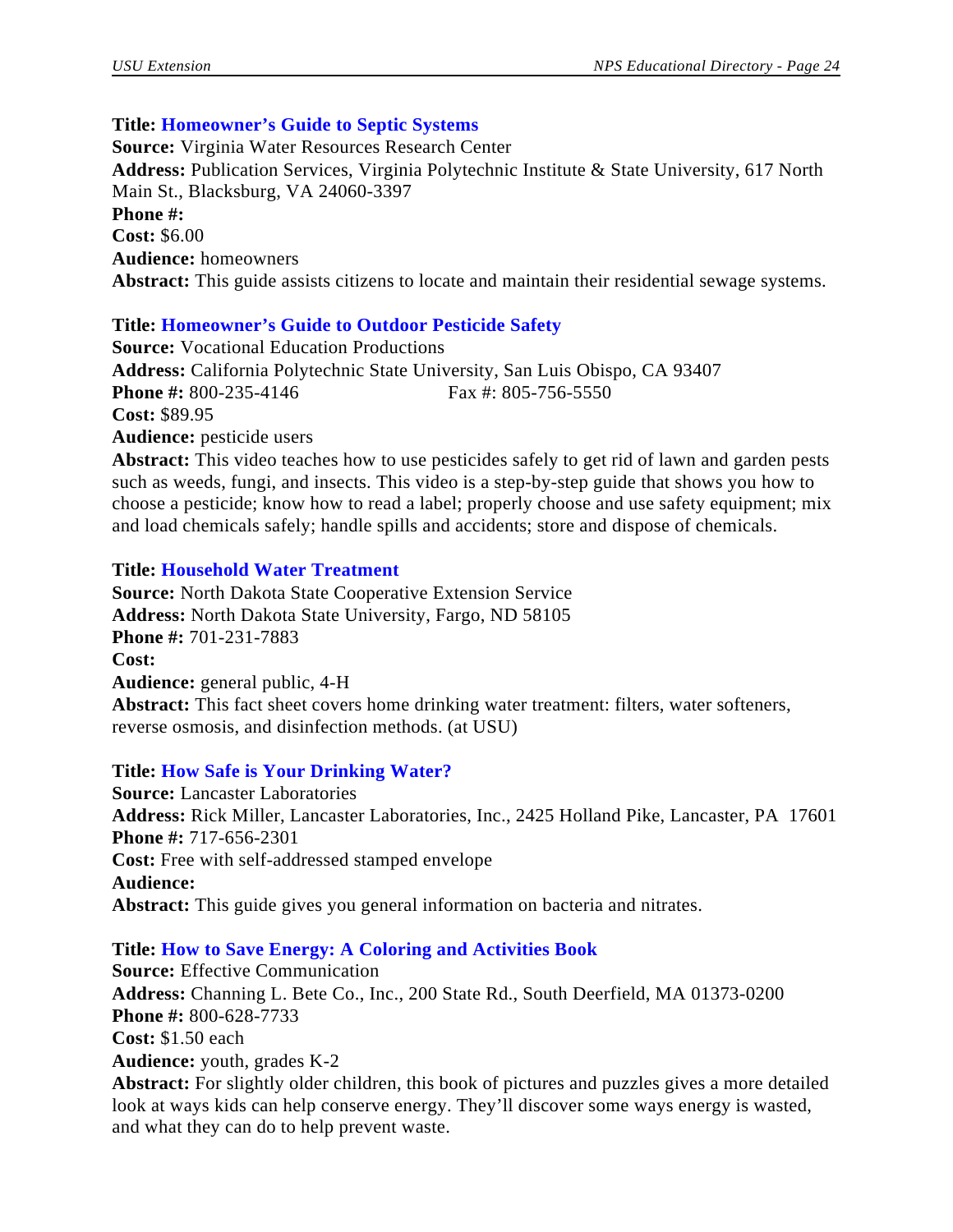**Title: Homeowner's Guide to Septic Systems**
**Source:** Virginia Water Resources Research Center
**Address:** Publication Services, Virginia Polytechnic Institute & State University, 617 North Main St., Blacksburg, VA 24060-3397
**Phone #:**
**Cost:** $6.00
**Audience:** homeowners
**Abstract:** This guide assists citizens to locate and maintain their residential sewage systems.

**Title: Homeowner's Guide to Outdoor Pesticide Safety**
**Source:** Vocational Education Productions
**Address:** California Polytechnic State University, San Luis Obispo, CA 93407
**Phone #:** 800-235-4146 Fax #: 805-756-5550
**Cost:** $89.95
**Audience:** pesticide users
**Abstract:** This video teaches how to use pesticides safely to get rid of lawn and garden pests such as weeds, fungi, and insects. This video is a step-by-step guide that shows you how to choose a pesticide; know how to read a label; properly choose and use safety equipment; mix and load chemicals safely; handle spills and accidents; store and dispose of chemicals.

**Title: Household Water Treatment**
**Source:** North Dakota State Cooperative Extension Service
**Address:** North Dakota State University, Fargo, ND 58105
**Phone #:** 701-231-7883
**Cost:**
**Audience:** general public, 4-H
**Abstract:** This fact sheet covers home drinking water treatment: filters, water softeners, reverse osmosis, and disinfection methods. (at USU)

**Title: How Safe is Your Drinking Water?**
**Source:** Lancaster Laboratories
**Address:** Rick Miller, Lancaster Laboratories, Inc., 2425 Holland Pike, Lancaster, PA 17601
**Phone #:** 717-656-2301
**Cost:** Free with self-addressed stamped envelope
**Audience:**
**Abstract:** This guide gives you general information on bacteria and nitrates.

**Title: How to Save Energy: A Coloring and Activities Book**
**Source:** Effective Communication
**Address:** Channing L. Bete Co., Inc., 200 State Rd., South Deerfield, MA 01373-0200
**Phone #:** 800-628-7733
**Cost:** $1.50 each
**Audience:** youth, grades K-2
**Abstract:** For slightly older children, this book of pictures and puzzles gives a more detailed look at ways kids can help conserve energy. They'll discover some ways energy is wasted, and what they can do to help prevent waste.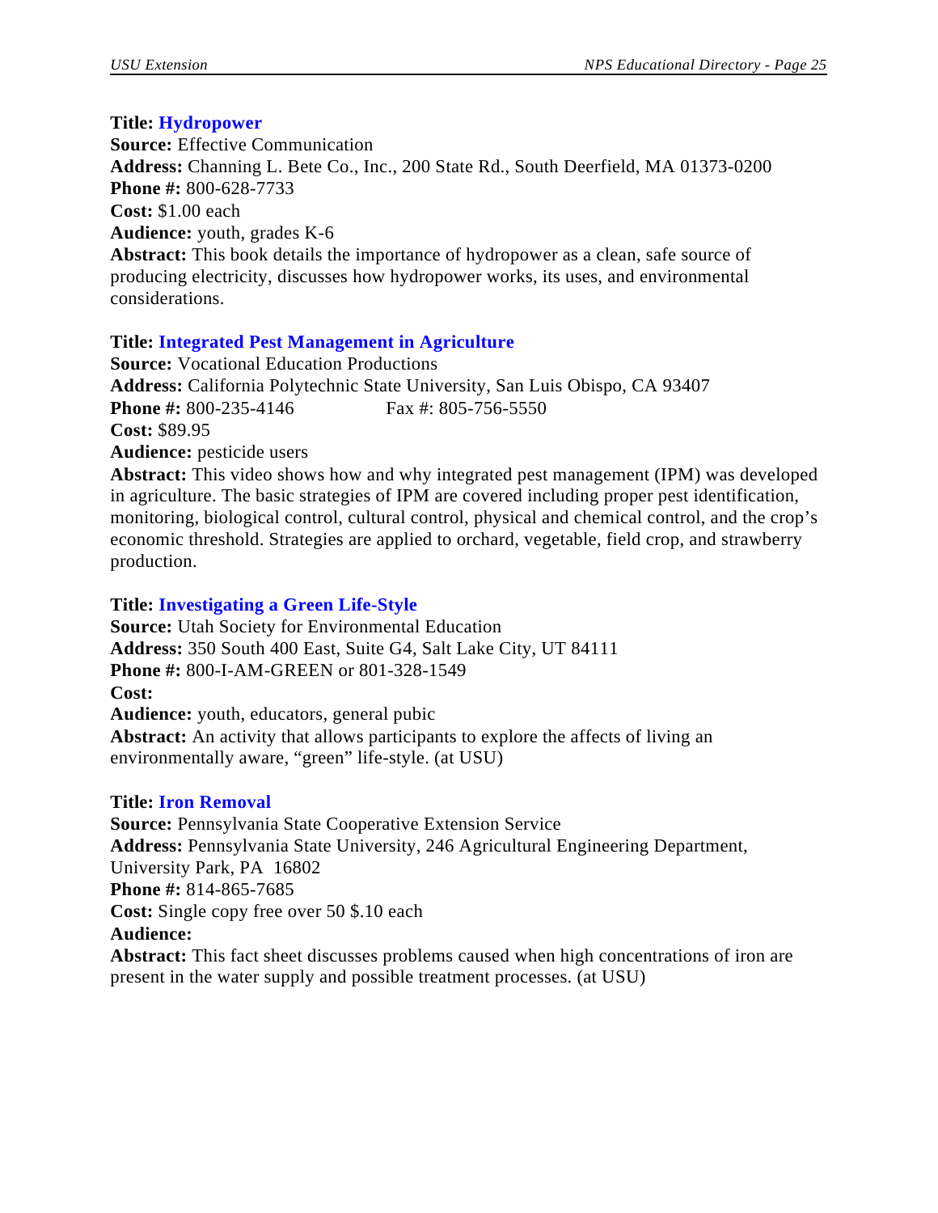**Title: Hydropower**
**Source:** Effective Communication
**Address:** Channing L. Bete Co., Inc., 200 State Rd., South Deerfield, MA 01373-0200
**Phone #:** 800-628-7733
**Cost:** $1.00 each
**Audience:** youth, grades K-6
**Abstract:** This book details the importance of hydropower as a clean, safe source of producing electricity, discusses how hydropower works, its uses, and environmental considerations.

**Title: Integrated Pest Management in Agriculture**
**Source:** Vocational Education Productions
**Address:** California Polytechnic State University, San Luis Obispo, CA 93407
**Phone #:** 800-235-4146 Fax #: 805-756-5550
**Cost:** $89.95
**Audience:** pesticide users
**Abstract:** This video shows how and why integrated pest management (IPM) was developed in agriculture. The basic strategies of IPM are covered including proper pest identification, monitoring, biological control, cultural control, physical and chemical control, and the crop's economic threshold. Strategies are applied to orchard, vegetable, field crop, and strawberry production.

**Title: Investigating a Green Life-Style**
**Source:** Utah Society for Environmental Education
**Address:** 350 South 400 East, Suite G4, Salt Lake City, UT 84111
**Phone #:** 800-I-AM-GREEN or 801-328-1549
**Cost:**
**Audience:** youth, educators, general pubic
**Abstract:** An activity that allows participants to explore the affects of living an environmentally aware, "green" life-style. (at USU)

**Title: Iron Removal**
**Source:** Pennsylvania State Cooperative Extension Service
**Address:** Pennsylvania State University, 246 Agricultural Engineering Department, University Park, PA 16802
**Phone #:** 814-865-7685
**Cost:** Single copy free over 50 $.10 each
**Audience:**
**Abstract:** This fact sheet discusses problems caused when high concentrations of iron are present in the water supply and possible treatment processes. (at USU)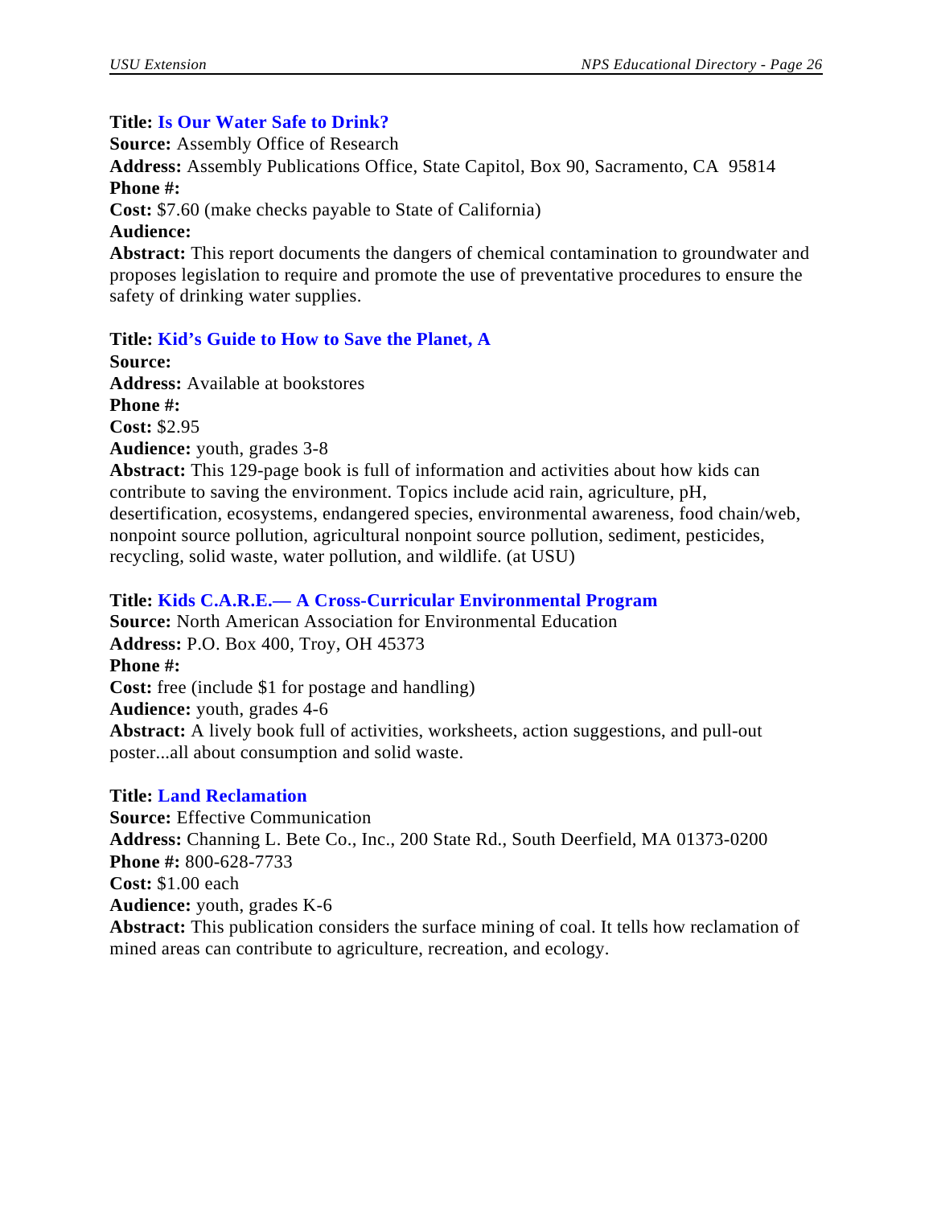**Title:** **Is Our Water Safe to Drink?**
**Source:** Assembly Office of Research
**Address:** Assembly Publications Office, State Capitol, Box 90, Sacramento, CA 95814
**Phone #:**
**Cost:** $7.60 (make checks payable to State of California)
**Audience:**
**Abstract:** This report documents the dangers of chemical contamination to groundwater and proposes legislation to require and promote the use of preventative procedures to ensure the safety of drinking water supplies.

**Title:** **Kid's Guide to How to Save the Planet, A**
**Source:**
**Address:** Available at bookstores
**Phone #:**
**Cost:** $2.95
**Audience:** youth, grades 3-8
**Abstract:** This 129-page book is full of information and activities about how kids can contribute to saving the environment. Topics include acid rain, agriculture, pH, desertification, ecosystems, endangered species, environmental awareness, food chain/web, nonpoint source pollution, agricultural nonpoint source pollution, sediment, pesticides, recycling, solid waste, water pollution, and wildlife. (at USU)

**Title:** **Kids C.A.R.E.— A Cross-Curricular Environmental Program**
**Source:** North American Association for Environmental Education
**Address:** P.O. Box 400, Troy, OH 45373
**Phone #:**
**Cost:** free (include $1 for postage and handling)
**Audience:** youth, grades 4-6
**Abstract:** A lively book full of activities, worksheets, action suggestions, and pull-out poster...all about consumption and solid waste.

**Title:** **Land Reclamation**
**Source:** Effective Communication
**Address:** Channing L. Bete Co., Inc., 200 State Rd., South Deerfield, MA 01373-0200
**Phone #:** 800-628-7733
**Cost:** $1.00 each
**Audience:** youth, grades K-6
**Abstract:** This publication considers the surface mining of coal. It tells how reclamation of mined areas can contribute to agriculture, recreation, and ecology.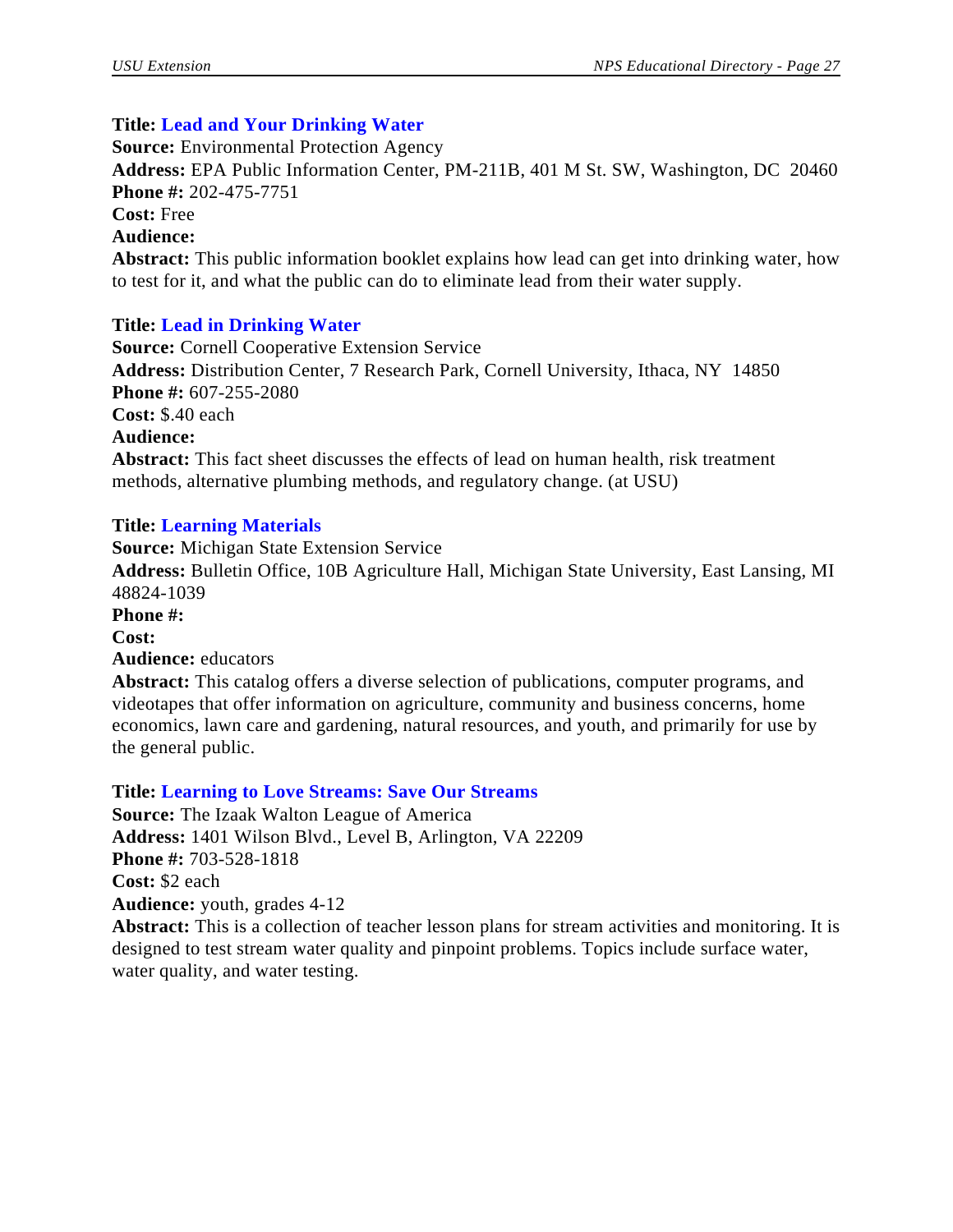**Title: Lead and Your Drinking Water**
**Source:** Environmental Protection Agency
**Address:** EPA Public Information Center, PM-211B, 401 M St. SW, Washington, DC 20460
**Phone #:** 202-475-7751
**Cost:** Free
**Audience:**
**Abstract:** This public information booklet explains how lead can get into drinking water, how to test for it, and what the public can do to eliminate lead from their water supply.

**Title: Lead in Drinking Water**
**Source:** Cornell Cooperative Extension Service
**Address:** Distribution Center, 7 Research Park, Cornell University, Ithaca, NY 14850
**Phone #:** 607-255-2080
**Cost:** $.40 each
**Audience:**
**Abstract:** This fact sheet discusses the effects of lead on human health, risk treatment methods, alternative plumbing methods, and regulatory change. (at USU)

**Title: Learning Materials**
**Source:** Michigan State Extension Service
**Address:** Bulletin Office, 10B Agriculture Hall, Michigan State University, East Lansing, MI 48824-1039
**Phone #:**
**Cost:**
**Audience:** educators
**Abstract:** This catalog offers a diverse selection of publications, computer programs, and videotapes that offer information on agriculture, community and business concerns, home economics, lawn care and gardening, natural resources, and youth, and primarily for use by the general public.

**Title: Learning to Love Streams: Save Our Streams**
**Source:** The Izaak Walton League of America
**Address:** 1401 Wilson Blvd., Level B, Arlington, VA 22209
**Phone #:** 703-528-1818
**Cost:** $2 each
**Audience:** youth, grades 4-12
**Abstract:** This is a collection of teacher lesson plans for stream activities and monitoring. It is designed to test stream water quality and pinpoint problems. Topics include surface water, water quality, and water testing.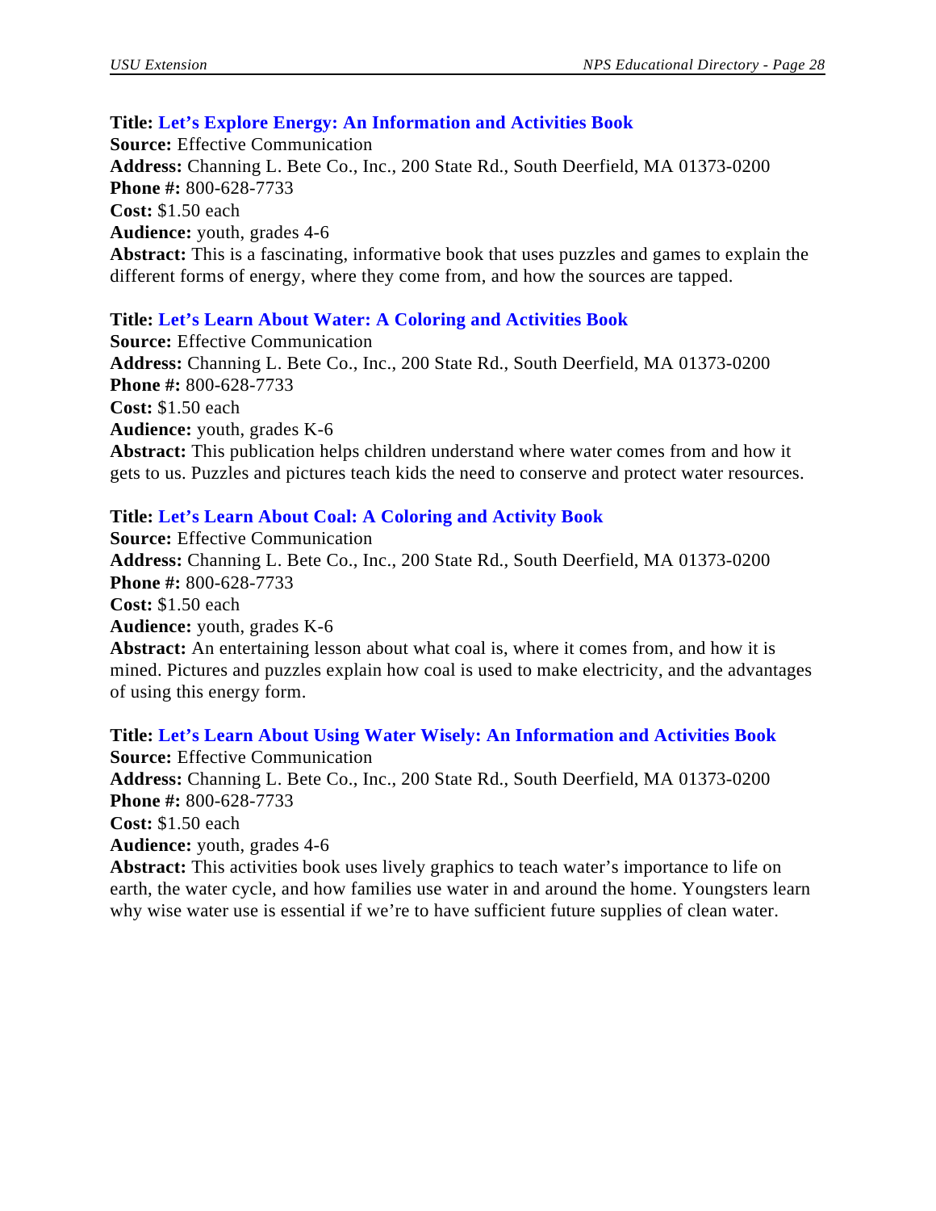**Title: Let's Explore Energy: An Information and Activities Book**
**Source:** Effective Communication
**Address:** Channing L. Bete Co., Inc., 200 State Rd., South Deerfield, MA 01373-0200
**Phone #:** 800-628-7733
**Cost:** $1.50 each
**Audience:** youth, grades 4-6
**Abstract:** This is a fascinating, informative book that uses puzzles and games to explain the different forms of energy, where they come from, and how the sources are tapped.

**Title: Let's Learn About Water: A Coloring and Activities Book**
**Source:** Effective Communication
**Address:** Channing L. Bete Co., Inc., 200 State Rd., South Deerfield, MA 01373-0200
**Phone #:** 800-628-7733
**Cost:** $1.50 each
**Audience:** youth, grades K-6
**Abstract:** This publication helps children understand where water comes from and how it gets to us. Puzzles and pictures teach kids the need to conserve and protect water resources.

**Title: Let's Learn About Coal: A Coloring and Activity Book**
**Source:** Effective Communication
**Address:** Channing L. Bete Co., Inc., 200 State Rd., South Deerfield, MA 01373-0200
**Phone #:** 800-628-7733
**Cost:** $1.50 each
**Audience:** youth, grades K-6
**Abstract:** An entertaining lesson about what coal is, where it comes from, and how it is mined. Pictures and puzzles explain how coal is used to make electricity, and the advantages of using this energy form.

**Title: Let's Learn About Using Water Wisely: An Information and Activities Book**
**Source:** Effective Communication
**Address:** Channing L. Bete Co., Inc., 200 State Rd., South Deerfield, MA 01373-0200
**Phone #:** 800-628-7733
**Cost:** $1.50 each
**Audience:** youth, grades 4-6
**Abstract:** This activities book uses lively graphics to teach water's importance to life on earth, the water cycle, and how families use water in and around the home. Youngsters learn why wise water use is essential if we're to have sufficient future supplies of clean water.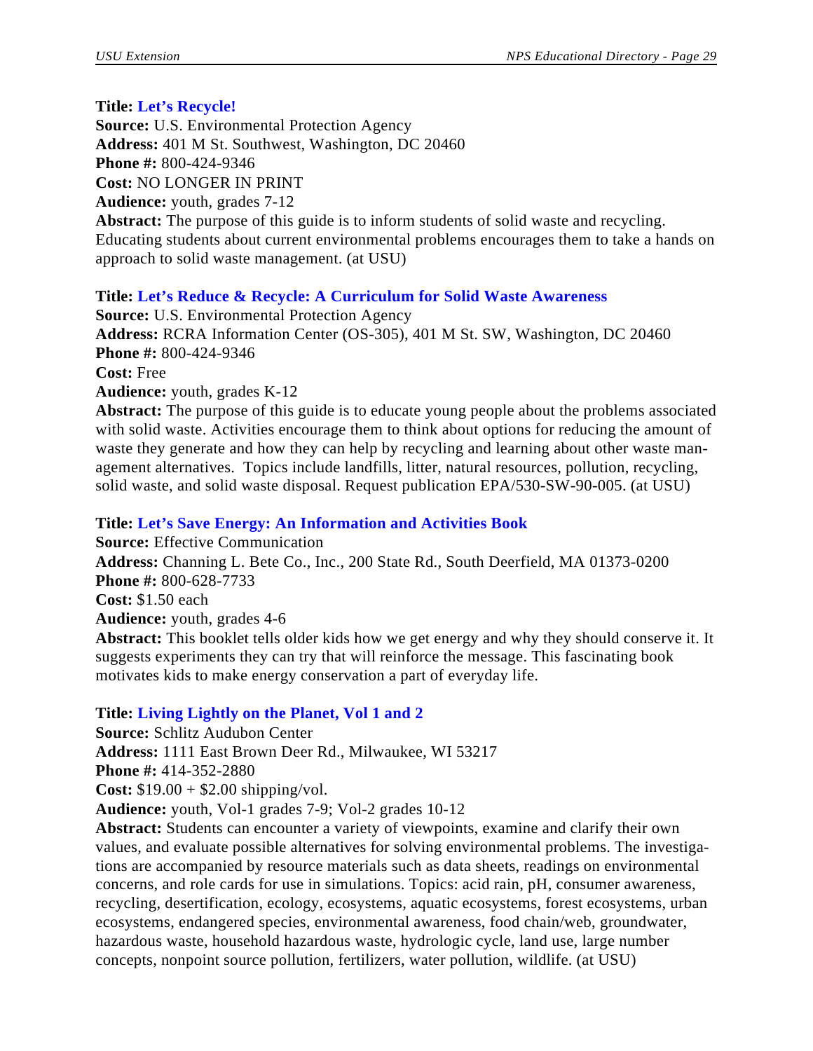**Title: Let's Recycle!**
**Source:** U.S. Environmental Protection Agency
**Address:** 401 M St. Southwest, Washington, DC 20460
**Phone #:** 800-424-9346
**Cost:** NO LONGER IN PRINT
**Audience:** youth, grades 7-12
**Abstract:** The purpose of this guide is to inform students of solid waste and recycling. Educating students about current environmental problems encourages them to take a hands on approach to solid waste management. (at USU)

**Title: Let's Reduce & Recycle: A Curriculum for Solid Waste Awareness**
**Source:** U.S. Environmental Protection Agency
**Address:** RCRA Information Center (OS-305), 401 M St. SW, Washington, DC 20460
**Phone #:** 800-424-9346
**Cost:** Free
**Audience:** youth, grades K-12
**Abstract:** The purpose of this guide is to educate young people about the problems associated with solid waste. Activities encourage them to think about options for reducing the amount of waste they generate and how they can help by recycling and learning about other waste management alternatives. Topics include landfills, litter, natural resources, pollution, recycling, solid waste, and solid waste disposal. Request publication EPA/530-SW-90-005. (at USU)

**Title: Let's Save Energy: An Information and Activities Book**
**Source:** Effective Communication
**Address:** Channing L. Bete Co., Inc., 200 State Rd., South Deerfield, MA 01373-0200
**Phone #:** 800-628-7733
**Cost:** $1.50 each
**Audience:** youth, grades 4-6
**Abstract:** This booklet tells older kids how we get energy and why they should conserve it. It suggests experiments they can try that will reinforce the message. This fascinating book motivates kids to make energy conservation a part of everyday life.

**Title: Living Lightly on the Planet, Vol 1 and 2**
**Source:** Schlitz Audubon Center
**Address:** 1111 East Brown Deer Rd., Milwaukee, WI 53217
**Phone #:** 414-352-2880
**Cost:** $19.00 + $2.00 shipping/vol.
**Audience:** youth, Vol-1 grades 7-9; Vol-2 grades 10-12
**Abstract:** Students can encounter a variety of viewpoints, examine and clarify their own values, and evaluate possible alternatives for solving environmental problems. The investigations are accompanied by resource materials such as data sheets, readings on environmental concerns, and role cards for use in simulations. Topics: acid rain, pH, consumer awareness, recycling, desertification, ecology, ecosystems, aquatic ecosystems, forest ecosystems, urban ecosystems, endangered species, environmental awareness, food chain/web, groundwater, hazardous waste, household hazardous waste, hydrologic cycle, land use, large number concepts, nonpoint source pollution, fertilizers, water pollution, wildlife. (at USU)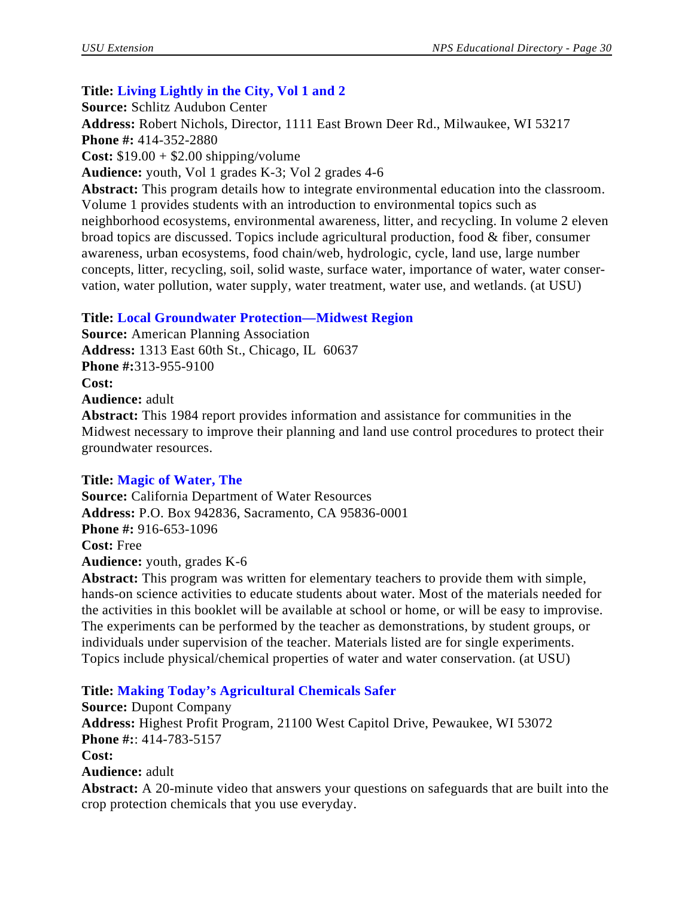**Title: Living Lightly in the City, Vol 1 and 2**
**Source:** Schlitz Audubon Center
**Address:** Robert Nichols, Director, 1111 East Brown Deer Rd., Milwaukee, WI 53217
**Phone #:** 414-352-2880
**Cost:** $19.00 + $2.00 shipping/volume
**Audience:** youth, Vol 1 grades K-3; Vol 2 grades 4-6
**Abstract:** This program details how to integrate environmental education into the classroom. Volume 1 provides students with an introduction to environmental topics such as neighborhood ecosystems, environmental awareness, litter, and recycling. In volume 2 eleven broad topics are discussed. Topics include agricultural production, food & fiber, consumer awareness, urban ecosystems, food chain/web, hydrologic, cycle, land use, large number concepts, litter, recycling, soil, solid waste, surface water, importance of water, water conservation, water pollution, water supply, water treatment, water use, and wetlands. (at USU)

**Title: Local Groundwater Protection—Midwest Region**
**Source:** American Planning Association
**Address:** 1313 East 60th St., Chicago, IL 60637
**Phone #:**313-955-9100
**Cost:**
**Audience:** adult
**Abstract:** This 1984 report provides information and assistance for communities in the Midwest necessary to improve their planning and land use control procedures to protect their groundwater resources.

**Title: Magic of Water, The**
**Source:** California Department of Water Resources
**Address:** P.O. Box 942836, Sacramento, CA 95836-0001
**Phone #:** 916-653-1096
**Cost:** Free
**Audience:** youth, grades K-6
**Abstract:** This program was written for elementary teachers to provide them with simple, hands-on science activities to educate students about water. Most of the materials needed for the activities in this booklet will be available at school or home, or will be easy to improvise. The experiments can be performed by the teacher as demonstrations, by student groups, or individuals under supervision of the teacher. Materials listed are for single experiments. Topics include physical/chemical properties of water and water conservation. (at USU)

**Title: Making Today's Agricultural Chemicals Safer**
**Source:** Dupont Company
**Address:** Highest Profit Program, 21100 West Capitol Drive, Pewaukee, WI 53072
**Phone #:**: 414-783-5157
**Cost:**
**Audience:** adult
**Abstract:** A 20-minute video that answers your questions on safeguards that are built into the crop protection chemicals that you use everyday.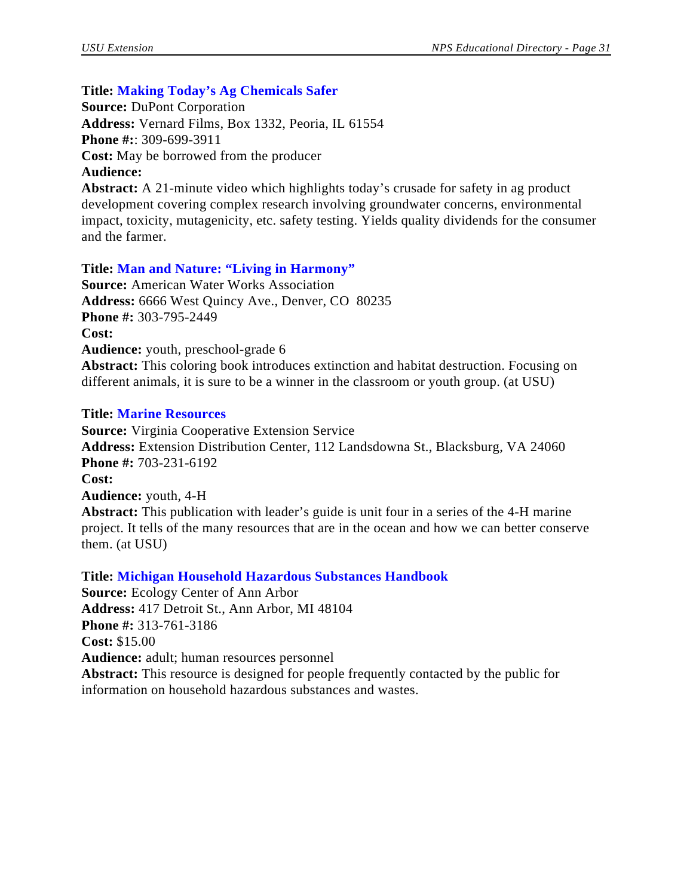**Title: Making Today's Ag Chemicals Safer**
**Source:** DuPont Corporation
**Address:** Vernard Films, Box 1332, Peoria, IL 61554
**Phone #:**: 309-699-3911
**Cost:** May be borrowed from the producer
**Audience:**
**Abstract:** A 21-minute video which highlights today's crusade for safety in ag product development covering complex research involving groundwater concerns, environmental impact, toxicity, mutagenicity, etc. safety testing. Yields quality dividends for the consumer and the farmer.

**Title: Man and Nature: "Living in Harmony"**
**Source:** American Water Works Association
**Address:** 6666 West Quincy Ave., Denver, CO  80235
**Phone #:** 303-795-2449
**Cost:**
**Audience:** youth, preschool-grade 6
**Abstract:** This coloring book introduces extinction and habitat destruction. Focusing on different animals, it is sure to be a winner in the classroom or youth group. (at USU)

**Title: Marine Resources**
**Source:** Virginia Cooperative Extension Service
**Address:** Extension Distribution Center, 112 Landsdowna St., Blacksburg, VA 24060
**Phone #:** 703-231-6192
**Cost:**
**Audience:** youth, 4-H
**Abstract:** This publication with leader's guide is unit four in a series of the 4-H marine project. It tells of the many resources that are in the ocean and how we can better conserve them. (at USU)

**Title: Michigan Household Hazardous Substances Handbook**
**Source:** Ecology Center of Ann Arbor
**Address:** 417 Detroit St., Ann Arbor, MI 48104
**Phone #:** 313-761-3186
**Cost:** $15.00
**Audience:** adult; human resources personnel
**Abstract:** This resource is designed for people frequently contacted by the public for information on household hazardous substances and wastes.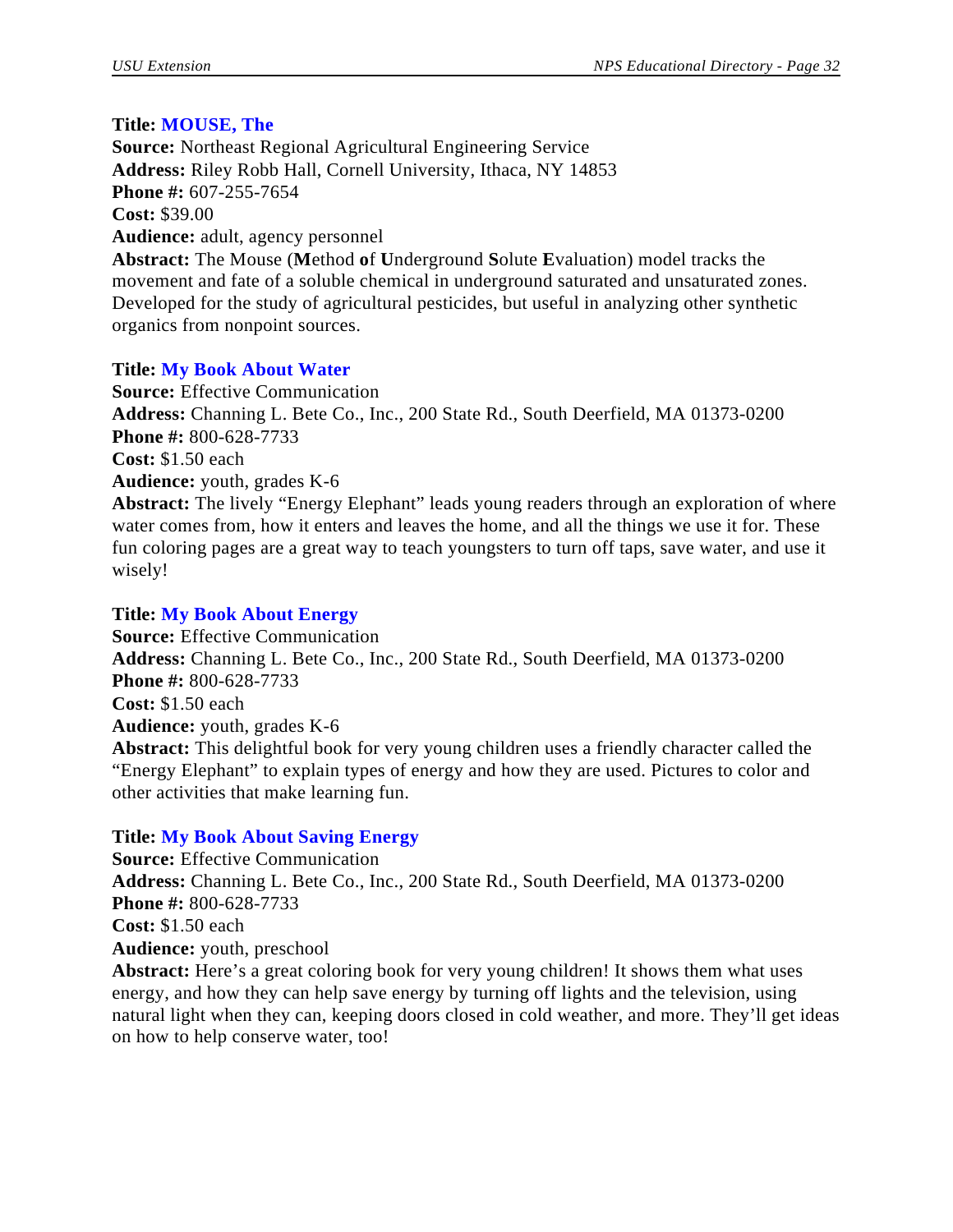**Title: MOUSE, The**
**Source:** Northeast Regional Agricultural Engineering Service
**Address:** Riley Robb Hall, Cornell University, Ithaca, NY 14853
**Phone #:** 607-255-7654
**Cost:** $39.00
**Audience:** adult, agency personnel
**Abstract:** The Mouse (**M**ethod **o**f **U**nderground **S**olute **E**valuation) model tracks the movement and fate of a soluble chemical in underground saturated and unsaturated zones. Developed for the study of agricultural pesticides, but useful in analyzing other synthetic organics from nonpoint sources.

**Title: My Book About Water**
**Source:** Effective Communication
**Address:** Channing L. Bete Co., Inc., 200 State Rd., South Deerfield, MA 01373-0200
**Phone #:** 800-628-7733
**Cost:** $1.50 each
**Audience:** youth, grades K-6
**Abstract:** The lively "Energy Elephant" leads young readers through an exploration of where water comes from, how it enters and leaves the home, and all the things we use it for. These fun coloring pages are a great way to teach youngsters to turn off taps, save water, and use it wisely!

**Title: My Book About Energy**
**Source:** Effective Communication
**Address:** Channing L. Bete Co., Inc., 200 State Rd., South Deerfield, MA 01373-0200
**Phone #:** 800-628-7733
**Cost:** $1.50 each
**Audience:** youth, grades K-6
**Abstract:** This delightful book for very young children uses a friendly character called the "Energy Elephant" to explain types of energy and how they are used. Pictures to color and other activities that make learning fun.

**Title: My Book About Saving Energy**
**Source:** Effective Communication
**Address:** Channing L. Bete Co., Inc., 200 State Rd., South Deerfield, MA 01373-0200
**Phone #:** 800-628-7733
**Cost:** $1.50 each
**Audience:** youth, preschool
**Abstract:** Here's a great coloring book for very young children! It shows them what uses energy, and how they can help save energy by turning off lights and the television, using natural light when they can, keeping doors closed in cold weather, and more. They'll get ideas on how to help conserve water, too!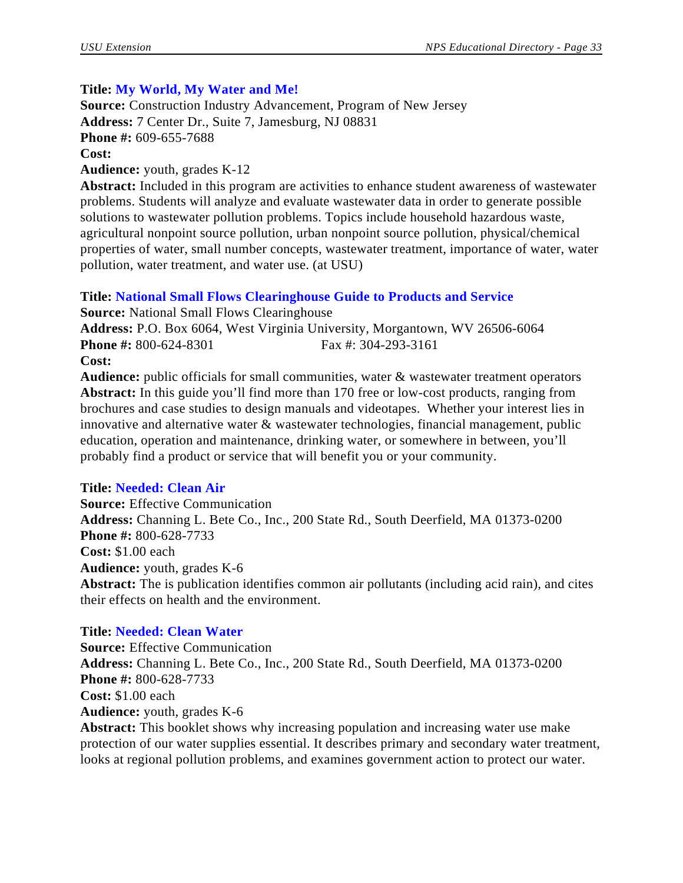**Title: My World, My Water and Me!**
**Source:** Construction Industry Advancement, Program of New Jersey
**Address:** 7 Center Dr., Suite 7, Jamesburg, NJ 08831
**Phone #:** 609-655-7688
**Cost:**
**Audience:** youth, grades K-12
**Abstract:** Included in this program are activities to enhance student awareness of wastewater problems. Students will analyze and evaluate wastewater data in order to generate possible solutions to wastewater pollution problems. Topics include household hazardous waste, agricultural nonpoint source pollution, urban nonpoint source pollution, physical/chemical properties of water, small number concepts, wastewater treatment, importance of water, water pollution, water treatment, and water use. (at USU)

**Title: National Small Flows Clearinghouse Guide to Products and Service**
**Source:** National Small Flows Clearinghouse
**Address:** P.O. Box 6064, West Virginia University, Morgantown, WV 26506-6064
**Phone #:** 800-624-8301 Fax #: 304-293-3161
**Cost:**
**Audience:** public officials for small communities, water & wastewater treatment operators
**Abstract:** In this guide you'll find more than 170 free or low-cost products, ranging from brochures and case studies to design manuals and videotapes. Whether your interest lies in innovative and alternative water & wastewater technologies, financial management, public education, operation and maintenance, drinking water, or somewhere in between, you'll probably find a product or service that will benefit you or your community.

**Title: Needed: Clean Air**
**Source:** Effective Communication
**Address:** Channing L. Bete Co., Inc., 200 State Rd., South Deerfield, MA 01373-0200
**Phone #:** 800-628-7733
**Cost:** $1.00 each
**Audience:** youth, grades K-6
**Abstract:** The is publication identifies common air pollutants (including acid rain), and cites their effects on health and the environment.

**Title: Needed: Clean Water**
**Source:** Effective Communication
**Address:** Channing L. Bete Co., Inc., 200 State Rd., South Deerfield, MA 01373-0200
**Phone #:** 800-628-7733
**Cost:** $1.00 each
**Audience:** youth, grades K-6
**Abstract:** This booklet shows why increasing population and increasing water use make protection of our water supplies essential. It describes primary and secondary water treatment, looks at regional pollution problems, and examines government action to protect our water.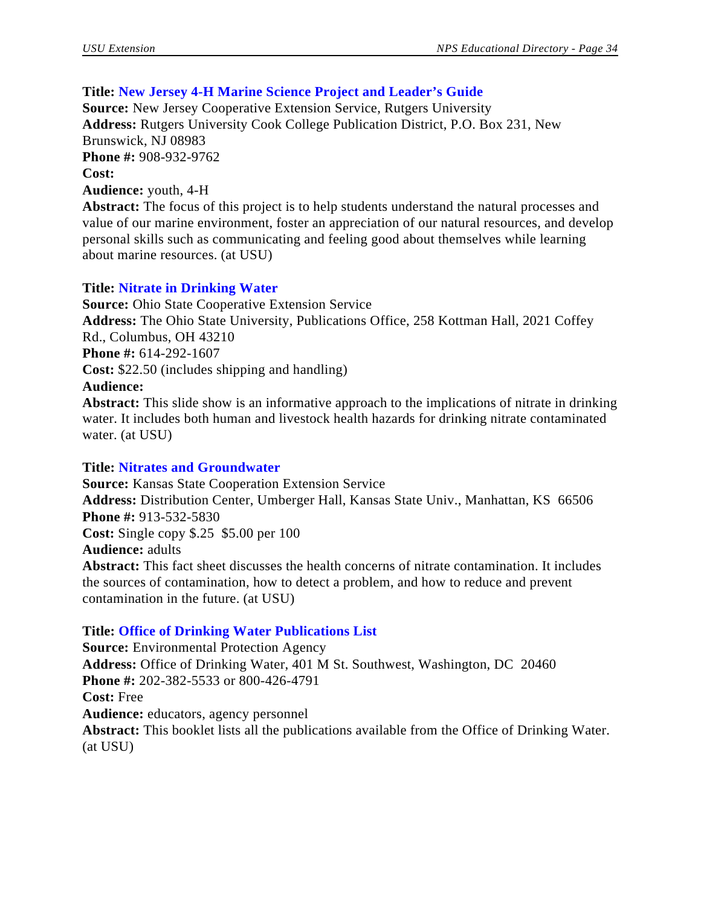**Title: New Jersey 4-H Marine Science Project and Leader's Guide**
**Source:** New Jersey Cooperative Extension Service, Rutgers University
**Address:** Rutgers University Cook College Publication District, P.O. Box 231, New Brunswick, NJ 08983
**Phone #:** 908-932-9762
**Cost:**
**Audience:** youth, 4-H
**Abstract:** The focus of this project is to help students understand the natural processes and value of our marine environment, foster an appreciation of our natural resources, and develop personal skills such as communicating and feeling good about themselves while learning about marine resources. (at USU)

**Title: Nitrate in Drinking Water**
**Source:** Ohio State Cooperative Extension Service
**Address:** The Ohio State University, Publications Office, 258 Kottman Hall, 2021 Coffey Rd., Columbus, OH 43210
**Phone #:** 614-292-1607
**Cost:** $22.50 (includes shipping and handling)
**Audience:**
**Abstract:** This slide show is an informative approach to the implications of nitrate in drinking water. It includes both human and livestock health hazards for drinking nitrate contaminated water. (at USU)

**Title: Nitrates and Groundwater**
**Source:** Kansas State Cooperation Extension Service
**Address:** Distribution Center, Umberger Hall, Kansas State Univ., Manhattan, KS 66506
**Phone #:** 913-532-5830
**Cost:** Single copy $.25 $5.00 per 100
**Audience:** adults
**Abstract:** This fact sheet discusses the health concerns of nitrate contamination. It includes the sources of contamination, how to detect a problem, and how to reduce and prevent contamination in the future. (at USU)

**Title: Office of Drinking Water Publications List**
**Source:** Environmental Protection Agency
**Address:** Office of Drinking Water, 401 M St. Southwest, Washington, DC 20460
**Phone #:** 202-382-5533 or 800-426-4791
**Cost:** Free
**Audience:** educators, agency personnel
**Abstract:** This booklet lists all the publications available from the Office of Drinking Water. (at USU)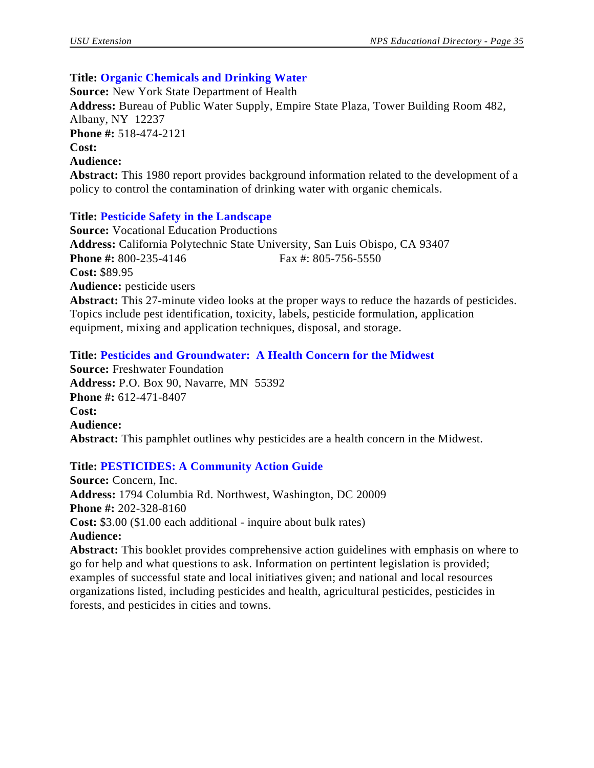**Title: Organic Chemicals and Drinking Water**
**Source:** New York State Department of Health
**Address:** Bureau of Public Water Supply, Empire State Plaza, Tower Building Room 482, Albany, NY 12237
**Phone #:** 518-474-2121
**Cost:**
**Audience:**
**Abstract:** This 1980 report provides background information related to the development of a policy to control the contamination of drinking water with organic chemicals.

**Title: Pesticide Safety in the Landscape**
**Source:** Vocational Education Productions
**Address:** California Polytechnic State University, San Luis Obispo, CA 93407
**Phone #:** 800-235-4146 Fax #: 805-756-5550
**Cost:** $89.95
**Audience:** pesticide users
**Abstract:** This 27-minute video looks at the proper ways to reduce the hazards of pesticides. Topics include pest identification, toxicity, labels, pesticide formulation, application equipment, mixing and application techniques, disposal, and storage.

**Title: Pesticides and Groundwater: A Health Concern for the Midwest**
**Source:** Freshwater Foundation
**Address:** P.O. Box 90, Navarre, MN 55392
**Phone #:** 612-471-8407
**Cost:**
**Audience:**
**Abstract:** This pamphlet outlines why pesticides are a health concern in the Midwest.

**Title: PESTICIDES: A Community Action Guide**
**Source:** Concern, Inc.
**Address:** 1794 Columbia Rd. Northwest, Washington, DC 20009
**Phone #:** 202-328-8160
**Cost:** $3.00 ($1.00 each additional - inquire about bulk rates)
**Audience:**
**Abstract:** This booklet provides comprehensive action guidelines with emphasis on where to go for help and what questions to ask. Information on pertintent legislation is provided; examples of successful state and local initiatives given; and national and local resources organizations listed, including pesticides and health, agricultural pesticides, pesticides in forests, and pesticides in cities and towns.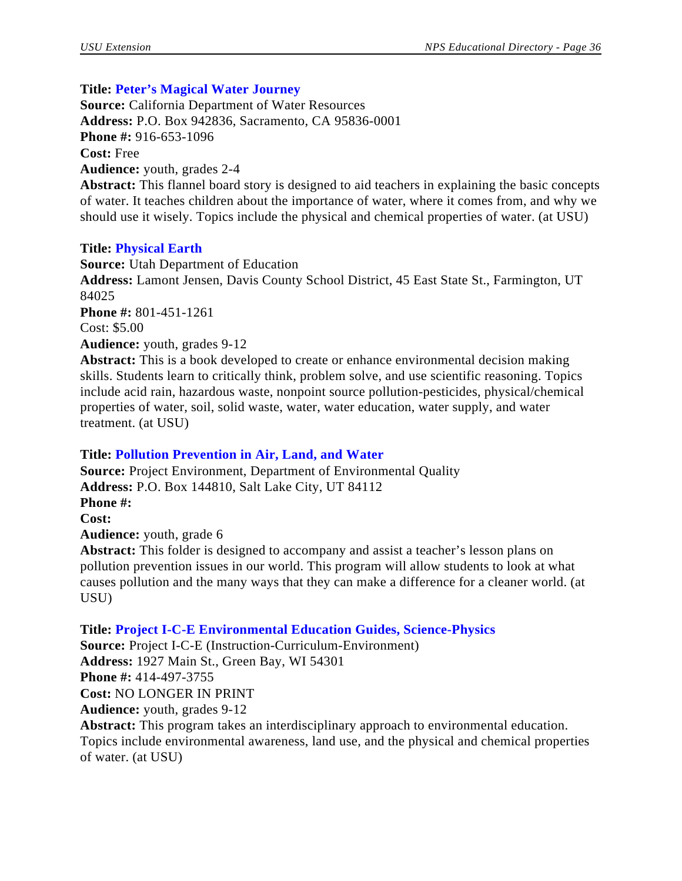**Title: Peter's Magical Water Journey**
**Source:** California Department of Water Resources
**Address:** P.O. Box 942836, Sacramento, CA 95836-0001
**Phone #:** 916-653-1096
**Cost:** Free
**Audience:** youth, grades 2-4
**Abstract:** This flannel board story is designed to aid teachers in explaining the basic concepts of water. It teaches children about the importance of water, where it comes from, and why we should use it wisely. Topics include the physical and chemical properties of water. (at USU)

**Title: Physical Earth**
**Source:** Utah Department of Education
**Address:** Lamont Jensen, Davis County School District, 45 East State St., Farmington, UT 84025
**Phone #:** 801-451-1261
Cost: $5.00
**Audience:** youth, grades 9-12
**Abstract:** This is a book developed to create or enhance environmental decision making skills. Students learn to critically think, problem solve, and use scientific reasoning. Topics include acid rain, hazardous waste, nonpoint source pollution-pesticides, physical/chemical properties of water, soil, solid waste, water, water education, water supply, and water treatment. (at USU)

**Title: Pollution Prevention in Air, Land, and Water**
**Source:** Project Environment, Department of Environmental Quality
**Address:** P.O. Box 144810, Salt Lake City, UT 84112
**Phone #:**
**Cost:**
**Audience:** youth, grade 6
**Abstract:** This folder is designed to accompany and assist a teacher's lesson plans on pollution prevention issues in our world. This program will allow students to look at what causes pollution and the many ways that they can make a difference for a cleaner world. (at USU)

**Title: Project I-C-E Environmental Education Guides, Science-Physics**
**Source:** Project I-C-E (Instruction-Curriculum-Environment)
**Address:** 1927 Main St., Green Bay, WI 54301
**Phone #:** 414-497-3755
**Cost:** NO LONGER IN PRINT
**Audience:** youth, grades 9-12
**Abstract:** This program takes an interdisciplinary approach to environmental education. Topics include environmental awareness, land use, and the physical and chemical properties of water. (at USU)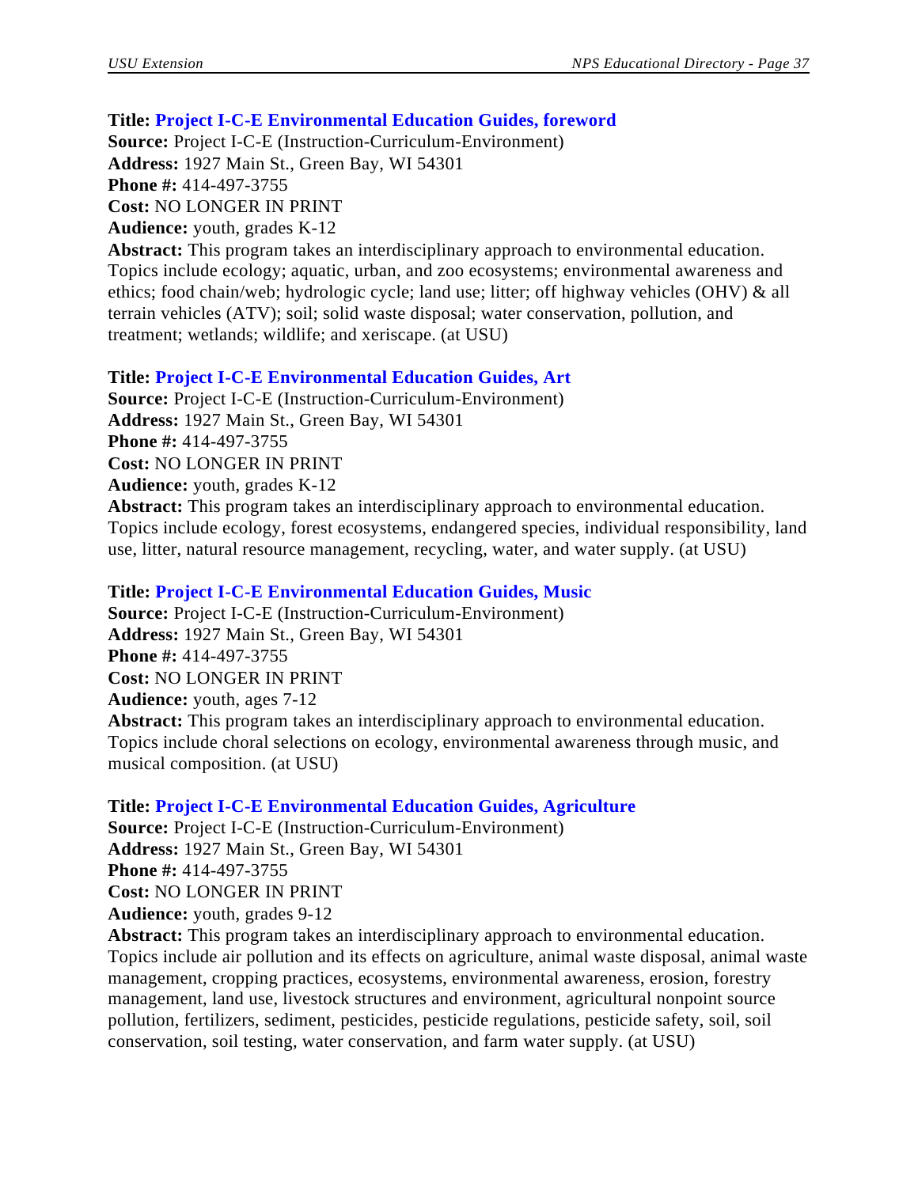**Title:** **Project I-C-E Environmental Education Guides, foreword**
**Source:** Project I-C-E (Instruction-Curriculum-Environment)
**Address:** 1927 Main St., Green Bay, WI 54301
**Phone #:** 414-497-3755
**Cost:** NO LONGER IN PRINT
**Audience:** youth, grades K-12
**Abstract:** This program takes an interdisciplinary approach to environmental education. Topics include ecology; aquatic, urban, and zoo ecosystems; environmental awareness and ethics; food chain/web; hydrologic cycle; land use; litter; off highway vehicles (OHV) & all terrain vehicles (ATV); soil; solid waste disposal; water conservation, pollution, and treatment; wetlands; wildlife; and xeriscape. (at USU)

**Title:** **Project I-C-E Environmental Education Guides, Art**
**Source:** Project I-C-E (Instruction-Curriculum-Environment)
**Address:** 1927 Main St., Green Bay, WI 54301
**Phone #:** 414-497-3755
**Cost:** NO LONGER IN PRINT
**Audience:** youth, grades K-12
**Abstract:** This program takes an interdisciplinary approach to environmental education. Topics include ecology, forest ecosystems, endangered species, individual responsibility, land use, litter, natural resource management, recycling, water, and water supply. (at USU)

**Title:** **Project I-C-E Environmental Education Guides, Music**
**Source:** Project I-C-E (Instruction-Curriculum-Environment)
**Address:** 1927 Main St., Green Bay, WI 54301
**Phone #:** 414-497-3755
**Cost:** NO LONGER IN PRINT
**Audience:** youth, ages 7-12
**Abstract:** This program takes an interdisciplinary approach to environmental education. Topics include choral selections on ecology, environmental awareness through music, and musical composition. (at USU)

**Title:** **Project I-C-E Environmental Education Guides, Agriculture**
**Source:** Project I-C-E (Instruction-Curriculum-Environment)
**Address:** 1927 Main St., Green Bay, WI 54301
**Phone #:** 414-497-3755
**Cost:** NO LONGER IN PRINT
**Audience:** youth, grades 9-12
**Abstract:** This program takes an interdisciplinary approach to environmental education. Topics include air pollution and its effects on agriculture, animal waste disposal, animal waste management, cropping practices, ecosystems, environmental awareness, erosion, forestry management, land use, livestock structures and environment, agricultural nonpoint source pollution, fertilizers, sediment, pesticides, pesticide regulations, pesticide safety, soil, soil conservation, soil testing, water conservation, and farm water supply. (at USU)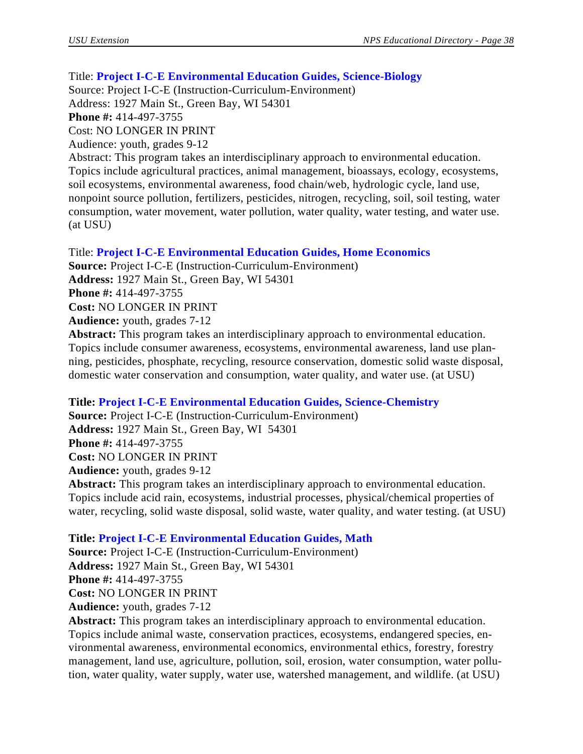Title: **Project I-C-E Environmental Education Guides, Science-Biology**
Source: Project I-C-E (Instruction-Curriculum-Environment)
Address: 1927 Main St., Green Bay, WI 54301
**Phone #:** 414-497-3755
Cost: NO LONGER IN PRINT
Audience: youth, grades 9-12
Abstract: This program takes an interdisciplinary approach to environmental education. Topics include agricultural practices, animal management, bioassays, ecology, ecosystems, soil ecosystems, environmental awareness, food chain/web, hydrologic cycle, land use, nonpoint source pollution, fertilizers, pesticides, nitrogen, recycling, soil, soil testing, water consumption, water movement, water pollution, water quality, water testing, and water use. (at USU)

Title: **Project I-C-E Environmental Education Guides, Home Economics**
**Source:** Project I-C-E (Instruction-Curriculum-Environment)
**Address:** 1927 Main St., Green Bay, WI 54301
**Phone #:** 414-497-3755
**Cost:** NO LONGER IN PRINT
**Audience:** youth, grades 7-12
**Abstract:** This program takes an interdisciplinary approach to environmental education. Topics include consumer awareness, ecosystems, environmental awareness, land use planning, pesticides, phosphate, recycling, resource conservation, domestic solid waste disposal, domestic water conservation and consumption, water quality, and water use. (at USU)

**Title: Project I-C-E Environmental Education Guides, Science-Chemistry**
**Source:** Project I-C-E (Instruction-Curriculum-Environment)
**Address:** 1927 Main St., Green Bay, WI 54301
**Phone #:** 414-497-3755
**Cost:** NO LONGER IN PRINT
**Audience:** youth, grades 9-12
**Abstract:** This program takes an interdisciplinary approach to environmental education. Topics include acid rain, ecosystems, industrial processes, physical/chemical properties of water, recycling, solid waste disposal, solid waste, water quality, and water testing. (at USU)

**Title: Project I-C-E Environmental Education Guides, Math**
**Source:** Project I-C-E (Instruction-Curriculum-Environment)
**Address:** 1927 Main St., Green Bay, WI 54301
**Phone #:** 414-497-3755
**Cost:** NO LONGER IN PRINT
**Audience:** youth, grades 7-12
**Abstract:** This program takes an interdisciplinary approach to environmental education. Topics include animal waste, conservation practices, ecosystems, endangered species, environmental awareness, environmental economics, environmental ethics, forestry, forestry management, land use, agriculture, pollution, soil, erosion, water consumption, water pollution, water quality, water supply, water use, watershed management, and wildlife. (at USU)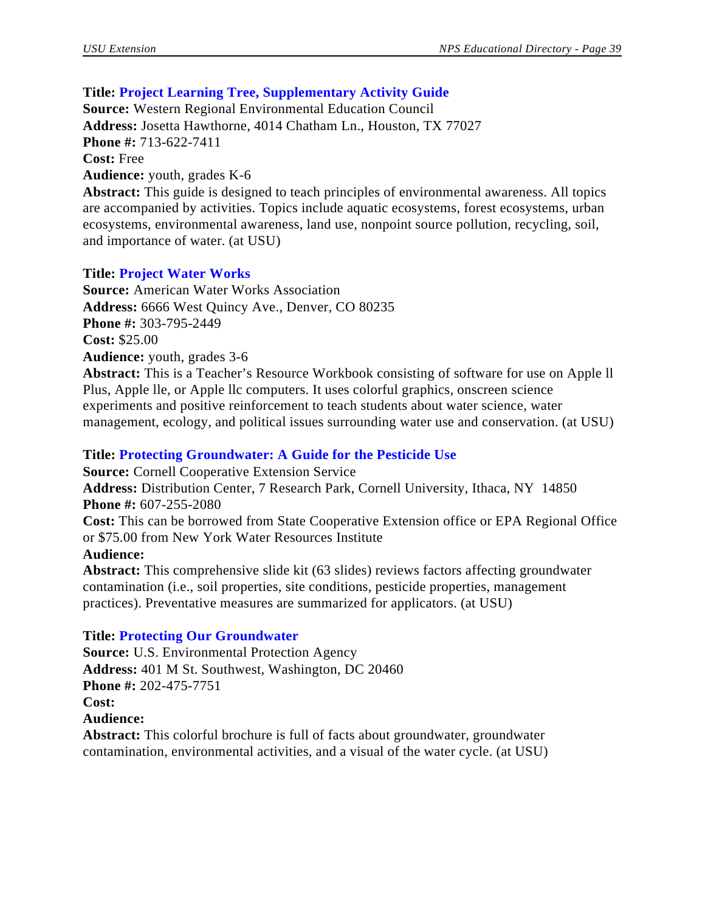**Title: Project Learning Tree, Supplementary Activity Guide**
**Source:** Western Regional Environmental Education Council
**Address:** Josetta Hawthorne, 4014 Chatham Ln., Houston, TX 77027
**Phone #:** 713-622-7411
**Cost:** Free
**Audience:** youth, grades K-6
**Abstract:** This guide is designed to teach principles of environmental awareness. All topics are accompanied by activities. Topics include aquatic ecosystems, forest ecosystems, urban ecosystems, environmental awareness, land use, nonpoint source pollution, recycling, soil, and importance of water. (at USU)

**Title: Project Water Works**
**Source:** American Water Works Association
**Address:** 6666 West Quincy Ave., Denver, CO 80235
**Phone #:** 303-795-2449
**Cost:** $25.00
**Audience:** youth, grades 3-6
**Abstract:** This is a Teacher's Resource Workbook consisting of software for use on Apple ll Plus, Apple lle, or Apple llc computers. It uses colorful graphics, onscreen science experiments and positive reinforcement to teach students about water science, water management, ecology, and political issues surrounding water use and conservation. (at USU)

**Title: Protecting Groundwater: A Guide for the Pesticide Use**
**Source:** Cornell Cooperative Extension Service
**Address:** Distribution Center, 7 Research Park, Cornell University, Ithaca, NY 14850
**Phone #:** 607-255-2080
**Cost:** This can be borrowed from State Cooperative Extension office or EPA Regional Office or $75.00 from New York Water Resources Institute
**Audience:**
**Abstract:** This comprehensive slide kit (63 slides) reviews factors affecting groundwater contamination (i.e., soil properties, site conditions, pesticide properties, management practices). Preventative measures are summarized for applicators. (at USU)

**Title: Protecting Our Groundwater**
**Source:** U.S. Environmental Protection Agency
**Address:** 401 M St. Southwest, Washington, DC 20460
**Phone #:** 202-475-7751
**Cost:**
**Audience:**
**Abstract:** This colorful brochure is full of facts about groundwater, groundwater contamination, environmental activities, and a visual of the water cycle. (at USU)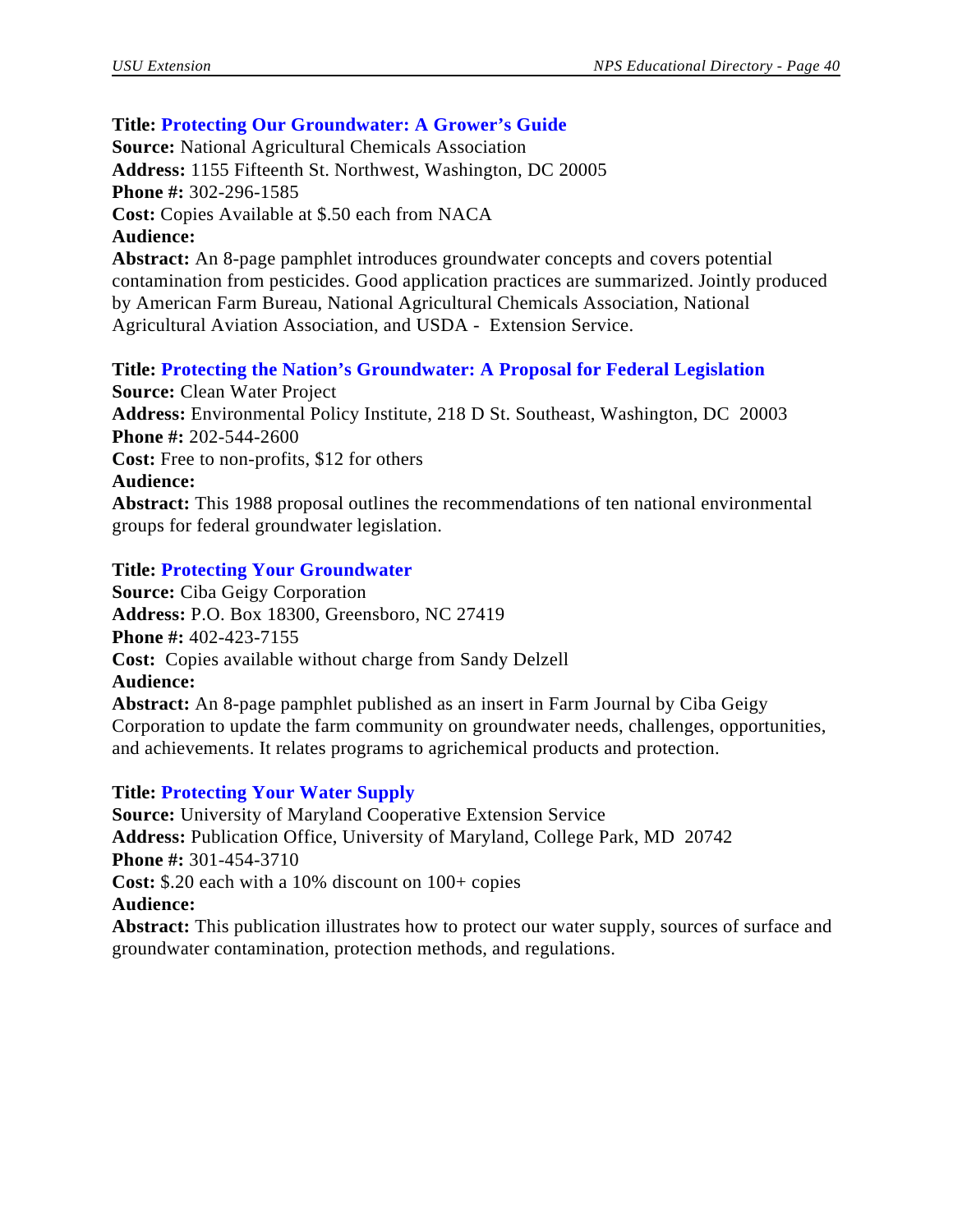**Title: Protecting Our Groundwater: A Grower's Guide**
**Source:** National Agricultural Chemicals Association
**Address:** 1155 Fifteenth St. Northwest, Washington, DC 20005
**Phone #:** 302-296-1585
**Cost:** Copies Available at $.50 each from NACA
**Audience:**
**Abstract:** An 8-page pamphlet introduces groundwater concepts and covers potential contamination from pesticides. Good application practices are summarized. Jointly produced by American Farm Bureau, National Agricultural Chemicals Association, National Agricultural Aviation Association, and USDA - Extension Service.

**Title: Protecting the Nation's Groundwater: A Proposal for Federal Legislation**
**Source:** Clean Water Project
**Address:** Environmental Policy Institute, 218 D St. Southeast, Washington, DC 20003
**Phone #:** 202-544-2600
**Cost:** Free to non-profits, $12 for others
**Audience:**
**Abstract:** This 1988 proposal outlines the recommendations of ten national environmental groups for federal groundwater legislation.

**Title: Protecting Your Groundwater**
**Source:** Ciba Geigy Corporation
**Address:** P.O. Box 18300, Greensboro, NC 27419
**Phone #:** 402-423-7155
**Cost:** Copies available without charge from Sandy Delzell
**Audience:**
**Abstract:** An 8-page pamphlet published as an insert in Farm Journal by Ciba Geigy Corporation to update the farm community on groundwater needs, challenges, opportunities, and achievements. It relates programs to agrichemical products and protection.

**Title: Protecting Your Water Supply**
**Source:** University of Maryland Cooperative Extension Service
**Address:** Publication Office, University of Maryland, College Park, MD 20742
**Phone #:** 301-454-3710
**Cost:** $.20 each with a 10% discount on 100+ copies
**Audience:**
**Abstract:** This publication illustrates how to protect our water supply, sources of surface and groundwater contamination, protection methods, and regulations.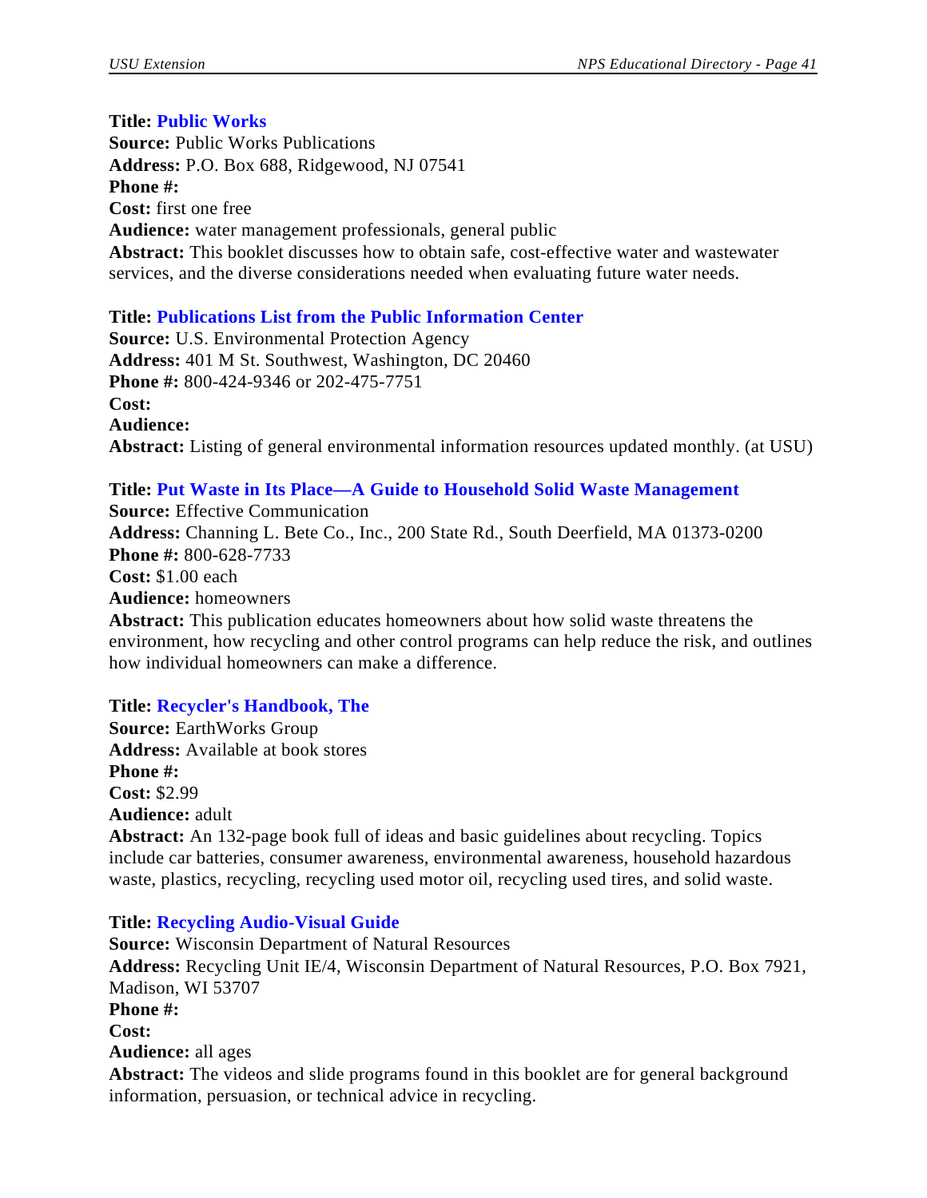**Title:** **Public Works**
**Source:** Public Works Publications
**Address:** P.O. Box 688, Ridgewood, NJ 07541
**Phone #:**
**Cost:** first one free
**Audience:** water management professionals, general public
**Abstract:** This booklet discusses how to obtain safe, cost-effective water and wastewater services, and the diverse considerations needed when evaluating future water needs.

**Title:** **Publications List from the Public Information Center**
**Source:** U.S. Environmental Protection Agency
**Address:** 401 M St. Southwest, Washington, DC 20460
**Phone #:** 800-424-9346 or 202-475-7751
**Cost:**
**Audience:**
**Abstract:** Listing of general environmental information resources updated monthly. (at USU)

**Title:** **Put Waste in Its Place—A Guide to Household Solid Waste Management**
**Source:** Effective Communication
**Address:** Channing L. Bete Co., Inc., 200 State Rd., South Deerfield, MA 01373-0200
**Phone #:** 800-628-7733
**Cost:** $1.00 each
**Audience:** homeowners
**Abstract:** This publication educates homeowners about how solid waste threatens the environment, how recycling and other control programs can help reduce the risk, and outlines how individual homeowners can make a difference.

**Title:** **Recycler's Handbook, The**
**Source:** EarthWorks Group
**Address:** Available at book stores
**Phone #:**
**Cost:** $2.99
**Audience:** adult
**Abstract:** An 132-page book full of ideas and basic guidelines about recycling. Topics include car batteries, consumer awareness, environmental awareness, household hazardous waste, plastics, recycling, recycling used motor oil, recycling used tires, and solid waste.

**Title:** **Recycling Audio-Visual Guide**
**Source:** Wisconsin Department of Natural Resources
**Address:** Recycling Unit IE/4, Wisconsin Department of Natural Resources, P.O. Box 7921, Madison, WI 53707
**Phone #:**
**Cost:**
**Audience:** all ages
**Abstract:** The videos and slide programs found in this booklet are for general background information, persuasion, or technical advice in recycling.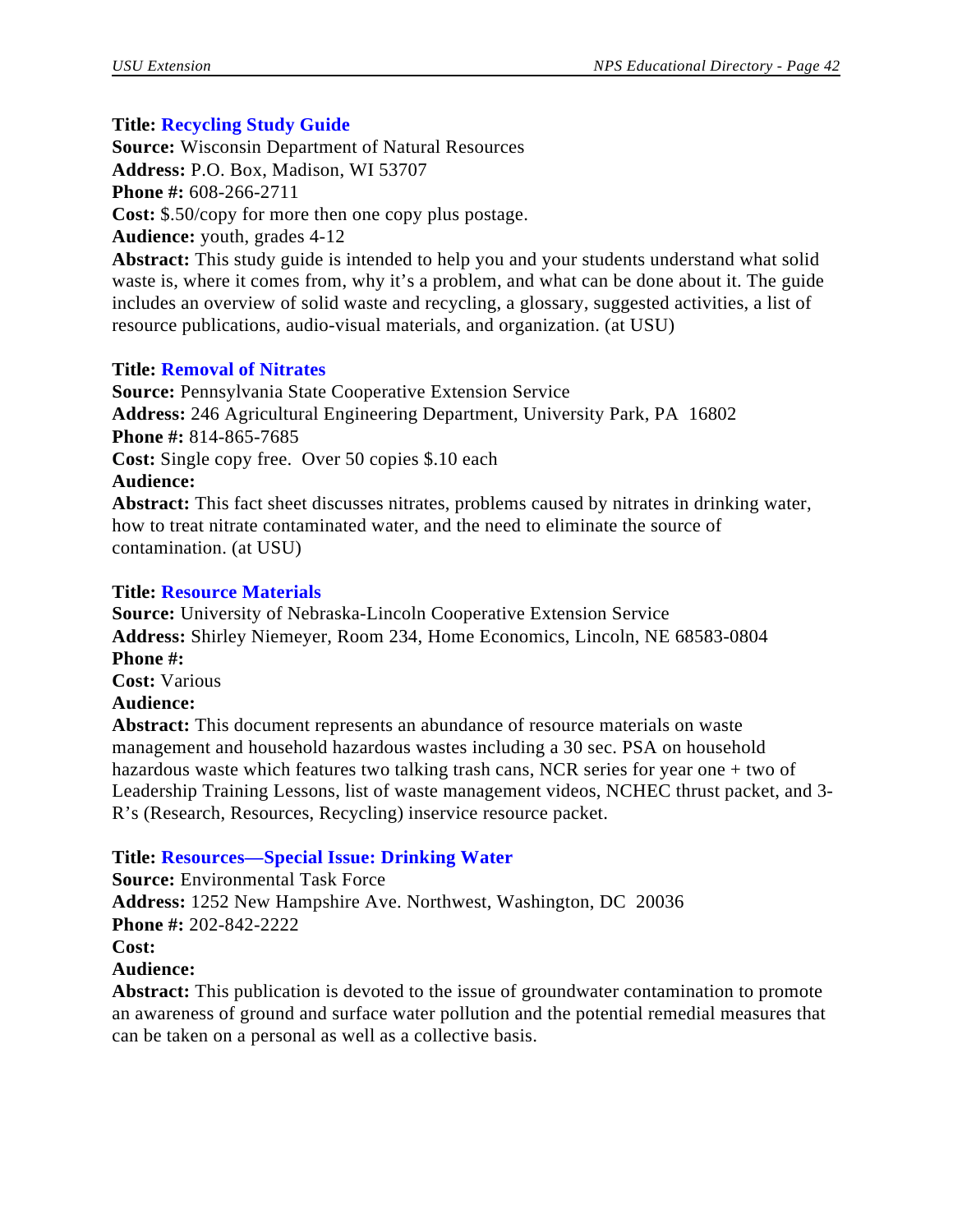**Title: Recycling Study Guide**
**Source:** Wisconsin Department of Natural Resources
**Address:** P.O. Box, Madison, WI 53707
**Phone #:** 608-266-2711
**Cost:** $.50/copy for more then one copy plus postage.
**Audience:** youth, grades 4-12
**Abstract:** This study guide is intended to help you and your students understand what solid waste is, where it comes from, why it's a problem, and what can be done about it. The guide includes an overview of solid waste and recycling, a glossary, suggested activities, a list of resource publications, audio-visual materials, and organization. (at USU)

**Title: Removal of Nitrates**
**Source:** Pennsylvania State Cooperative Extension Service
**Address:** 246 Agricultural Engineering Department, University Park, PA 16802
**Phone #:** 814-865-7685
**Cost:** Single copy free. Over 50 copies $.10 each
**Audience:**
**Abstract:** This fact sheet discusses nitrates, problems caused by nitrates in drinking water, how to treat nitrate contaminated water, and the need to eliminate the source of contamination. (at USU)

**Title: Resource Materials**
**Source:** University of Nebraska-Lincoln Cooperative Extension Service
**Address:** Shirley Niemeyer, Room 234, Home Economics, Lincoln, NE 68583-0804
**Phone #:**
**Cost:** Various
**Audience:**
**Abstract:** This document represents an abundance of resource materials on waste management and household hazardous wastes including a 30 sec. PSA on household hazardous waste which features two talking trash cans, NCR series for year one + two of Leadership Training Lessons, list of waste management videos, NCHEC thrust packet, and 3-R's (Research, Resources, Recycling) inservice resource packet.

**Title: Resources—Special Issue: Drinking Water**
**Source:** Environmental Task Force
**Address:** 1252 New Hampshire Ave. Northwest, Washington, DC 20036
**Phone #:** 202-842-2222
**Cost:**
**Audience:**
**Abstract:** This publication is devoted to the issue of groundwater contamination to promote an awareness of ground and surface water pollution and the potential remedial measures that can be taken on a personal as well as a collective basis.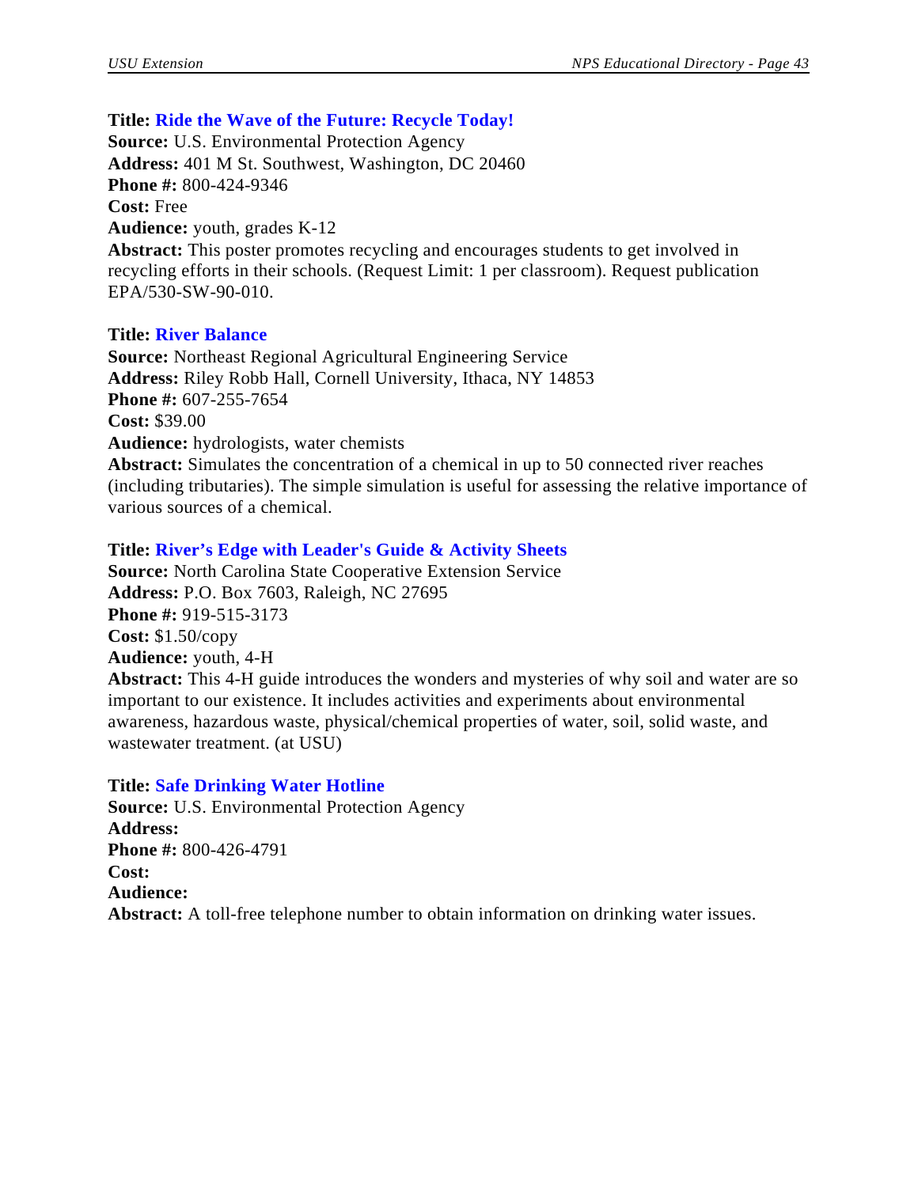**Title:** **Ride the Wave of the Future: Recycle Today!**
**Source:** U.S. Environmental Protection Agency
**Address:** 401 M St. Southwest, Washington, DC 20460
**Phone #:** 800-424-9346
**Cost:** Free
**Audience:** youth, grades K-12
**Abstract:** This poster promotes recycling and encourages students to get involved in recycling efforts in their schools. (Request Limit: 1 per classroom). Request publication EPA/530-SW-90-010.

**Title:** **River Balance**
**Source:** Northeast Regional Agricultural Engineering Service
**Address:** Riley Robb Hall, Cornell University, Ithaca, NY 14853
**Phone #:** 607-255-7654
**Cost:** $39.00
**Audience:** hydrologists, water chemists
**Abstract:** Simulates the concentration of a chemical in up to 50 connected river reaches (including tributaries). The simple simulation is useful for assessing the relative importance of various sources of a chemical.

**Title:** **River's Edge with Leader's Guide & Activity Sheets**
**Source:** North Carolina State Cooperative Extension Service
**Address:** P.O. Box 7603, Raleigh, NC 27695
**Phone #:** 919-515-3173
**Cost:** $1.50/copy
**Audience:** youth, 4-H
**Abstract:** This 4-H guide introduces the wonders and mysteries of why soil and water are so important to our existence. It includes activities and experiments about environmental awareness, hazardous waste, physical/chemical properties of water, soil, solid waste, and wastewater treatment. (at USU)

**Title:** **Safe Drinking Water Hotline**
**Source:** U.S. Environmental Protection Agency
**Address:**
**Phone #:** 800-426-4791
**Cost:**
**Audience:**
**Abstract:** A toll-free telephone number to obtain information on drinking water issues.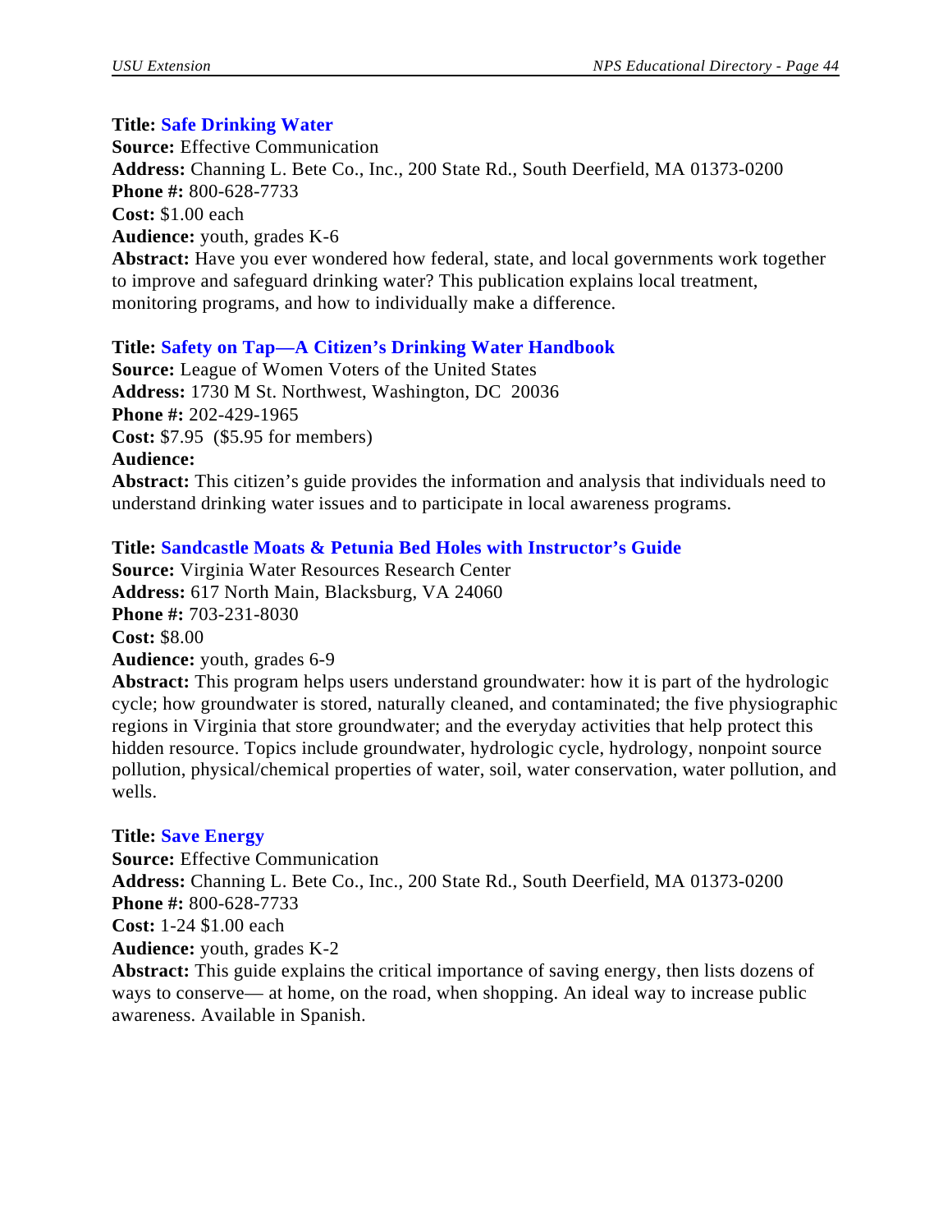**Title:** **Safe Drinking Water**
**Source:** Effective Communication
**Address:** Channing L. Bete Co., Inc., 200 State Rd., South Deerfield, MA 01373-0200
**Phone #:** 800-628-7733
**Cost:** $1.00 each
**Audience:** youth, grades K-6
**Abstract:** Have you ever wondered how federal, state, and local governments work together to improve and safeguard drinking water? This publication explains local treatment, monitoring programs, and how to individually make a difference.

**Title:** **Safety on Tap—A Citizen's Drinking Water Handbook**
**Source:** League of Women Voters of the United States
**Address:** 1730 M St. Northwest, Washington, DC 20036
**Phone #:** 202-429-1965
**Cost:** $7.95 ($5.95 for members)
**Audience:**
**Abstract:** This citizen's guide provides the information and analysis that individuals need to understand drinking water issues and to participate in local awareness programs.

**Title:** **Sandcastle Moats & Petunia Bed Holes with Instructor's Guide**
**Source:** Virginia Water Resources Research Center
**Address:** 617 North Main, Blacksburg, VA 24060
**Phone #:** 703-231-8030
**Cost:** $8.00
**Audience:** youth, grades 6-9
**Abstract:** This program helps users understand groundwater: how it is part of the hydrologic cycle; how groundwater is stored, naturally cleaned, and contaminated; the five physiographic regions in Virginia that store groundwater; and the everyday activities that help protect this hidden resource. Topics include groundwater, hydrologic cycle, hydrology, nonpoint source pollution, physical/chemical properties of water, soil, water conservation, water pollution, and wells.

**Title:** **Save Energy**
**Source:** Effective Communication
**Address:** Channing L. Bete Co., Inc., 200 State Rd., South Deerfield, MA 01373-0200
**Phone #:** 800-628-7733
**Cost:** 1-24 $1.00 each
**Audience:** youth, grades K-2
**Abstract:** This guide explains the critical importance of saving energy, then lists dozens of ways to conserve— at home, on the road, when shopping. An ideal way to increase public awareness. Available in Spanish.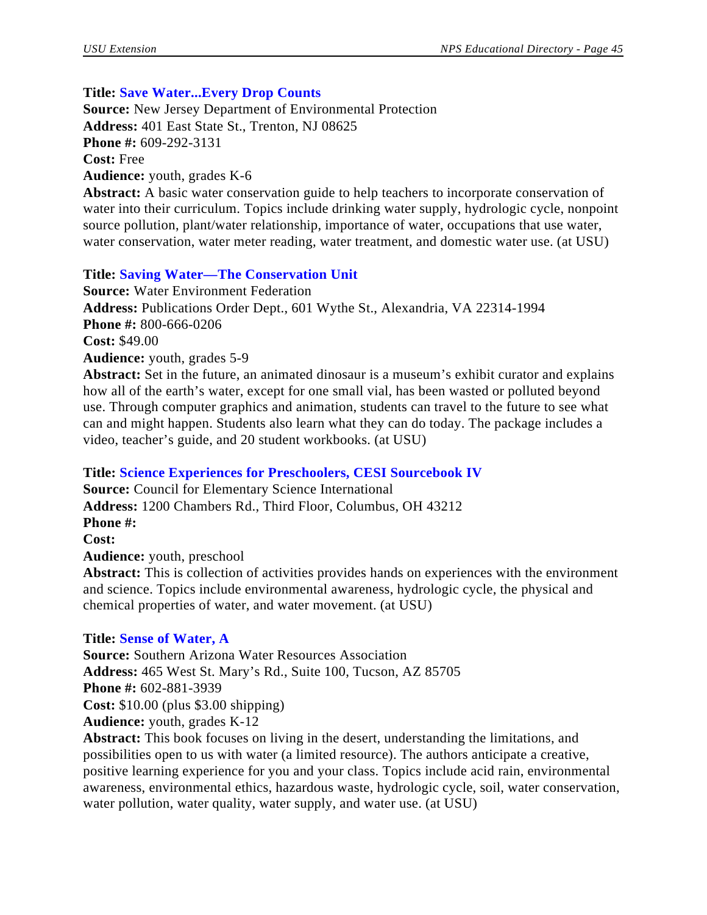**Title:** **Save Water...Every Drop Counts**
**Source:** New Jersey Department of Environmental Protection
**Address:** 401 East State St., Trenton, NJ 08625
**Phone #:** 609-292-3131
**Cost:** Free
**Audience:** youth, grades K-6
**Abstract:** A basic water conservation guide to help teachers to incorporate conservation of water into their curriculum. Topics include drinking water supply, hydrologic cycle, nonpoint source pollution, plant/water relationship, importance of water, occupations that use water, water conservation, water meter reading, water treatment, and domestic water use. (at USU)

**Title:** **Saving Water—The Conservation Unit**
**Source:** Water Environment Federation
**Address:** Publications Order Dept., 601 Wythe St., Alexandria, VA 22314-1994
**Phone #:** 800-666-0206
**Cost:** $49.00
**Audience:** youth, grades 5-9
**Abstract:** Set in the future, an animated dinosaur is a museum's exhibit curator and explains how all of the earth's water, except for one small vial, has been wasted or polluted beyond use. Through computer graphics and animation, students can travel to the future to see what can and might happen. Students also learn what they can do today. The package includes a video, teacher's guide, and 20 student workbooks. (at USU)

**Title:** **Science Experiences for Preschoolers, CESI Sourcebook IV**
**Source:** Council for Elementary Science International
**Address:** 1200 Chambers Rd., Third Floor, Columbus, OH 43212
**Phone #:**
**Cost:**
**Audience:** youth, preschool
**Abstract:** This is collection of activities provides hands on experiences with the environment and science. Topics include environmental awareness, hydrologic cycle, the physical and chemical properties of water, and water movement. (at USU)

**Title:** **Sense of Water, A**
**Source:** Southern Arizona Water Resources Association
**Address:** 465 West St. Mary's Rd., Suite 100, Tucson, AZ 85705
**Phone #:** 602-881-3939
**Cost:** $10.00 (plus $3.00 shipping)
**Audience:** youth, grades K-12
**Abstract:** This book focuses on living in the desert, understanding the limitations, and possibilities open to us with water (a limited resource). The authors anticipate a creative, positive learning experience for you and your class. Topics include acid rain, environmental awareness, environmental ethics, hazardous waste, hydrologic cycle, soil, water conservation, water pollution, water quality, water supply, and water use. (at USU)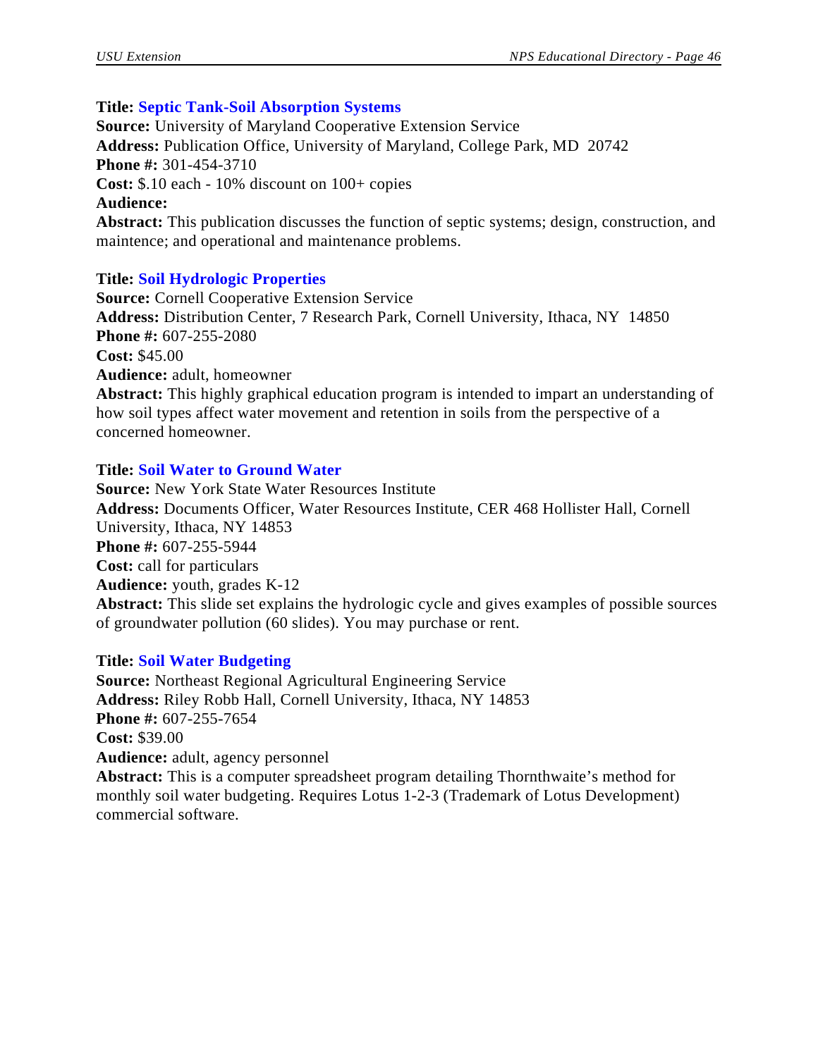**Title:** **Septic Tank-Soil Absorption Systems**
**Source:** University of Maryland Cooperative Extension Service
**Address:** Publication Office, University of Maryland, College Park, MD 20742
**Phone #:** 301-454-3710
**Cost:** $.10 each - 10% discount on 100+ copies
**Audience:**
**Abstract:** This publication discusses the function of septic systems; design, construction, and maintence; and operational and maintenance problems.

**Title:** **Soil Hydrologic Properties**
**Source:** Cornell Cooperative Extension Service
**Address:** Distribution Center, 7 Research Park, Cornell University, Ithaca, NY 14850
**Phone #:** 607-255-2080
**Cost:** $45.00
**Audience:** adult, homeowner
**Abstract:** This highly graphical education program is intended to impart an understanding of how soil types affect water movement and retention in soils from the perspective of a concerned homeowner.

**Title:** **Soil Water to Ground Water**
**Source:** New York State Water Resources Institute
**Address:** Documents Officer, Water Resources Institute, CER 468 Hollister Hall, Cornell University, Ithaca, NY 14853
**Phone #:** 607-255-5944
**Cost:** call for particulars
**Audience:** youth, grades K-12
**Abstract:** This slide set explains the hydrologic cycle and gives examples of possible sources of groundwater pollution (60 slides). You may purchase or rent.

**Title:** **Soil Water Budgeting**
**Source:** Northeast Regional Agricultural Engineering Service
**Address:** Riley Robb Hall, Cornell University, Ithaca, NY 14853
**Phone #:** 607-255-7654
**Cost:** $39.00
**Audience:** adult, agency personnel
**Abstract:** This is a computer spreadsheet program detailing Thornthwaite's method for monthly soil water budgeting. Requires Lotus 1-2-3 (Trademark of Lotus Development) commercial software.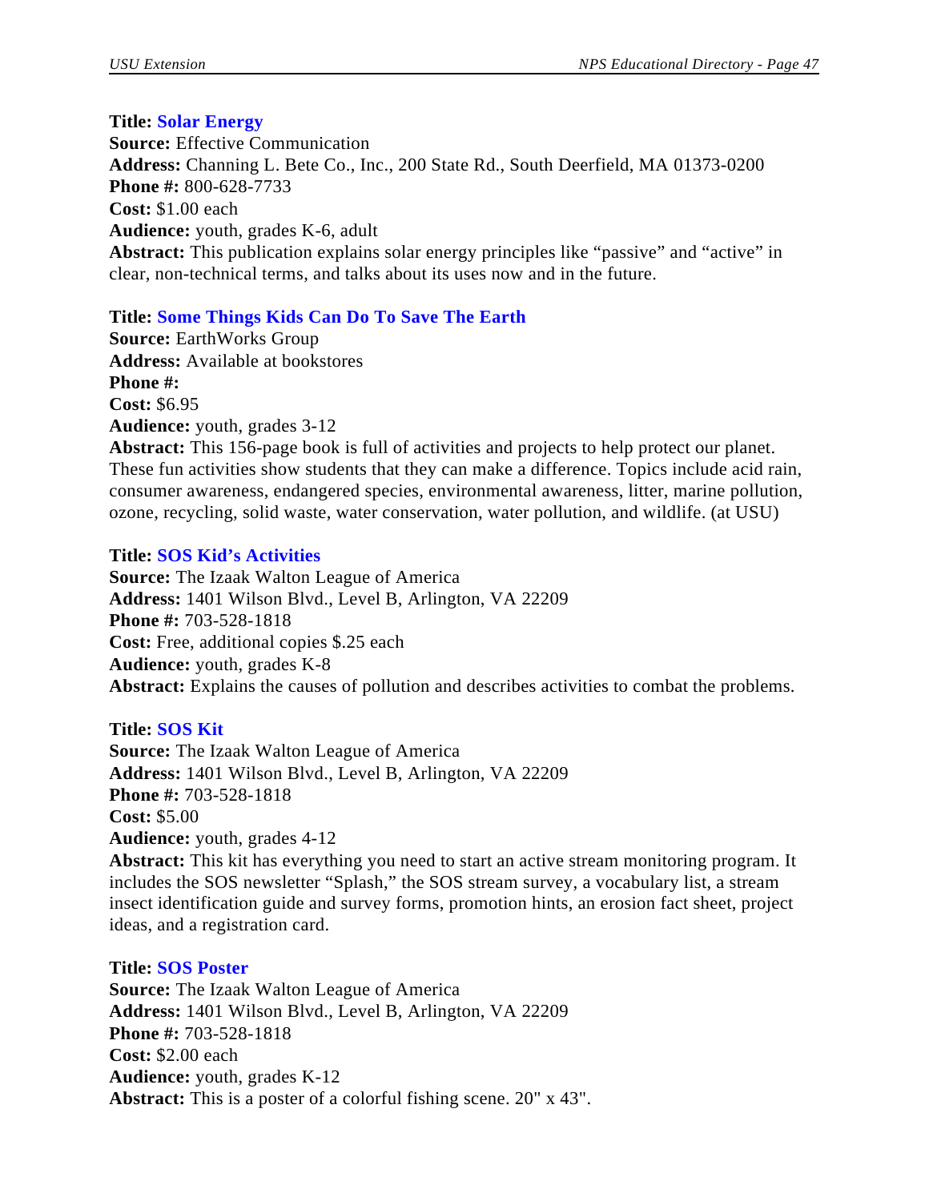**Title: Solar Energy**
**Source:** Effective Communication
**Address:** Channing L. Bete Co., Inc., 200 State Rd., South Deerfield, MA 01373-0200
**Phone #:** 800-628-7733
**Cost:** $1.00 each
**Audience:** youth, grades K-6, adult
**Abstract:** This publication explains solar energy principles like "passive" and "active" in clear, non-technical terms, and talks about its uses now and in the future.

**Title: Some Things Kids Can Do To Save The Earth**
**Source:** EarthWorks Group
**Address:** Available at bookstores
**Phone #:**
**Cost:** $6.95
**Audience:** youth, grades 3-12
**Abstract:** This 156-page book is full of activities and projects to help protect our planet. These fun activities show students that they can make a difference. Topics include acid rain, consumer awareness, endangered species, environmental awareness, litter, marine pollution, ozone, recycling, solid waste, water conservation, water pollution, and wildlife. (at USU)

**Title: SOS Kid's Activities**
**Source:** The Izaak Walton League of America
**Address:** 1401 Wilson Blvd., Level B, Arlington, VA 22209
**Phone #:** 703-528-1818
**Cost:** Free, additional copies $.25 each
**Audience:** youth, grades K-8
**Abstract:** Explains the causes of pollution and describes activities to combat the problems.

**Title: SOS Kit**
**Source:** The Izaak Walton League of America
**Address:** 1401 Wilson Blvd., Level B, Arlington, VA 22209
**Phone #:** 703-528-1818
**Cost:** $5.00
**Audience:** youth, grades 4-12
**Abstract:** This kit has everything you need to start an active stream monitoring program. It includes the SOS newsletter "Splash," the SOS stream survey, a vocabulary list, a stream insect identification guide and survey forms, promotion hints, an erosion fact sheet, project ideas, and a registration card.

**Title: SOS Poster**
**Source:** The Izaak Walton League of America
**Address:** 1401 Wilson Blvd., Level B, Arlington, VA 22209
**Phone #:** 703-528-1818
**Cost:** $2.00 each
**Audience:** youth, grades K-12
**Abstract:** This is a poster of a colorful fishing scene. 20" x 43".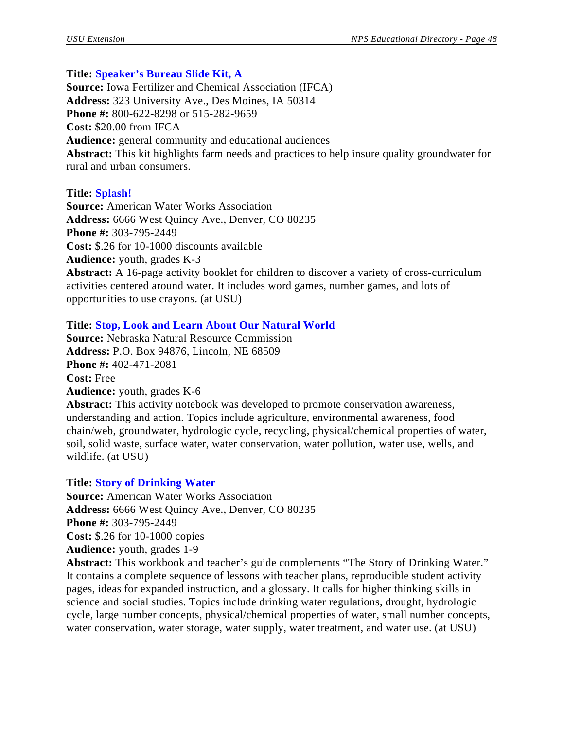**Title:** **Speaker's Bureau Slide Kit, A**
**Source:** Iowa Fertilizer and Chemical Association (IFCA)
**Address:** 323 University Ave., Des Moines, IA 50314
**Phone #:** 800-622-8298 or 515-282-9659
**Cost:** $20.00 from IFCA
**Audience:** general community and educational audiences
**Abstract:** This kit highlights farm needs and practices to help insure quality groundwater for rural and urban consumers.

**Title:** **Splash!**
**Source:** American Water Works Association
**Address:** 6666 West Quincy Ave., Denver, CO 80235
**Phone #:** 303-795-2449
**Cost:** $.26 for 10-1000 discounts available
**Audience:** youth, grades K-3
**Abstract:** A 16-page activity booklet for children to discover a variety of cross-curriculum activities centered around water. It includes word games, number games, and lots of opportunities to use crayons. (at USU)

**Title:** **Stop, Look and Learn About Our Natural World**
**Source:** Nebraska Natural Resource Commission
**Address:** P.O. Box 94876, Lincoln, NE 68509
**Phone #:** 402-471-2081
**Cost:** Free
**Audience:** youth, grades K-6
**Abstract:** This activity notebook was developed to promote conservation awareness, understanding and action. Topics include agriculture, environmental awareness, food chain/web, groundwater, hydrologic cycle, recycling, physical/chemical properties of water, soil, solid waste, surface water, water conservation, water pollution, water use, wells, and wildlife. (at USU)

**Title:** **Story of Drinking Water**
**Source:** American Water Works Association
**Address:** 6666 West Quincy Ave., Denver, CO 80235
**Phone #:** 303-795-2449
**Cost:** $.26 for 10-1000 copies
**Audience:** youth, grades 1-9
**Abstract:** This workbook and teacher's guide complements "The Story of Drinking Water." It contains a complete sequence of lessons with teacher plans, reproducible student activity pages, ideas for expanded instruction, and a glossary. It calls for higher thinking skills in science and social studies. Topics include drinking water regulations, drought, hydrologic cycle, large number concepts, physical/chemical properties of water, small number concepts, water conservation, water storage, water supply, water treatment, and water use. (at USU)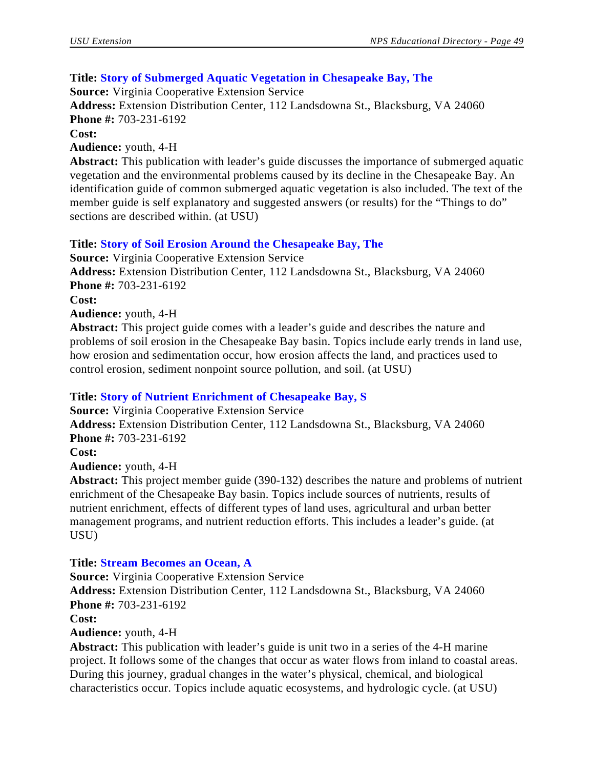**Title: Story of Submerged Aquatic Vegetation in Chesapeake Bay, The**
**Source:** Virginia Cooperative Extension Service
**Address:** Extension Distribution Center, 112 Landsdowna St., Blacksburg, VA 24060
**Phone #:** 703-231-6192
**Cost:**
**Audience:** youth, 4-H
**Abstract:** This publication with leader's guide discusses the importance of submerged aquatic vegetation and the environmental problems caused by its decline in the Chesapeake Bay. An identification guide of common submerged aquatic vegetation is also included. The text of the member guide is self explanatory and suggested answers (or results) for the "Things to do" sections are described within. (at USU)

**Title: Story of Soil Erosion Around the Chesapeake Bay, The**
**Source:** Virginia Cooperative Extension Service
**Address:** Extension Distribution Center, 112 Landsdowna St., Blacksburg, VA 24060
**Phone #:** 703-231-6192
**Cost:**
**Audience:** youth, 4-H
**Abstract:** This project guide comes with a leader's guide and describes the nature and problems of soil erosion in the Chesapeake Bay basin. Topics include early trends in land use, how erosion and sedimentation occur, how erosion affects the land, and practices used to control erosion, sediment nonpoint source pollution, and soil. (at USU)

**Title: Story of Nutrient Enrichment of Chesapeake Bay, S**
**Source:** Virginia Cooperative Extension Service
**Address:** Extension Distribution Center, 112 Landsdowna St., Blacksburg, VA 24060
**Phone #:** 703-231-6192
**Cost:**
**Audience:** youth, 4-H
**Abstract:** This project member guide (390-132) describes the nature and problems of nutrient enrichment of the Chesapeake Bay basin. Topics include sources of nutrients, results of nutrient enrichment, effects of different types of land uses, agricultural and urban better management programs, and nutrient reduction efforts. This includes a leader's guide. (at USU)

**Title: Stream Becomes an Ocean, A**
**Source:** Virginia Cooperative Extension Service
**Address:** Extension Distribution Center, 112 Landsdowna St., Blacksburg, VA 24060
**Phone #:** 703-231-6192
**Cost:**
**Audience:** youth, 4-H
**Abstract:** This publication with leader's guide is unit two in a series of the 4-H marine project. It follows some of the changes that occur as water flows from inland to coastal areas. During this journey, gradual changes in the water's physical, chemical, and biological characteristics occur. Topics include aquatic ecosystems, and hydrologic cycle. (at USU)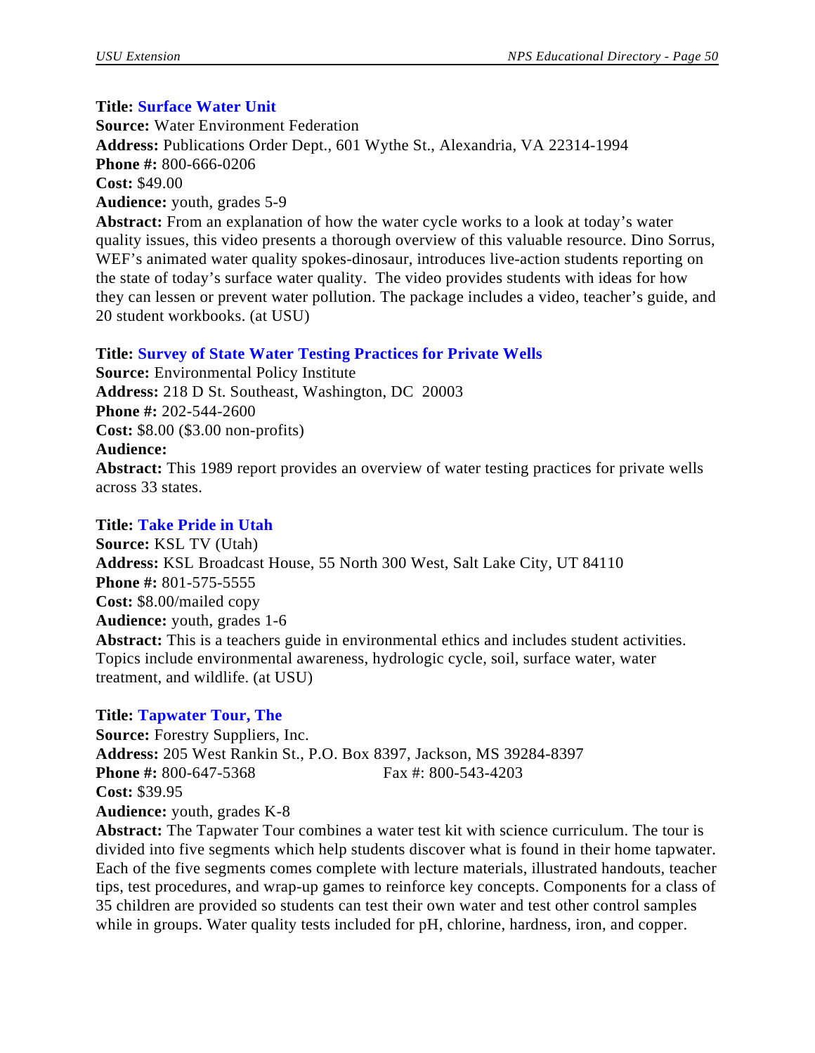**Title: Surface Water Unit**
**Source:** Water Environment Federation
**Address:** Publications Order Dept., 601 Wythe St., Alexandria, VA 22314-1994
**Phone #:** 800-666-0206
**Cost:** $49.00
**Audience:** youth, grades 5-9
**Abstract:** From an explanation of how the water cycle works to a look at today's water quality issues, this video presents a thorough overview of this valuable resource. Dino Sorrus, WEF's animated water quality spokes-dinosaur, introduces live-action students reporting on the state of today's surface water quality. The video provides students with ideas for how they can lessen or prevent water pollution. The package includes a video, teacher's guide, and 20 student workbooks. (at USU)

**Title: Survey of State Water Testing Practices for Private Wells**
**Source:** Environmental Policy Institute
**Address:** 218 D St. Southeast, Washington, DC 20003
**Phone #:** 202-544-2600
**Cost:** $8.00 ($3.00 non-profits)
**Audience:**
**Abstract:** This 1989 report provides an overview of water testing practices for private wells across 33 states.

**Title: Take Pride in Utah**
**Source:** KSL TV (Utah)
**Address:** KSL Broadcast House, 55 North 300 West, Salt Lake City, UT 84110
**Phone #:** 801-575-5555
**Cost:** $8.00/mailed copy
**Audience:** youth, grades 1-6
**Abstract:** This is a teachers guide in environmental ethics and includes student activities. Topics include environmental awareness, hydrologic cycle, soil, surface water, water treatment, and wildlife. (at USU)

**Title: Tapwater Tour, The**
**Source:** Forestry Suppliers, Inc.
**Address:** 205 West Rankin St., P.O. Box 8397, Jackson, MS 39284-8397
**Phone #:** 800-647-5368 Fax #: 800-543-4203
**Cost:** $39.95
**Audience:** youth, grades K-8
**Abstract:** The Tapwater Tour combines a water test kit with science curriculum. The tour is divided into five segments which help students discover what is found in their home tapwater. Each of the five segments comes complete with lecture materials, illustrated handouts, teacher tips, test procedures, and wrap-up games to reinforce key concepts. Components for a class of 35 children are provided so students can test their own water and test other control samples while in groups. Water quality tests included for pH, chlorine, hardness, iron, and copper.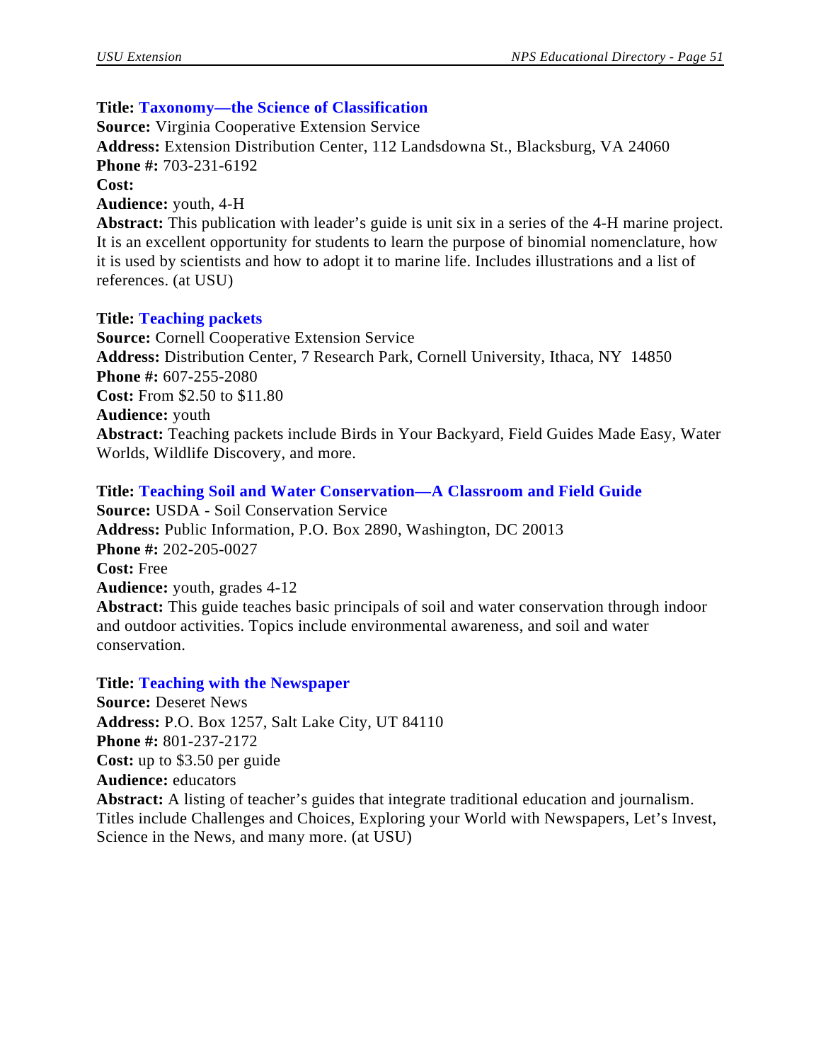**Title: Taxonomy—the Science of Classification**
**Source:** Virginia Cooperative Extension Service
**Address:** Extension Distribution Center, 112 Landsdowna St., Blacksburg, VA 24060
**Phone #:** 703-231-6192
**Cost:**
**Audience:** youth, 4-H
**Abstract:** This publication with leader's guide is unit six in a series of the 4-H marine project. It is an excellent opportunity for students to learn the purpose of binomial nomenclature, how it is used by scientists and how to adopt it to marine life. Includes illustrations and a list of references. (at USU)

**Title: Teaching packets**
**Source:** Cornell Cooperative Extension Service
**Address:** Distribution Center, 7 Research Park, Cornell University, Ithaca, NY  14850
**Phone #:** 607-255-2080
**Cost:** From $2.50 to $11.80
**Audience:** youth
**Abstract:** Teaching packets include Birds in Your Backyard, Field Guides Made Easy, Water Worlds, Wildlife Discovery, and more.

**Title: Teaching Soil and Water Conservation—A Classroom and Field Guide**
**Source:** USDA - Soil Conservation Service
**Address:** Public Information, P.O. Box 2890, Washington, DC 20013
**Phone #:** 202-205-0027
**Cost:** Free
**Audience:** youth, grades 4-12
**Abstract:** This guide teaches basic principals of soil and water conservation through indoor and outdoor activities. Topics include environmental awareness, and soil and water conservation.

**Title: Teaching with the Newspaper**
**Source:** Deseret News
**Address:** P.O. Box 1257, Salt Lake City, UT 84110
**Phone #:** 801-237-2172
**Cost:** up to $3.50 per guide
**Audience:** educators
**Abstract:** A listing of teacher's guides that integrate traditional education and journalism. Titles include Challenges and Choices, Exploring your World with Newspapers, Let's Invest, Science in the News, and many more. (at USU)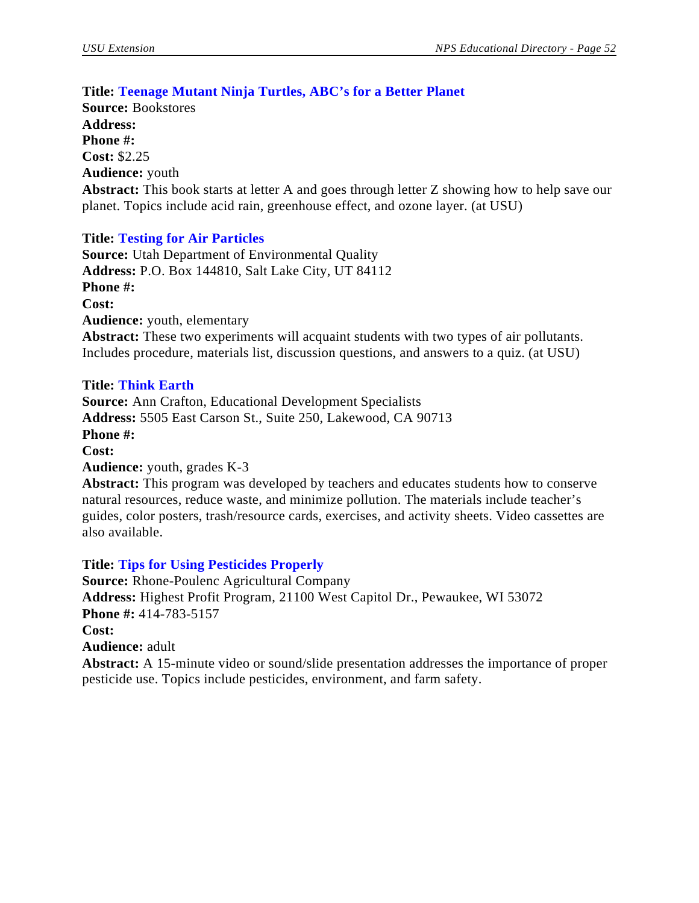**Title: Teenage Mutant Ninja Turtles, ABC's for a Better Planet**
**Source:** Bookstores
**Address:**
**Phone #:**
**Cost:** $2.25
**Audience:** youth
**Abstract:** This book starts at letter A and goes through letter Z showing how to help save our planet. Topics include acid rain, greenhouse effect, and ozone layer. (at USU)

**Title: Testing for Air Particles**
**Source:** Utah Department of Environmental Quality
**Address:** P.O. Box 144810, Salt Lake City, UT 84112
**Phone #:**
**Cost:**
**Audience:** youth, elementary
**Abstract:** These two experiments will acquaint students with two types of air pollutants. Includes procedure, materials list, discussion questions, and answers to a quiz. (at USU)

**Title: Think Earth**
**Source:** Ann Crafton, Educational Development Specialists
**Address:** 5505 East Carson St., Suite 250, Lakewood, CA 90713
**Phone #:**
**Cost:**
**Audience:** youth, grades K-3
**Abstract:** This program was developed by teachers and educates students how to conserve natural resources, reduce waste, and minimize pollution. The materials include teacher's guides, color posters, trash/resource cards, exercises, and activity sheets. Video cassettes are also available.

**Title: Tips for Using Pesticides Properly**
**Source:** Rhone-Poulenc Agricultural Company
**Address:** Highest Profit Program, 21100 West Capitol Dr., Pewaukee, WI 53072
**Phone #:** 414-783-5157
**Cost:**
**Audience:** adult
**Abstract:** A 15-minute video or sound/slide presentation addresses the importance of proper pesticide use. Topics include pesticides, environment, and farm safety.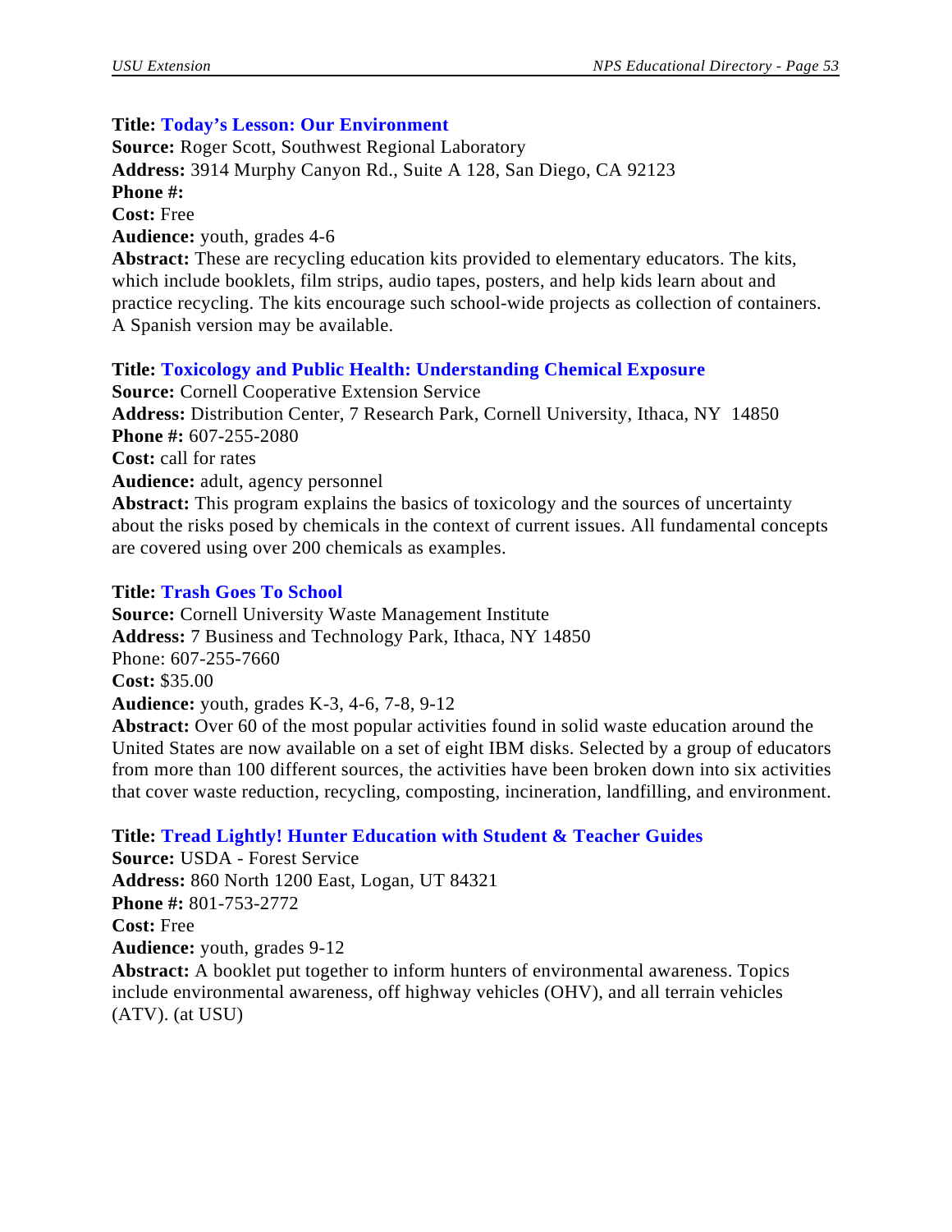**Title: Today's Lesson: Our Environment**
**Source:** Roger Scott, Southwest Regional Laboratory
**Address:** 3914 Murphy Canyon Rd., Suite A 128, San Diego, CA 92123
**Phone #:**
**Cost:** Free
**Audience:** youth, grades 4-6
**Abstract:** These are recycling education kits provided to elementary educators. The kits, which include booklets, film strips, audio tapes, posters, and help kids learn about and practice recycling. The kits encourage such school-wide projects as collection of containers. A Spanish version may be available.

**Title: Toxicology and Public Health: Understanding Chemical Exposure**
**Source:** Cornell Cooperative Extension Service
**Address:** Distribution Center, 7 Research Park, Cornell University, Ithaca, NY 14850
**Phone #:** 607-255-2080
**Cost:** call for rates
**Audience:** adult, agency personnel
**Abstract:** This program explains the basics of toxicology and the sources of uncertainty about the risks posed by chemicals in the context of current issues. All fundamental concepts are covered using over 200 chemicals as examples.

**Title: Trash Goes To School**
**Source:** Cornell University Waste Management Institute
**Address:** 7 Business and Technology Park, Ithaca, NY 14850
Phone: 607-255-7660
**Cost:** $35.00
**Audience:** youth, grades K-3, 4-6, 7-8, 9-12
**Abstract:** Over 60 of the most popular activities found in solid waste education around the United States are now available on a set of eight IBM disks. Selected by a group of educators from more than 100 different sources, the activities have been broken down into six activities that cover waste reduction, recycling, composting, incineration, landfilling, and environment.

**Title: Tread Lightly! Hunter Education with Student & Teacher Guides**
**Source:** USDA - Forest Service
**Address:** 860 North 1200 East, Logan, UT 84321
**Phone #:** 801-753-2772
**Cost:** Free
**Audience:** youth, grades 9-12
**Abstract:** A booklet put together to inform hunters of environmental awareness. Topics include environmental awareness, off highway vehicles (OHV), and all terrain vehicles (ATV). (at USU)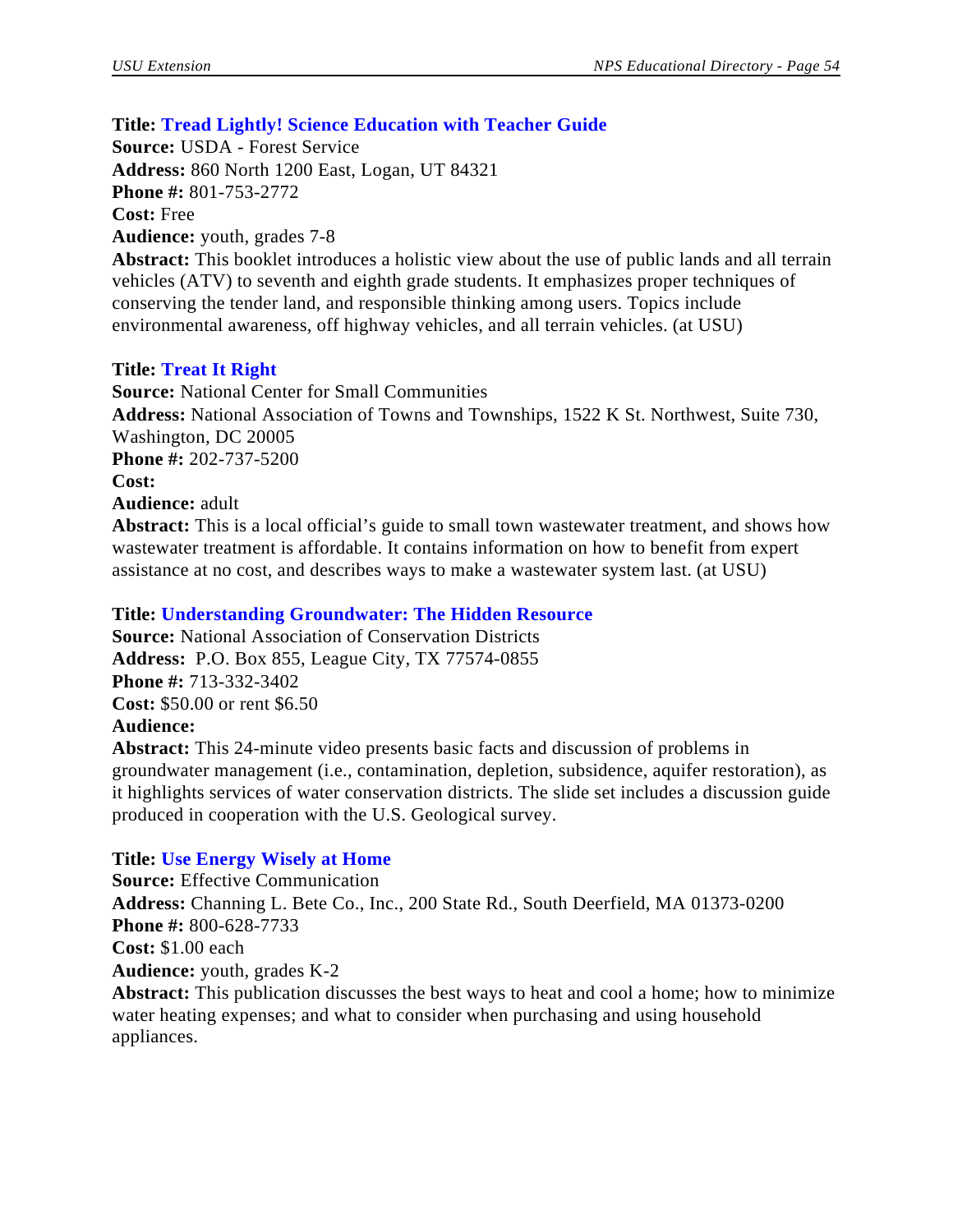**Title:** **Tread Lightly! Science Education with Teacher Guide**
**Source:** USDA - Forest Service
**Address:** 860 North 1200 East, Logan, UT 84321
**Phone #:** 801-753-2772
**Cost:** Free
**Audience:** youth, grades 7-8
**Abstract:** This booklet introduces a holistic view about the use of public lands and all terrain vehicles (ATV) to seventh and eighth grade students. It emphasizes proper techniques of conserving the tender land, and responsible thinking among users. Topics include environmental awareness, off highway vehicles, and all terrain vehicles. (at USU)

**Title:** **Treat It Right**
**Source:** National Center for Small Communities
**Address:** National Association of Towns and Townships, 1522 K St. Northwest, Suite 730, Washington, DC 20005
**Phone #:** 202-737-5200
**Cost:**
**Audience:** adult
**Abstract:** This is a local official's guide to small town wastewater treatment, and shows how wastewater treatment is affordable. It contains information on how to benefit from expert assistance at no cost, and describes ways to make a wastewater system last. (at USU)

**Title:** **Understanding Groundwater: The Hidden Resource**
**Source:** National Association of Conservation Districts
**Address:** P.O. Box 855, League City, TX 77574-0855
**Phone #:** 713-332-3402
**Cost:** $50.00 or rent $6.50
**Audience:**
**Abstract:** This 24-minute video presents basic facts and discussion of problems in groundwater management (i.e., contamination, depletion, subsidence, aquifer restoration), as it highlights services of water conservation districts. The slide set includes a discussion guide produced in cooperation with the U.S. Geological survey.

**Title:** **Use Energy Wisely at Home**
**Source:** Effective Communication
**Address:** Channing L. Bete Co., Inc., 200 State Rd., South Deerfield, MA 01373-0200
**Phone #:** 800-628-7733
**Cost:** $1.00 each
**Audience:** youth, grades K-2
**Abstract:** This publication discusses the best ways to heat and cool a home; how to minimize water heating expenses; and what to consider when purchasing and using household appliances.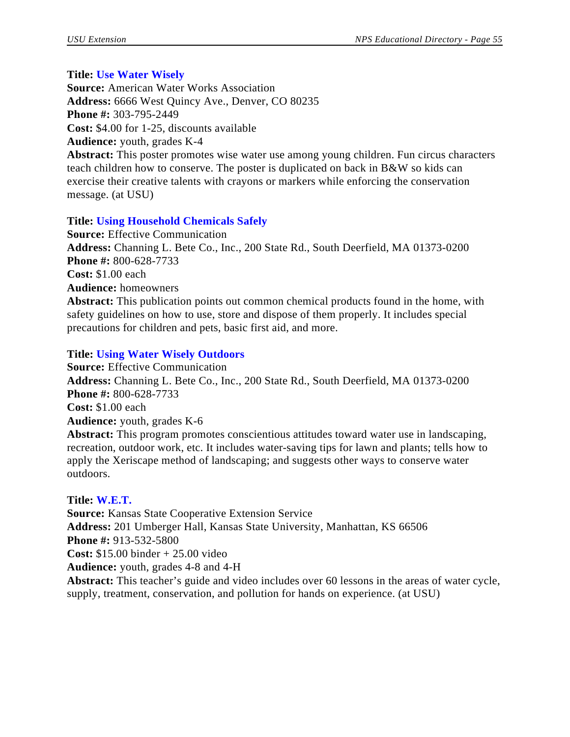**Title:** **Use Water Wisely**
**Source:** American Water Works Association
**Address:** 6666 West Quincy Ave., Denver, CO 80235
**Phone #:** 303-795-2449
**Cost:** $4.00 for 1-25, discounts available
**Audience:** youth, grades K-4
**Abstract:** This poster promotes wise water use among young children. Fun circus characters teach children how to conserve. The poster is duplicated on back in B&W so kids can exercise their creative talents with crayons or markers while enforcing the conservation message. (at USU)

**Title:** **Using Household Chemicals Safely**
**Source:** Effective Communication
**Address:** Channing L. Bete Co., Inc., 200 State Rd., South Deerfield, MA 01373-0200
**Phone #:** 800-628-7733
**Cost:** $1.00 each
**Audience:** homeowners
**Abstract:** This publication points out common chemical products found in the home, with safety guidelines on how to use, store and dispose of them properly. It includes special precautions for children and pets, basic first aid, and more.

**Title:** **Using Water Wisely Outdoors**
**Source:** Effective Communication
**Address:** Channing L. Bete Co., Inc., 200 State Rd., South Deerfield, MA 01373-0200
**Phone #:** 800-628-7733
**Cost:** $1.00 each
**Audience:** youth, grades K-6
**Abstract:** This program promotes conscientious attitudes toward water use in landscaping, recreation, outdoor work, etc. It includes water-saving tips for lawn and plants; tells how to apply the Xeriscape method of landscaping; and suggests other ways to conserve water outdoors.

**Title:** **W.E.T.**
**Source:** Kansas State Cooperative Extension Service
**Address:** 201 Umberger Hall, Kansas State University, Manhattan, KS 66506
**Phone #:** 913-532-5800
**Cost:** $15.00 binder + 25.00 video
**Audience:** youth, grades 4-8 and 4-H
**Abstract:** This teacher's guide and video includes over 60 lessons in the areas of water cycle, supply, treatment, conservation, and pollution for hands on experience. (at USU)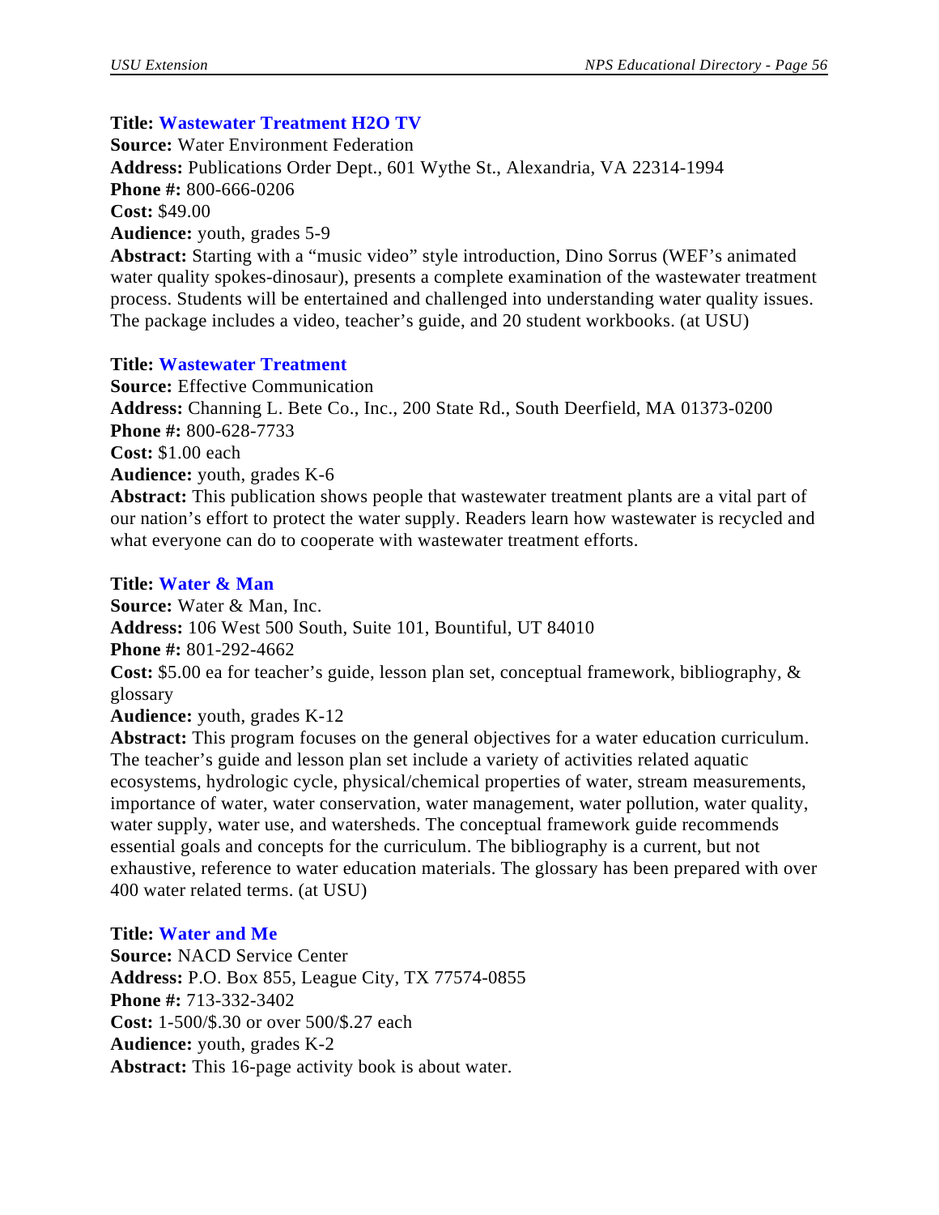**Title: Wastewater Treatment H2O TV**
**Source:** Water Environment Federation
**Address:** Publications Order Dept., 601 Wythe St., Alexandria, VA 22314-1994
**Phone #:** 800-666-0206
**Cost:** $49.00
**Audience:** youth, grades 5-9
**Abstract:** Starting with a "music video" style introduction, Dino Sorrus (WEF's animated water quality spokes-dinosaur), presents a complete examination of the wastewater treatment process. Students will be entertained and challenged into understanding water quality issues. The package includes a video, teacher's guide, and 20 student workbooks. (at USU)

**Title: Wastewater Treatment**
**Source:** Effective Communication
**Address:** Channing L. Bete Co., Inc., 200 State Rd., South Deerfield, MA 01373-0200
**Phone #:** 800-628-7733
**Cost:** $1.00 each
**Audience:** youth, grades K-6
**Abstract:** This publication shows people that wastewater treatment plants are a vital part of our nation's effort to protect the water supply. Readers learn how wastewater is recycled and what everyone can do to cooperate with wastewater treatment efforts.

**Title: Water & Man**
**Source:** Water & Man, Inc.
**Address:** 106 West 500 South, Suite 101, Bountiful, UT 84010
**Phone #:** 801-292-4662
**Cost:** $5.00 ea for teacher's guide, lesson plan set, conceptual framework, bibliography, & glossary
**Audience:** youth, grades K-12
**Abstract:** This program focuses on the general objectives for a water education curriculum. The teacher's guide and lesson plan set include a variety of activities related aquatic ecosystems, hydrologic cycle, physical/chemical properties of water, stream measurements, importance of water, water conservation, water management, water pollution, water quality, water supply, water use, and watersheds. The conceptual framework guide recommends essential goals and concepts for the curriculum. The bibliography is a current, but not exhaustive, reference to water education materials. The glossary has been prepared with over 400 water related terms. (at USU)

**Title: Water and Me**
**Source:** NACD Service Center
**Address:** P.O. Box 855, League City, TX 77574-0855
**Phone #:** 713-332-3402
**Cost:** 1-500/$.30 or over 500/$.27 each
**Audience:** youth, grades K-2
**Abstract:** This 16-page activity book is about water.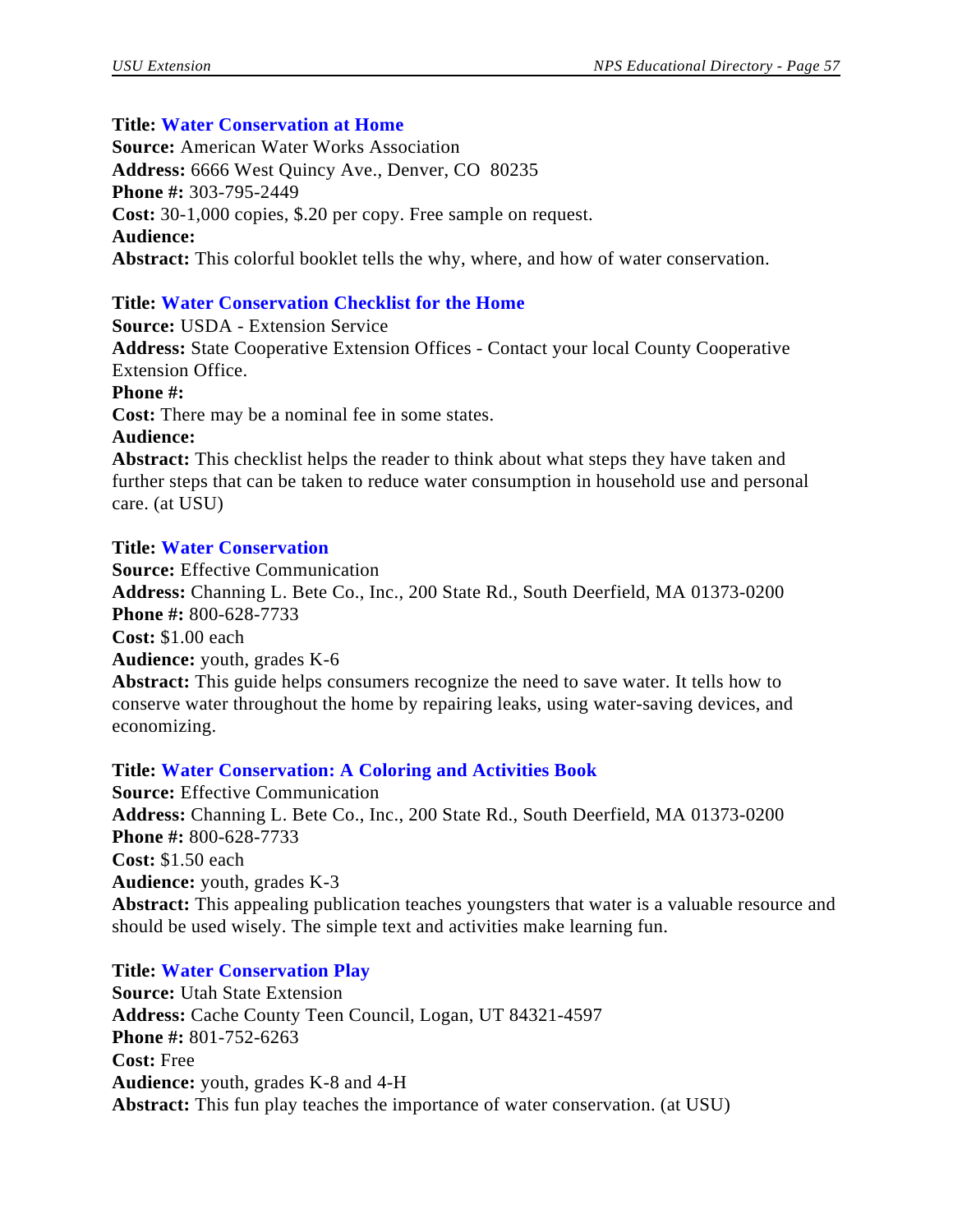**Title: Water Conservation at Home**
**Source:** American Water Works Association
**Address:** 6666 West Quincy Ave., Denver, CO 80235
**Phone #:** 303-795-2449
**Cost:** 30-1,000 copies, $.20 per copy. Free sample on request.
**Audience:**
**Abstract:** This colorful booklet tells the why, where, and how of water conservation.

**Title: Water Conservation Checklist for the Home**
**Source:** USDA - Extension Service
**Address:** State Cooperative Extension Offices - Contact your local County Cooperative Extension Office.
**Phone #:**
**Cost:** There may be a nominal fee in some states.
**Audience:**
**Abstract:** This checklist helps the reader to think about what steps they have taken and further steps that can be taken to reduce water consumption in household use and personal care. (at USU)

**Title: Water Conservation**
**Source:** Effective Communication
**Address:** Channing L. Bete Co., Inc., 200 State Rd., South Deerfield, MA 01373-0200
**Phone #:** 800-628-7733
**Cost:** $1.00 each
**Audience:** youth, grades K-6
**Abstract:** This guide helps consumers recognize the need to save water. It tells how to conserve water throughout the home by repairing leaks, using water-saving devices, and economizing.

**Title: Water Conservation: A Coloring and Activities Book**
**Source:** Effective Communication
**Address:** Channing L. Bete Co., Inc., 200 State Rd., South Deerfield, MA 01373-0200
**Phone #:** 800-628-7733
**Cost:** $1.50 each
**Audience:** youth, grades K-3
**Abstract:** This appealing publication teaches youngsters that water is a valuable resource and should be used wisely. The simple text and activities make learning fun.

**Title: Water Conservation Play**
**Source:** Utah State Extension
**Address:** Cache County Teen Council, Logan, UT 84321-4597
**Phone #:** 801-752-6263
**Cost:** Free
**Audience:** youth, grades K-8 and 4-H
**Abstract:** This fun play teaches the importance of water conservation. (at USU)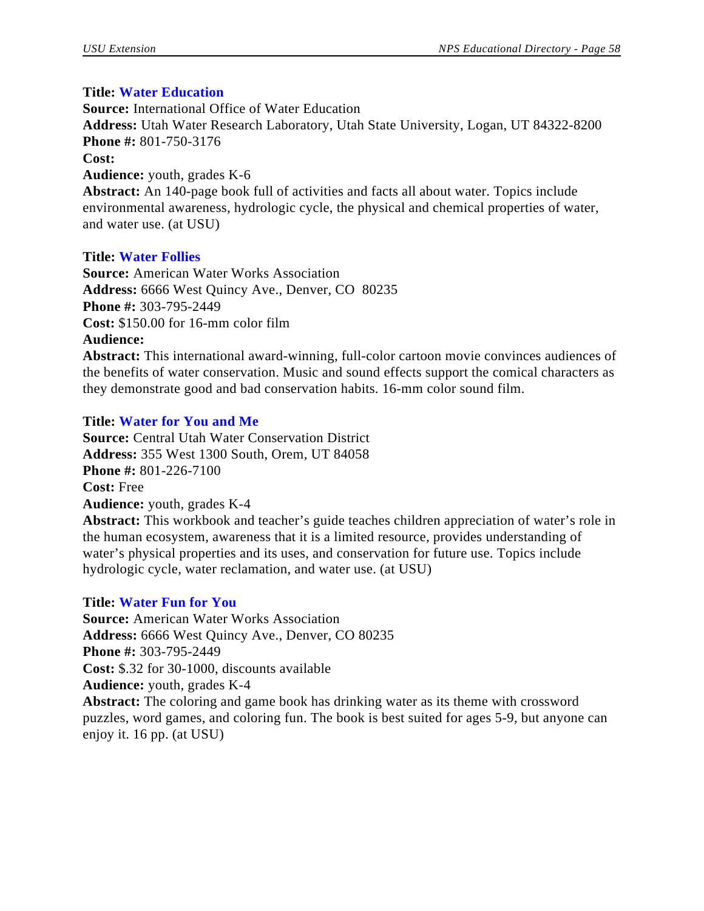**Title:** **Water Education**
**Source:** International Office of Water Education
**Address:** Utah Water Research Laboratory, Utah State University, Logan, UT 84322-8200
**Phone #:** 801-750-3176
**Cost:**
**Audience:** youth, grades K-6
**Abstract:** An 140-page book full of activities and facts all about water. Topics include environmental awareness, hydrologic cycle, the physical and chemical properties of water, and water use. (at USU)

**Title:** **Water Follies**
**Source:** American Water Works Association
**Address:** 6666 West Quincy Ave., Denver, CO 80235
**Phone #:** 303-795-2449
**Cost:** $150.00 for 16-mm color film
**Audience:**
**Abstract:** This international award-winning, full-color cartoon movie convinces audiences of the benefits of water conservation. Music and sound effects support the comical characters as they demonstrate good and bad conservation habits. 16-mm color sound film.

**Title:** **Water for You and Me**
**Source:** Central Utah Water Conservation District
**Address:** 355 West 1300 South, Orem, UT 84058
**Phone #:** 801-226-7100
**Cost:** Free
**Audience:** youth, grades K-4
**Abstract:** This workbook and teacher's guide teaches children appreciation of water's role in the human ecosystem, awareness that it is a limited resource, provides understanding of water's physical properties and its uses, and conservation for future use. Topics include hydrologic cycle, water reclamation, and water use. (at USU)

**Title:** **Water Fun for You**
**Source:** American Water Works Association
**Address:** 6666 West Quincy Ave., Denver, CO 80235
**Phone #:** 303-795-2449
**Cost:** $.32 for 30-1000, discounts available
**Audience:** youth, grades K-4
**Abstract:** The coloring and game book has drinking water as its theme with crossword puzzles, word games, and coloring fun. The book is best suited for ages 5-9, but anyone can enjoy it. 16 pp. (at USU)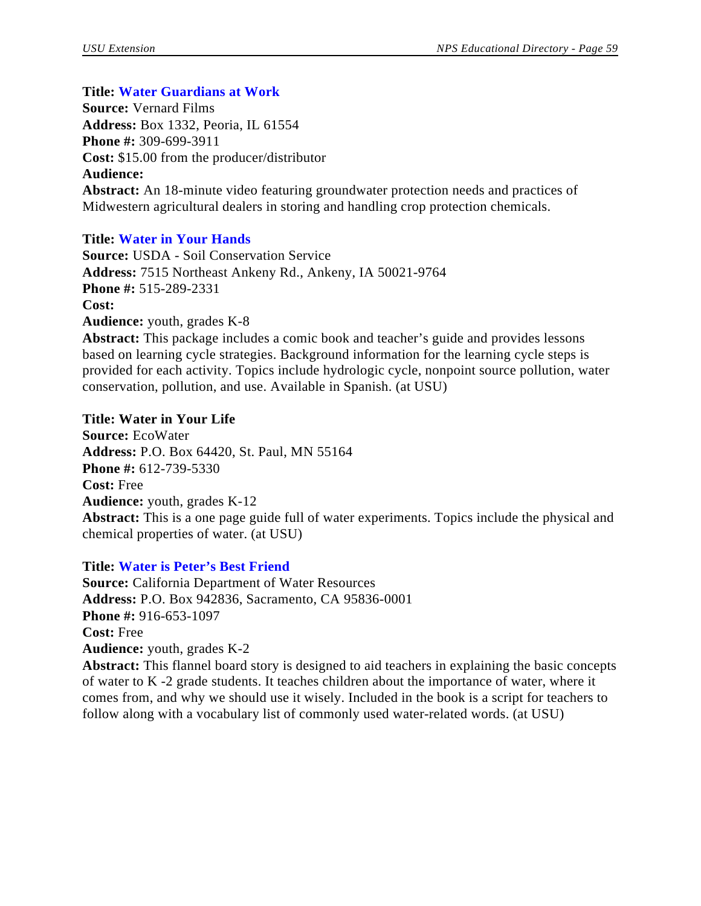**Title:** **Water Guardians at Work**
**Source:** Vernard Films
**Address:** Box 1332, Peoria, IL 61554
**Phone #:** 309-699-3911
**Cost:** $15.00 from the producer/distributor
**Audience:**
**Abstract:** An 18-minute video featuring groundwater protection needs and practices of Midwestern agricultural dealers in storing and handling crop protection chemicals.

**Title:** **Water in Your Hands**
**Source:** USDA - Soil Conservation Service
**Address:** 7515 Northeast Ankeny Rd., Ankeny, IA 50021-9764
**Phone #:** 515-289-2331
**Cost:**
**Audience:** youth, grades K-8
**Abstract:** This package includes a comic book and teacher's guide and provides lessons based on learning cycle strategies. Background information for the learning cycle steps is provided for each activity. Topics include hydrologic cycle, nonpoint source pollution, water conservation, pollution, and use. Available in Spanish. (at USU)

**Title: Water in Your Life**
**Source:** EcoWater
**Address:** P.O. Box 64420, St. Paul, MN 55164
**Phone #:** 612-739-5330
**Cost:** Free
**Audience:** youth, grades K-12
**Abstract:** This is a one page guide full of water experiments. Topics include the physical and chemical properties of water. (at USU)

**Title:** **Water is Peter's Best Friend**
**Source:** California Department of Water Resources
**Address:** P.O. Box 942836, Sacramento, CA 95836-0001
**Phone #:** 916-653-1097
**Cost:** Free
**Audience:** youth, grades K-2
**Abstract:** This flannel board story is designed to aid teachers in explaining the basic concepts of water to K -2 grade students. It teaches children about the importance of water, where it comes from, and why we should use it wisely. Included in the book is a script for teachers to follow along with a vocabulary list of commonly used water-related words. (at USU)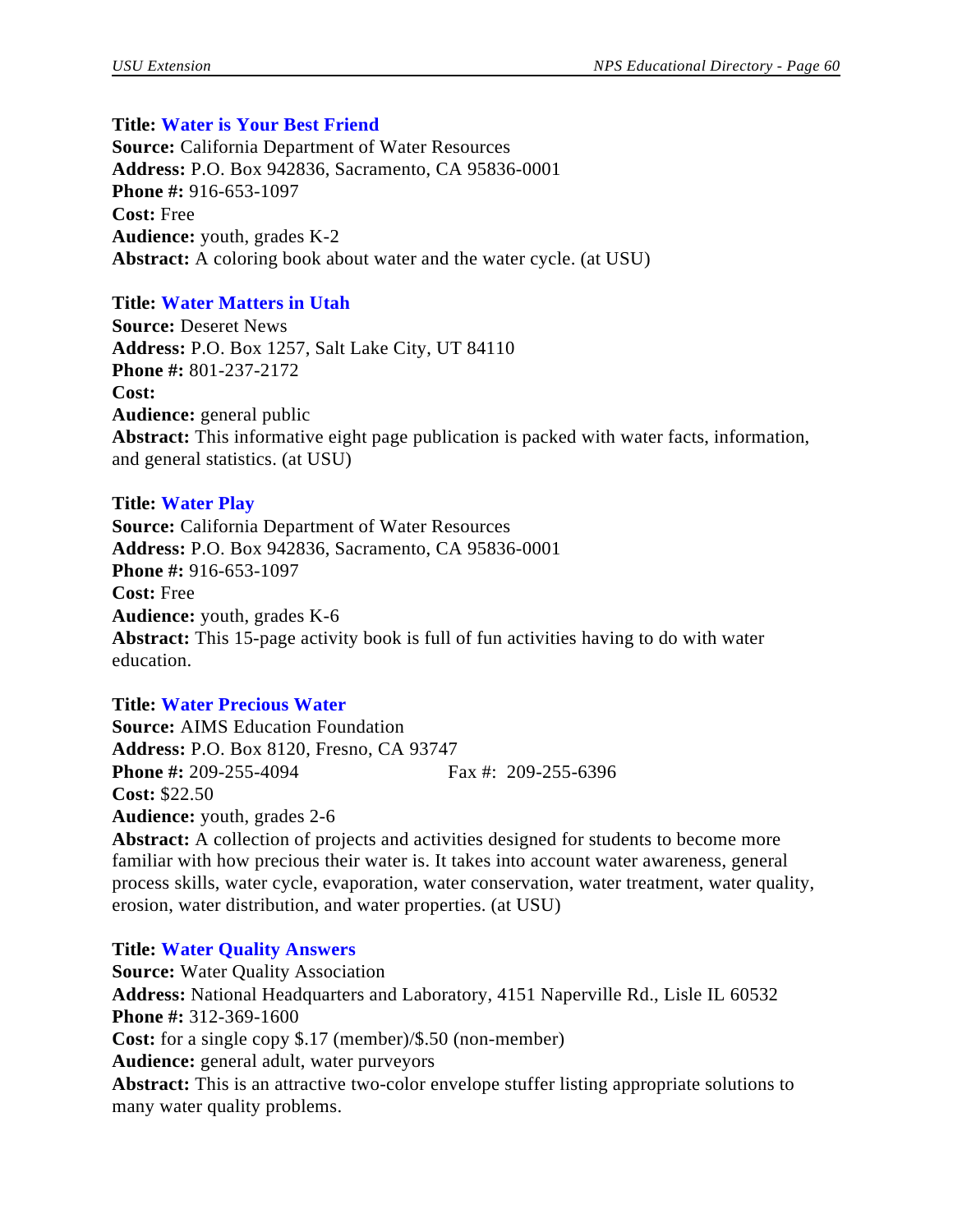**Title:** **Water is Your Best Friend**
**Source:** California Department of Water Resources
**Address:** P.O. Box 942836, Sacramento, CA 95836-0001
**Phone #:** 916-653-1097
**Cost:** Free
**Audience:** youth, grades K-2
**Abstract:** A coloring book about water and the water cycle. (at USU)

**Title:** **Water Matters in Utah**
**Source:** Deseret News
**Address:** P.O. Box 1257, Salt Lake City, UT 84110
**Phone #:** 801-237-2172
**Cost:**
**Audience:** general public
**Abstract:** This informative eight page publication is packed with water facts, information, and general statistics. (at USU)

**Title:** **Water Play**
**Source:** California Department of Water Resources
**Address:** P.O. Box 942836, Sacramento, CA 95836-0001
**Phone #:** 916-653-1097
**Cost:** Free
**Audience:** youth, grades K-6
**Abstract:** This 15-page activity book is full of fun activities having to do with water education.

**Title:** **Water Precious Water**
**Source:** AIMS Education Foundation
**Address:** P.O. Box 8120, Fresno, CA 93747
**Phone #:** 209-255-4094 Fax #: 209-255-6396
**Cost:** $22.50
**Audience:** youth, grades 2-6
**Abstract:** A collection of projects and activities designed for students to become more familiar with how precious their water is. It takes into account water awareness, general process skills, water cycle, evaporation, water conservation, water treatment, water quality, erosion, water distribution, and water properties. (at USU)

**Title:** **Water Quality Answers**
**Source:** Water Quality Association
**Address:** National Headquarters and Laboratory, 4151 Naperville Rd., Lisle IL 60532
**Phone #:** 312-369-1600
**Cost:** for a single copy $.17 (member)/$.50 (non-member)
**Audience:** general adult, water purveyors
**Abstract:** This is an attractive two-color envelope stuffer listing appropriate solutions to many water quality problems.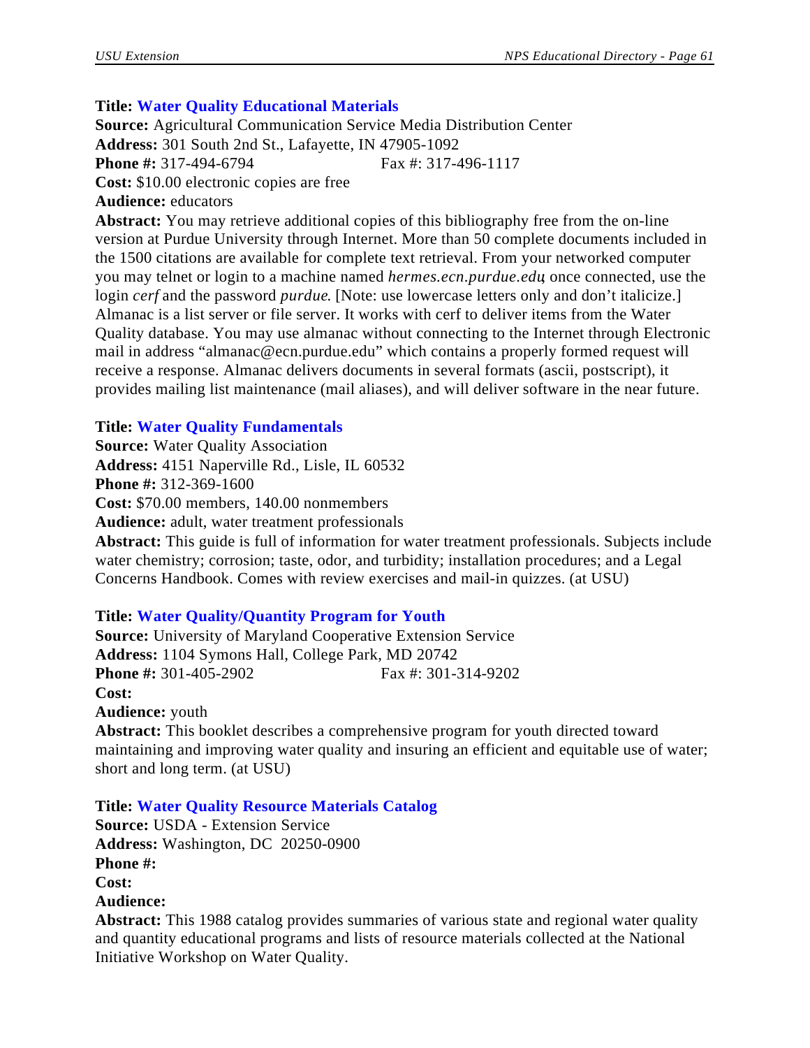**Title: Water Quality Educational Materials**
**Source:** Agricultural Communication Service Media Distribution Center
**Address:** 301 South 2nd St., Lafayette, IN 47905-1092
**Phone #:** 317-494-6794 Fax #: 317-496-1117
**Cost:** $10.00 electronic copies are free
**Audience:** educators
**Abstract:** You may retrieve additional copies of this bibliography free from the on-line version at Purdue University through Internet. More than 50 complete documents included in the 1500 citations are available for complete text retrieval. From your networked computer you may telnet or login to a machine named *hermes.ecn.purdue.edu*, once connected, use the login *cerf* and the password *purdue*. [Note: use lowercase letters only and don't italicize.] Almanac is a list server or file server. It works with cerf to deliver items from the Water Quality database. You may use almanac without connecting to the Internet through Electronic mail in address "almanac@ecn.purdue.edu" which contains a properly formed request will receive a response. Almanac delivers documents in several formats (ascii, postscript), it provides mailing list maintenance (mail aliases), and will deliver software in the near future.

**Title: Water Quality Fundamentals**
**Source:** Water Quality Association
**Address:** 4151 Naperville Rd., Lisle, IL 60532
**Phone #:** 312-369-1600
**Cost:** $70.00 members, 140.00 nonmembers
**Audience:** adult, water treatment professionals
**Abstract:** This guide is full of information for water treatment professionals. Subjects include water chemistry; corrosion; taste, odor, and turbidity; installation procedures; and a Legal Concerns Handbook. Comes with review exercises and mail-in quizzes. (at USU)

**Title: Water Quality/Quantity Program for Youth**
**Source:** University of Maryland Cooperative Extension Service
**Address:** 1104 Symons Hall, College Park, MD 20742
**Phone #:** 301-405-2902 Fax #: 301-314-9202
**Cost:**
**Audience:** youth
**Abstract:** This booklet describes a comprehensive program for youth directed toward maintaining and improving water quality and insuring an efficient and equitable use of water; short and long term. (at USU)

**Title: Water Quality Resource Materials Catalog**
**Source:** USDA - Extension Service
**Address:** Washington, DC 20250-0900
**Phone #:**
**Cost:**
**Audience:**
**Abstract:** This 1988 catalog provides summaries of various state and regional water quality and quantity educational programs and lists of resource materials collected at the National Initiative Workshop on Water Quality.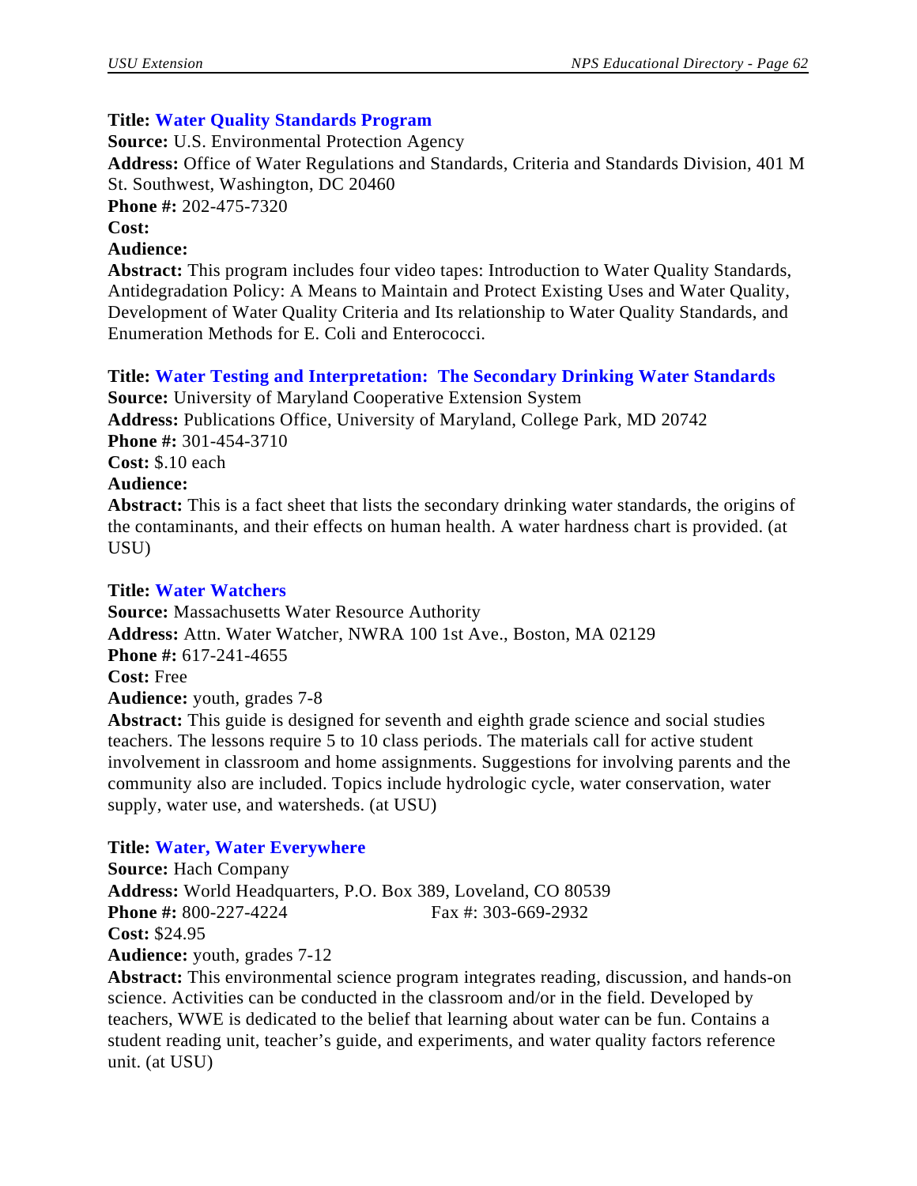**Title: Water Quality Standards Program**
**Source:** U.S. Environmental Protection Agency
**Address:** Office of Water Regulations and Standards, Criteria and Standards Division, 401 M St. Southwest, Washington, DC 20460
**Phone #:** 202-475-7320
**Cost:**
**Audience:**
**Abstract:** This program includes four video tapes: Introduction to Water Quality Standards, Antidegradation Policy: A Means to Maintain and Protect Existing Uses and Water Quality, Development of Water Quality Criteria and Its relationship to Water Quality Standards, and Enumeration Methods for E. Coli and Enterococci.

**Title: Water Testing and Interpretation: The Secondary Drinking Water Standards**
**Source:** University of Maryland Cooperative Extension System
**Address:** Publications Office, University of Maryland, College Park, MD 20742
**Phone #:** 301-454-3710
**Cost:** $.10 each
**Audience:**
**Abstract:** This is a fact sheet that lists the secondary drinking water standards, the origins of the contaminants, and their effects on human health. A water hardness chart is provided. (at USU)

**Title: Water Watchers**
**Source:** Massachusetts Water Resource Authority
**Address:** Attn. Water Watcher, NWRA 100 1st Ave., Boston, MA 02129
**Phone #:** 617-241-4655
**Cost:** Free
**Audience:** youth, grades 7-8
**Abstract:** This guide is designed for seventh and eighth grade science and social studies teachers. The lessons require 5 to 10 class periods. The materials call for active student involvement in classroom and home assignments. Suggestions for involving parents and the community also are included. Topics include hydrologic cycle, water conservation, water supply, water use, and watersheds. (at USU)

**Title: Water, Water Everywhere**
**Source:** Hach Company
**Address:** World Headquarters, P.O. Box 389, Loveland, CO 80539
**Phone #:** 800-227-4224 Fax #: 303-669-2932
**Cost:** $24.95
**Audience:** youth, grades 7-12
**Abstract:** This environmental science program integrates reading, discussion, and hands-on science. Activities can be conducted in the classroom and/or in the field. Developed by teachers, WWE is dedicated to the belief that learning about water can be fun. Contains a student reading unit, teacher's guide, and experiments, and water quality factors reference unit. (at USU)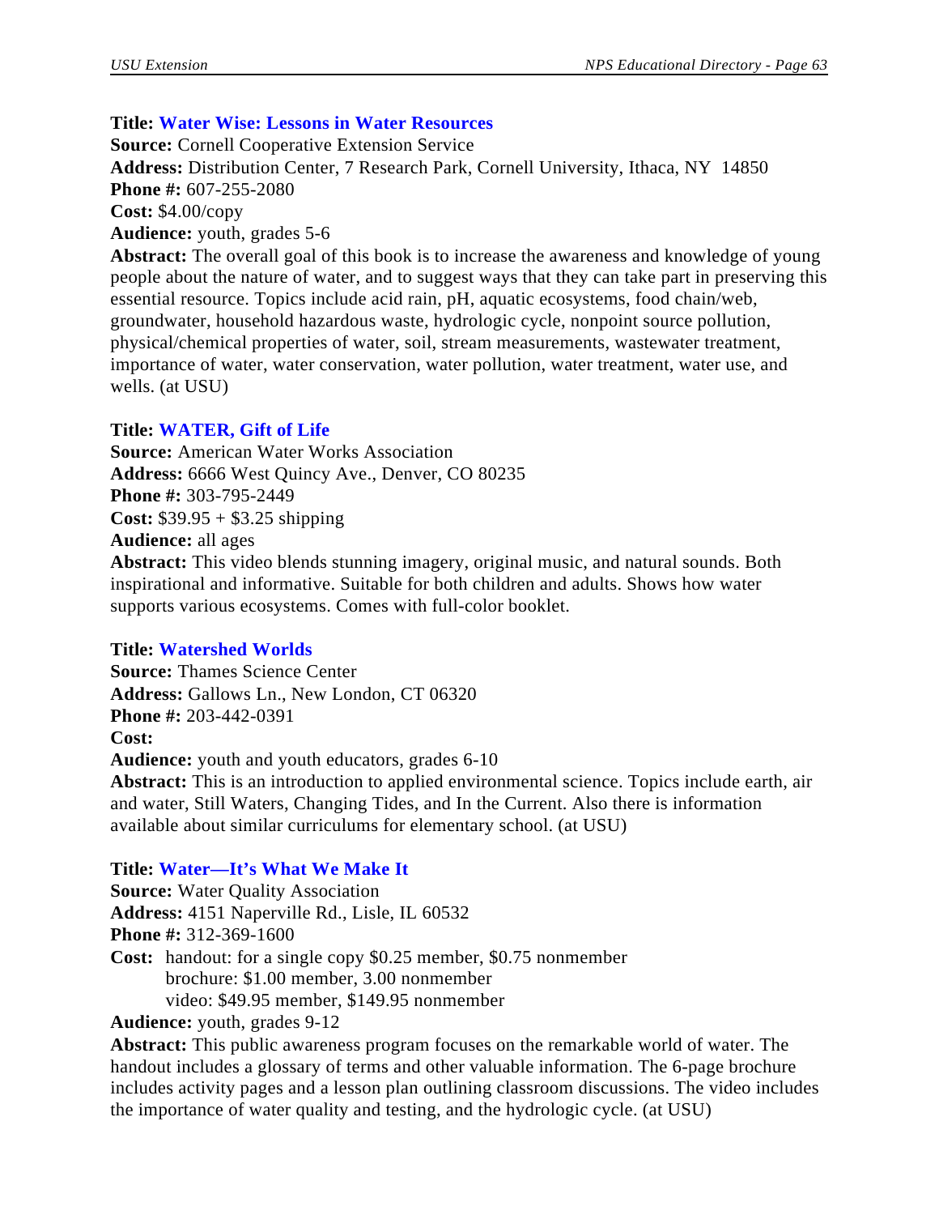**Title: Water Wise: Lessons in Water Resources**
**Source:** Cornell Cooperative Extension Service
**Address:** Distribution Center, 7 Research Park, Cornell University, Ithaca, NY 14850
**Phone #:** 607-255-2080
**Cost:** $4.00/copy
**Audience:** youth, grades 5-6
**Abstract:** The overall goal of this book is to increase the awareness and knowledge of young people about the nature of water, and to suggest ways that they can take part in preserving this essential resource. Topics include acid rain, pH, aquatic ecosystems, food chain/web, groundwater, household hazardous waste, hydrologic cycle, nonpoint source pollution, physical/chemical properties of water, soil, stream measurements, wastewater treatment, importance of water, water conservation, water pollution, water treatment, water use, and wells. (at USU)

**Title: WATER, Gift of Life**
**Source:** American Water Works Association
**Address:** 6666 West Quincy Ave., Denver, CO 80235
**Phone #:** 303-795-2449
**Cost:** $39.95 + $3.25 shipping
**Audience:** all ages
**Abstract:** This video blends stunning imagery, original music, and natural sounds. Both inspirational and informative. Suitable for both children and adults. Shows how water supports various ecosystems. Comes with full-color booklet.

**Title: Watershed Worlds**
**Source:** Thames Science Center
**Address:** Gallows Ln., New London, CT 06320
**Phone #:** 203-442-0391
**Cost:**
**Audience:** youth and youth educators, grades 6-10
**Abstract:** This is an introduction to applied environmental science. Topics include earth, air and water, Still Waters, Changing Tides, and In the Current. Also there is information available about similar curriculums for elementary school. (at USU)

**Title: Water—It's What We Make It**
**Source:** Water Quality Association
**Address:** 4151 Naperville Rd., Lisle, IL 60532
**Phone #:** 312-369-1600
**Cost:** handout: for a single copy $0.25 member, $0.75 nonmember
brochure: $1.00 member, 3.00 nonmember
video: $49.95 member, $149.95 nonmember
**Audience:** youth, grades 9-12
**Abstract:** This public awareness program focuses on the remarkable world of water. The handout includes a glossary of terms and other valuable information. The 6-page brochure includes activity pages and a lesson plan outlining classroom discussions. The video includes the importance of water quality and testing, and the hydrologic cycle. (at USU)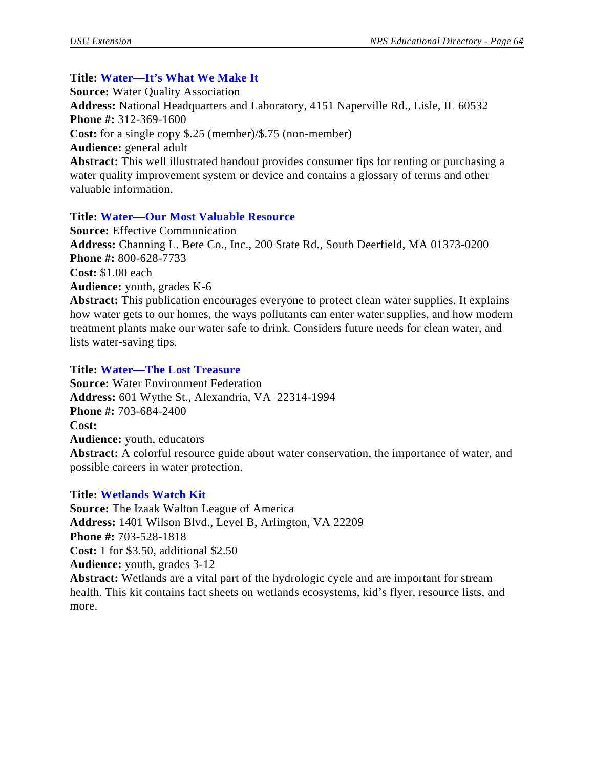**Title: Water—It's What We Make It**
**Source:** Water Quality Association
**Address:** National Headquarters and Laboratory, 4151 Naperville Rd., Lisle, IL 60532
**Phone #:** 312-369-1600
**Cost:** for a single copy $.25 (member)/$.75 (non-member)
**Audience:** general adult
**Abstract:** This well illustrated handout provides consumer tips for renting or purchasing a water quality improvement system or device and contains a glossary of terms and other valuable information.

**Title: Water—Our Most Valuable Resource**
**Source:** Effective Communication
**Address:** Channing L. Bete Co., Inc., 200 State Rd., South Deerfield, MA 01373-0200
**Phone #:** 800-628-7733
**Cost:** $1.00 each
**Audience:** youth, grades K-6
**Abstract:** This publication encourages everyone to protect clean water supplies. It explains how water gets to our homes, the ways pollutants can enter water supplies, and how modern treatment plants make our water safe to drink. Considers future needs for clean water, and lists water-saving tips.

**Title: Water—The Lost Treasure**
**Source:** Water Environment Federation
**Address:** 601 Wythe St., Alexandria, VA  22314-1994
**Phone #:** 703-684-2400
**Cost:**
**Audience:** youth, educators
**Abstract:** A colorful resource guide about water conservation, the importance of water, and possible careers in water protection.

**Title: Wetlands Watch Kit**
**Source:** The Izaak Walton League of America
**Address:** 1401 Wilson Blvd., Level B, Arlington, VA 22209
**Phone #:** 703-528-1818
**Cost:** 1 for $3.50, additional $2.50
**Audience:** youth, grades 3-12
**Abstract:** Wetlands are a vital part of the hydrologic cycle and are important for stream health. This kit contains fact sheets on wetlands ecosystems, kid's flyer, resource lists, and more.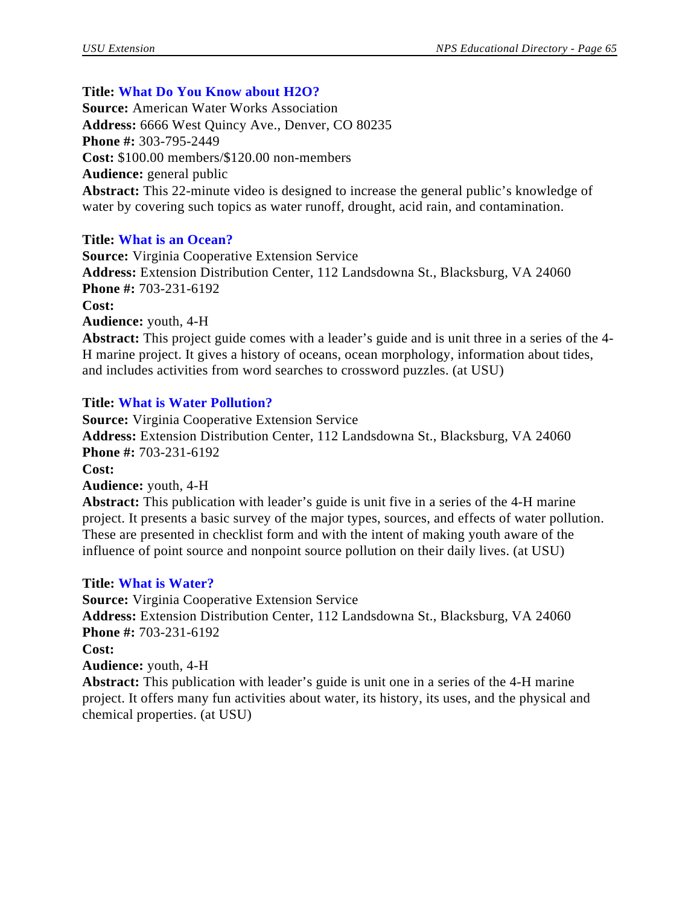**Title: What Do You Know about H2O?**
**Source:** American Water Works Association
**Address:** 6666 West Quincy Ave., Denver, CO 80235
**Phone #:** 303-795-2449
**Cost:** $100.00 members/$120.00 non-members
**Audience:** general public
**Abstract:** This 22-minute video is designed to increase the general public's knowledge of water by covering such topics as water runoff, drought, acid rain, and contamination.

**Title: What is an Ocean?**
**Source:** Virginia Cooperative Extension Service
**Address:** Extension Distribution Center, 112 Landsdowna St., Blacksburg, VA 24060
**Phone #:** 703-231-6192
**Cost:**
**Audience:** youth, 4-H
**Abstract:** This project guide comes with a leader's guide and is unit three in a series of the 4-H marine project. It gives a history of oceans, ocean morphology, information about tides, and includes activities from word searches to crossword puzzles. (at USU)

**Title: What is Water Pollution?**
**Source:** Virginia Cooperative Extension Service
**Address:** Extension Distribution Center, 112 Landsdowna St., Blacksburg, VA 24060
**Phone #:** 703-231-6192
**Cost:**
**Audience:** youth, 4-H
**Abstract:** This publication with leader's guide is unit five in a series of the 4-H marine project. It presents a basic survey of the major types, sources, and effects of water pollution. These are presented in checklist form and with the intent of making youth aware of the influence of point source and nonpoint source pollution on their daily lives. (at USU)

**Title: What is Water?**
**Source:** Virginia Cooperative Extension Service
**Address:** Extension Distribution Center, 112 Landsdowna St., Blacksburg, VA 24060
**Phone #:** 703-231-6192
**Cost:**
**Audience:** youth, 4-H
**Abstract:** This publication with leader's guide is unit one in a series of the 4-H marine project. It offers many fun activities about water, its history, its uses, and the physical and chemical properties. (at USU)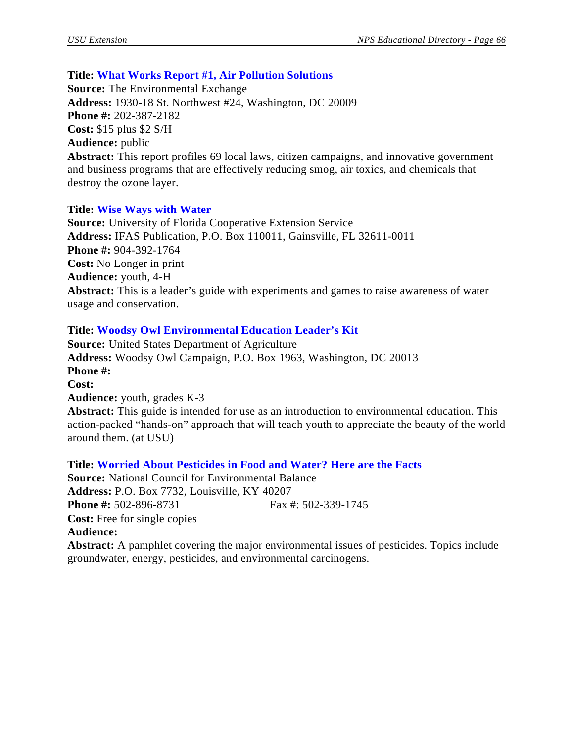**Title: What Works Report #1, Air Pollution Solutions**
**Source:** The Environmental Exchange
**Address:** 1930-18 St. Northwest #24, Washington, DC 20009
**Phone #:** 202-387-2182
**Cost:** $15 plus $2 S/H
**Audience:** public
**Abstract:** This report profiles 69 local laws, citizen campaigns, and innovative government and business programs that are effectively reducing smog, air toxics, and chemicals that destroy the ozone layer.

**Title: Wise Ways with Water**
**Source:** University of Florida Cooperative Extension Service
**Address:** IFAS Publication, P.O. Box 110011, Gainsville, FL 32611-0011
**Phone #:** 904-392-1764
**Cost:** No Longer in print
**Audience:** youth, 4-H
**Abstract:** This is a leader's guide with experiments and games to raise awareness of water usage and conservation.

**Title: Woodsy Owl Environmental Education Leader's Kit**
**Source:** United States Department of Agriculture
**Address:** Woodsy Owl Campaign, P.O. Box 1963, Washington, DC 20013
**Phone #:**
**Cost:**
**Audience:** youth, grades K-3
**Abstract:** This guide is intended for use as an introduction to environmental education. This action-packed "hands-on" approach that will teach youth to appreciate the beauty of the world around them. (at USU)

**Title: Worried About Pesticides in Food and Water? Here are the Facts**
**Source:** National Council for Environmental Balance
**Address:** P.O. Box 7732, Louisville, KY 40207
**Phone #:** 502-896-8731 Fax #: 502-339-1745
**Cost:** Free for single copies
**Audience:**
**Abstract:** A pamphlet covering the major environmental issues of pesticides. Topics include groundwater, energy, pesticides, and environmental carcinogens.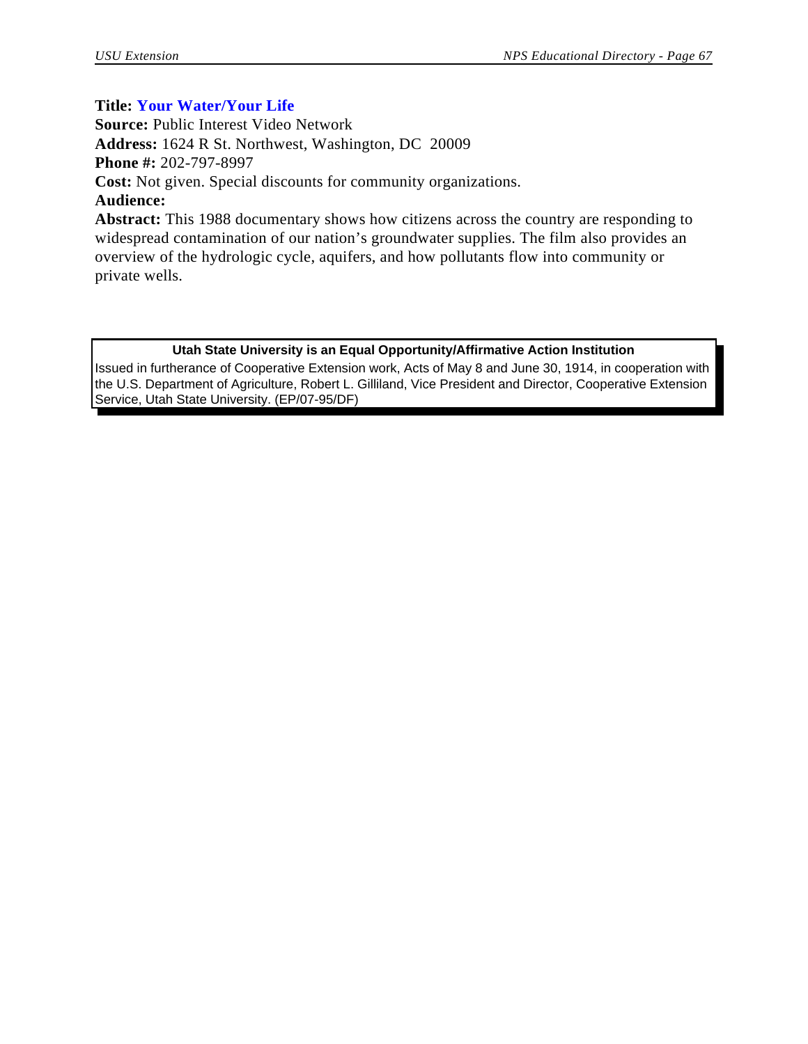**Title: Your Water/Your Life**
**Source:** Public Interest Video Network
**Address:** 1624 R St. Northwest, Washington, DC 20009
**Phone #:** 202-797-8997
**Cost:** Not given. Special discounts for community organizations.
**Audience:**
**Abstract:** This 1988 documentary shows how citizens across the country are responding to widespread contamination of our nation's groundwater supplies. The film also provides an overview of the hydrologic cycle, aquifers, and how pollutants flow into community or private wells.

**Utah State University is an Equal Opportunity/Affirmative Action Institution**

Issued in furtherance of Cooperative Extension work, Acts of May 8 and June 30, 1914, in cooperation with the U.S. Department of Agriculture, Robert L. Gilliland, Vice President and Director, Cooperative Extension Service, Utah State University. (EP/07-95/DF)